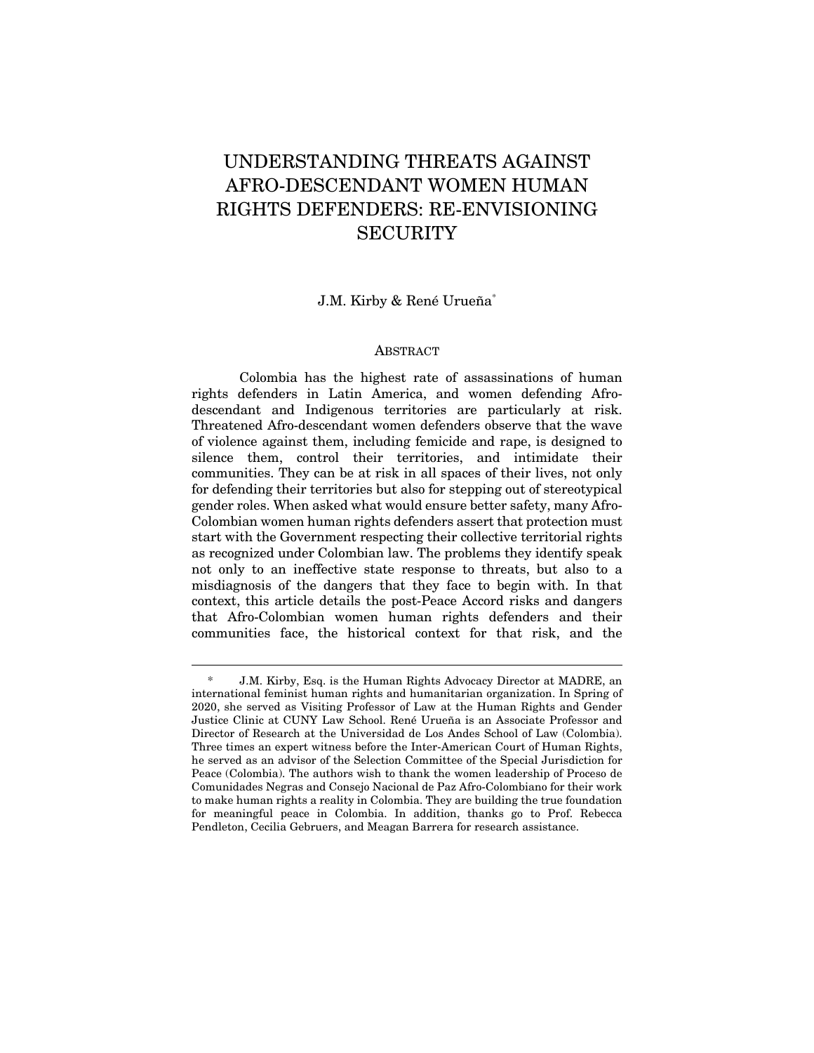# UNDERSTANDING THREATS AGAINST AFRO-DESCENDANT WOMEN HUMAN RIGHTS DEFENDERS: RE-ENVISIONING SECURITY

J.M. Kirby & René Urueña[*]

## ABSTRACT

Colombia has the highest rate of assassinations of human rights defenders in Latin America, and women defending Afro-descendant and Indigenous territories are particularly at risk. Threatened Afro-descendant women defenders observe that the wave of violence against them, including femicide and rape, is designed to silence them, control their territories, and intimidate their communities. They can be at risk in all spaces of their lives, not only for defending their territories but also for stepping out of stereotypical gender roles. When asked what would ensure better safety, many Afro-Colombian women human rights defenders assert that protection must start with the Government respecting their collective territorial rights as recognized under Colombian law. The problems they identify speak not only to an ineffective state response to threats, but also to a misdiagnosis of the dangers that they face to begin with. In that context, this article details the post-Peace Accord risks and dangers that Afro-Colombian women human rights defenders and their communities face, the historical context for that risk, and the

---

[*] J.M. Kirby, Esq. is the Human Rights Advocacy Director at MADRE, an international feminist human rights and humanitarian organization. In Spring of 2020, she served as Visiting Professor of Law at the Human Rights and Gender Justice Clinic at CUNY Law School. René Urueña is an Associate Professor and Director of Research at the Universidad de Los Andes School of Law (Colombia). Three times an expert witness before the Inter-American Court of Human Rights, he served as an advisor of the Selection Committee of the Special Jurisdiction for Peace (Colombia). The authors wish to thank the women leadership of Proceso de Comunidades Negras and Consejo Nacional de Paz Afro-Colombiano for their work to make human rights a reality in Colombia. They are building the true foundation for meaningful peace in Colombia. In addition, thanks go to Prof. Rebecca Pendleton, Cecilia Gebruers, and Meagan Barrera for research assistance.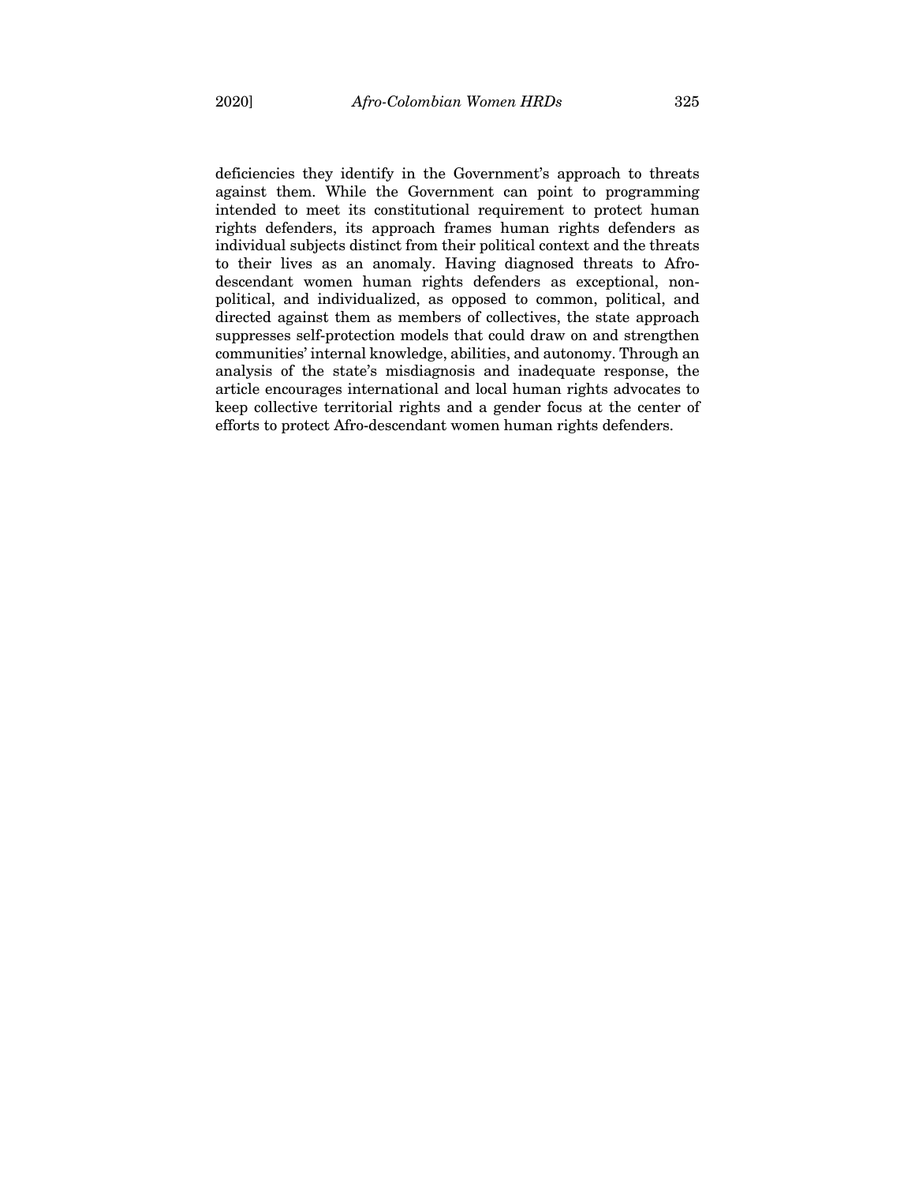deficiencies they identify in the Government's approach to threats against them. While the Government can point to programming intended to meet its constitutional requirement to protect human rights defenders, its approach frames human rights defenders as individual subjects distinct from their political context and the threats to their lives as an anomaly. Having diagnosed threats to Afro-descendant women human rights defenders as exceptional, non-political, and individualized, as opposed to common, political, and directed against them as members of collectives, the state approach suppresses self-protection models that could draw on and strengthen communities' internal knowledge, abilities, and autonomy. Through an analysis of the state's misdiagnosis and inadequate response, the article encourages international and local human rights advocates to keep collective territorial rights and a gender focus at the center of efforts to protect Afro-descendant women human rights defenders.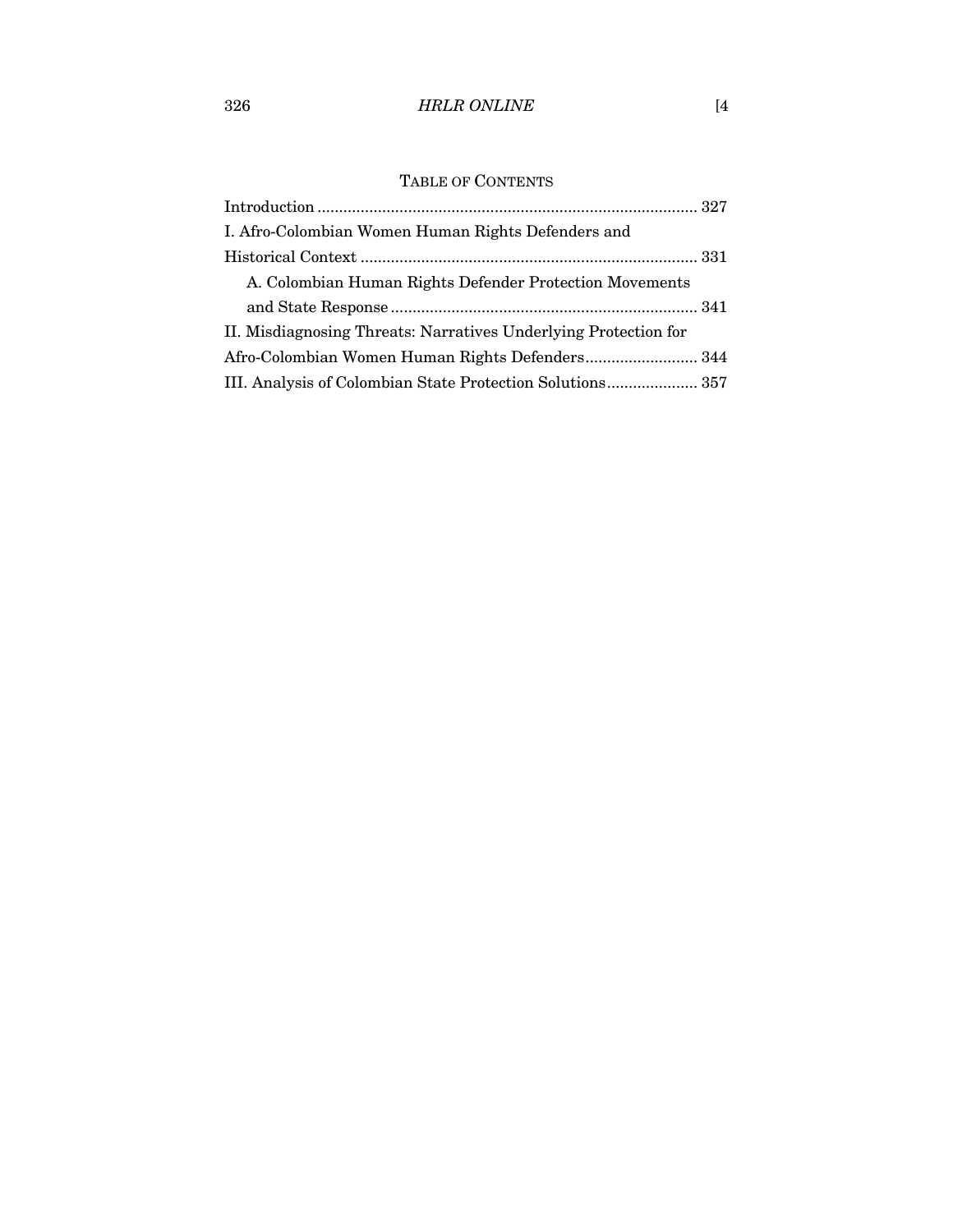## Table of Contents

- Introduction ........ 327
- I. Afro-Colombian Women Human Rights Defenders and Historical Context ........ 331
  - A. Colombian Human Rights Defender Protection Movements and State Response ........ 341
- II. Misdiagnosing Threats: Narratives Underlying Protection for Afro-Colombian Women Human Rights Defenders ........ 344
- III. Analysis of Colombian State Protection Solutions ........ 357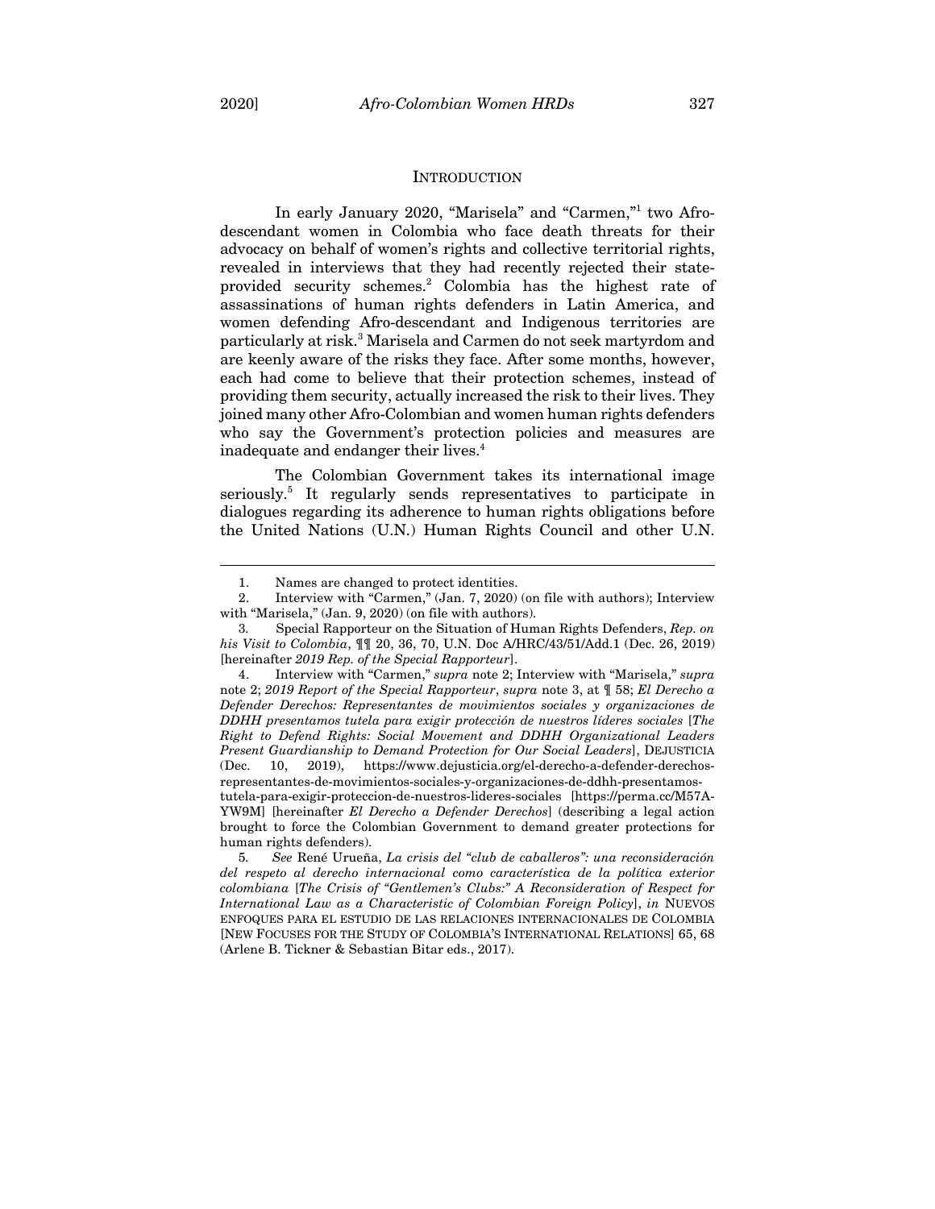## INTRODUCTION

In early January 2020, "Marisela" and "Carmen,"[1] two Afro-descendant women in Colombia who face death threats for their advocacy on behalf of women's rights and collective territorial rights, revealed in interviews that they had recently rejected their state-provided security schemes.[2] Colombia has the highest rate of assassinations of human rights defenders in Latin America, and women defending Afro-descendant and Indigenous territories are particularly at risk.[3] Marisela and Carmen do not seek martyrdom and are keenly aware of the risks they face. After some months, however, each had come to believe that their protection schemes, instead of providing them security, actually increased the risk to their lives. They joined many other Afro-Colombian and women human rights defenders who say the Government's protection policies and measures are inadequate and endanger their lives.[4]

The Colombian Government takes its international image seriously.[5] It regularly sends representatives to participate in dialogues regarding its adherence to human rights obligations before the United Nations (U.N.) Human Rights Council and other U.N.

---

1. Names are changed to protect identities.

2. Interview with "Carmen," (Jan. 7, 2020) (on file with authors); Interview with "Marisela," (Jan. 9, 2020) (on file with authors).

3. Special Rapporteur on the Situation of Human Rights Defenders, *Rep. on his Visit to Colombia*, ¶¶ 20, 36, 70, U.N. Doc A/HRC/43/51/Add.1 (Dec. 26, 2019) [hereinafter *2019 Rep. of the Special Rapporteur*].

4. Interview with "Carmen," *supra* note 2; Interview with "Marisela," *supra* note 2; *2019 Report of the Special Rapporteur*, *supra* note 3, at ¶ 58; *El Derecho a Defender Derechos: Representantes de movimientos sociales y organizaciones de DDHH presentamos tutela para exigir protección de nuestros líderes sociales* [*The Right to Defend Rights: Social Movement and DDHH Organizational Leaders Present Guardianship to Demand Protection for Our Social Leaders*], DEJUSTICIA (Dec. 10, 2019), https://www.dejusticia.org/el-derecho-a-defender-derechos-representantes-de-movimientos-sociales-y-organizaciones-de-ddhh-presentamos-tutela-para-exigir-proteccion-de-nuestros-lideres-sociales [https://perma.cc/M57A-YW9M] [hereinafter *El Derecho a Defender Derechos*] (describing a legal action brought to force the Colombian Government to demand greater protections for human rights defenders).

5. *See* René Urueña, *La crisis del "club de caballeros": una reconsideración del respeto al derecho internacional como característica de la política exterior colombiana* [*The Crisis of "Gentlemen's Clubs:" A Reconsideration of Respect for International Law as a Characteristic of Colombian Foreign Policy*], *in* NUEVOS ENFOQUES PARA EL ESTUDIO DE LAS RELACIONES INTERNACIONALES DE COLOMBIA [NEW FOCUSES FOR THE STUDY OF COLOMBIA'S INTERNATIONAL RELATIONS] 65, 68 (Arlene B. Tickner & Sebastian Bitar eds., 2017).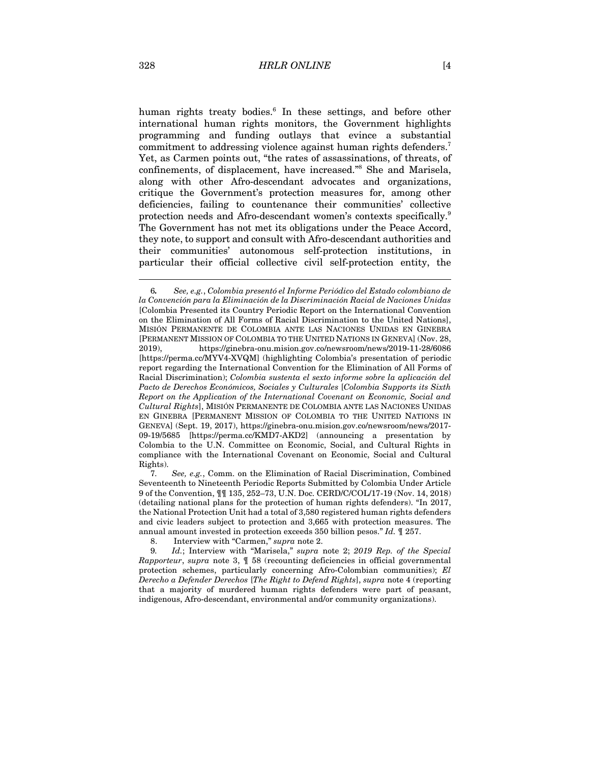human rights treaty bodies.[6] In these settings, and before other international human rights monitors, the Government highlights programming and funding outlays that evince a substantial commitment to addressing violence against human rights defenders.[7] Yet, as Carmen points out, "the rates of assassinations, of threats, of confinements, of displacement, have increased."[8] She and Marisela, along with other Afro-descendant advocates and organizations, critique the Government's protection measures for, among other deficiencies, failing to countenance their communities' collective protection needs and Afro-descendant women's contexts specifically.[9] The Government has not met its obligations under the Peace Accord, they note, to support and consult with Afro-descendant authorities and their communities' autonomous self-protection institutions, in particular their official collective civil self-protection entity, the

---

6. *See, e.g.*, *Colombia presentó el Informe Periódico del Estado colombiano de la Convención para la Eliminación de la Discriminación Racial de Naciones Unidas* [Colombia Presented its Country Periodic Report on the International Convention on the Elimination of All Forms of Racial Discrimination to the United Nations], MISIÓN PERMANENTE DE COLOMBIA ANTE LAS NACIONES UNIDAS EN GINEBRA [PERMANENT MISSION OF COLOMBIA TO THE UNITED NATIONS IN GENEVA] (Nov. 28, 2019), https://ginebra-onu.mision.gov.co/newsroom/news/2019-11-28/6086 [https://perma.cc/MYV4-XVQM] (highlighting Colombia's presentation of periodic report regarding the International Convention for the Elimination of All Forms of Racial Discrimination); *Colombia sustenta el sexto informe sobre la aplicación del Pacto de Derechos Económicos, Sociales y Culturales* [*Colombia Supports its Sixth Report on the Application of the International Covenant on Economic, Social and Cultural Rights*], MISIÓN PERMANENTE DE COLOMBIA ANTE LAS NACIONES UNIDAS EN GINEBRA [PERMANENT MISSION OF COLOMBIA TO THE UNITED NATIONS IN GENEVA] (Sept. 19, 2017), https://ginebra-onu.mision.gov.co/newsroom/news/2017-09-19/5685 [https://perma.cc/KMD7-AKD2] (announcing a presentation by Colombia to the U.N. Committee on Economic, Social, and Cultural Rights in compliance with the International Covenant on Economic, Social and Cultural Rights).

7. *See, e.g.*, Comm. on the Elimination of Racial Discrimination, Combined Seventeenth to Nineteenth Periodic Reports Submitted by Colombia Under Article 9 of the Convention, ¶¶ 135, 252–73, U.N. Doc. CERD/C/COL/17-19 (Nov. 14, 2018) (detailing national plans for the protection of human rights defenders). "In 2017, the National Protection Unit had a total of 3,580 registered human rights defenders and civic leaders subject to protection and 3,665 with protection measures. The annual amount invested in protection exceeds 350 billion pesos." *Id.* ¶ 257.

8. Interview with "Carmen," *supra* note 2.

9. *Id.*; Interview with "Marisela," *supra* note 2; *2019 Rep. of the Special Rapporteur*, *supra* note 3, ¶ 58 (recounting deficiencies in official governmental protection schemes, particularly concerning Afro-Colombian communities); *El Derecho a Defender Derechos* [*The Right to Defend Rights*], *supra* note 4 (reporting that a majority of murdered human rights defenders were part of peasant, indigenous, Afro-descendant, environmental and/or community organizations).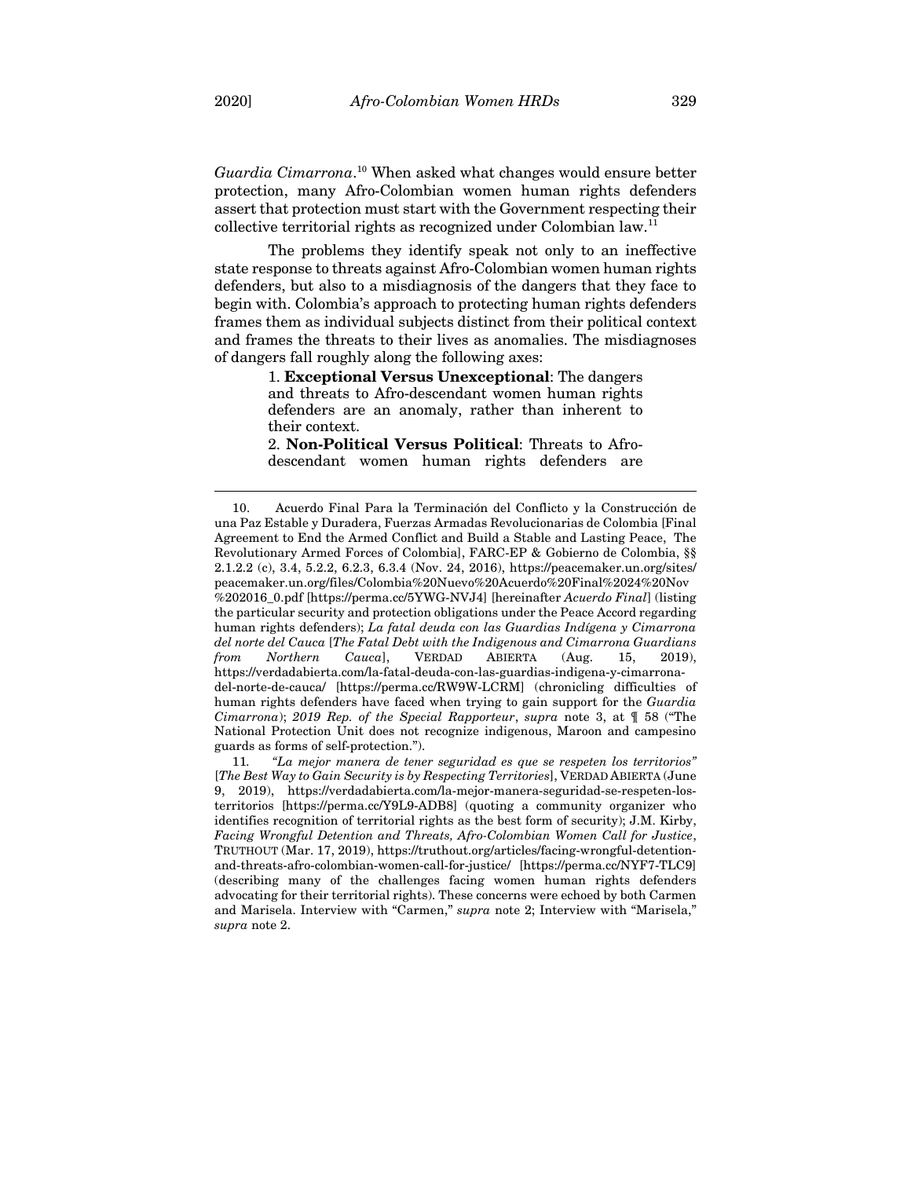*Guardia Cimarrona*.[10] When asked what changes would ensure better protection, many Afro-Colombian women human rights defenders assert that protection must start with the Government respecting their collective territorial rights as recognized under Colombian law.[11]

The problems they identify speak not only to an ineffective state response to threats against Afro-Colombian women human rights defenders, but also to a misdiagnosis of the dangers that they face to begin with. Colombia's approach to protecting human rights defenders frames them as individual subjects distinct from their political context and frames the threats to their lives as anomalies. The misdiagnoses of dangers fall roughly along the following axes:

> 1. **Exceptional Versus Unexceptional**: The dangers and threats to Afro-descendant women human rights defenders are an anomaly, rather than inherent to their context.
>
> 2. **Non-Political Versus Political**: Threats to Afro-descendant women human rights defenders are

---

10. Acuerdo Final Para la Terminación del Conflicto y la Construcción de una Paz Estable y Duradera, Fuerzas Armadas Revolucionarias de Colombia [Final Agreement to End the Armed Conflict and Build a Stable and Lasting Peace, The Revolutionary Armed Forces of Colombia], FARC-EP & Gobierno de Colombia, §§ 2.1.2.2 (c), 3.4, 5.2.2, 6.2.3, 6.3.4 (Nov. 24, 2016), https://peacemaker.un.org/sites/peacemaker.un.org/files/Colombia%20Nuevo%20Acuerdo%20Final%2024%20Nov%202016_0.pdf [https://perma.cc/5YWG-NVJ4] [hereinafter *Acuerdo Final*] (listing the particular security and protection obligations under the Peace Accord regarding human rights defenders); *La fatal deuda con las Guardias Indígena y Cimarrona del norte del Cauca* [*The Fatal Debt with the Indigenous and Cimarrona Guardians from Northern Cauca*], VERDAD ABIERTA (Aug. 15, 2019), https://verdadabierta.com/la-fatal-deuda-con-las-guardias-indigena-y-cimarrona-del-norte-de-cauca/ [https://perma.cc/RW9W-LCRM] (chronicling difficulties of human rights defenders have faced when trying to gain support for the *Guardia Cimarrona*); *2019 Rep. of the Special Rapporteur*, *supra* note 3, at ¶ 58 ("The National Protection Unit does not recognize indigenous, Maroon and campesino guards as forms of self-protection.").

11. *"La mejor manera de tener seguridad es que se respeten los territorios"* [*The Best Way to Gain Security is by Respecting Territories*], VERDAD ABIERTA (June 9, 2019), https://verdadabierta.com/la-mejor-manera-seguridad-se-respeten-los-territorios [https://perma.cc/Y9L9-ADB8] (quoting a community organizer who identifies recognition of territorial rights as the best form of security); J.M. Kirby, *Facing Wrongful Detention and Threats, Afro-Colombian Women Call for Justice*, TRUTHOUT (Mar. 17, 2019), https://truthout.org/articles/facing-wrongful-detention-and-threats-afro-colombian-women-call-for-justice/ [https://perma.cc/NYF7-TLC9] (describing many of the challenges facing women human rights defenders advocating for their territorial rights). These concerns were echoed by both Carmen and Marisela. Interview with "Carmen," *supra* note 2; Interview with "Marisela," *supra* note 2.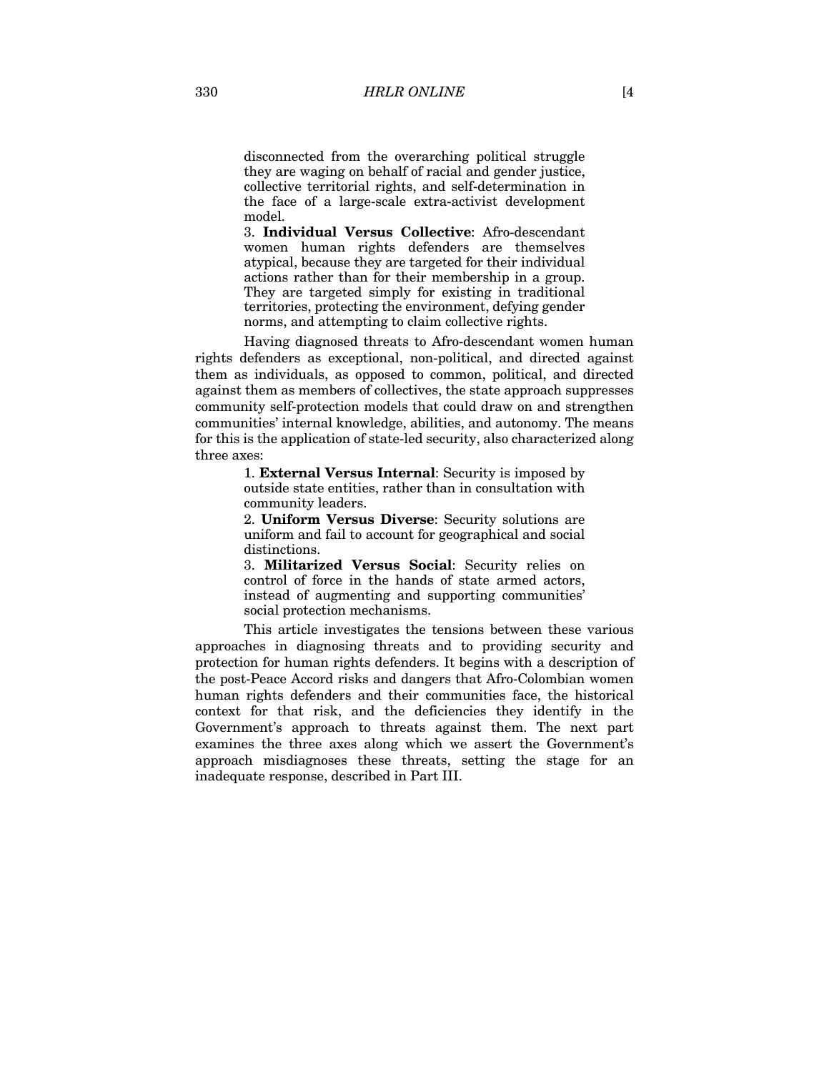disconnected from the overarching political struggle they are waging on behalf of racial and gender justice, collective territorial rights, and self-determination in the face of a large-scale extra-activist development model.

3. **Individual Versus Collective**: Afro-descendant women human rights defenders are themselves atypical, because they are targeted for their individual actions rather than for their membership in a group. They are targeted simply for existing in traditional territories, protecting the environment, defying gender norms, and attempting to claim collective rights.

Having diagnosed threats to Afro-descendant women human rights defenders as exceptional, non-political, and directed against them as individuals, as opposed to common, political, and directed against them as members of collectives, the state approach suppresses community self-protection models that could draw on and strengthen communities' internal knowledge, abilities, and autonomy. The means for this is the application of state-led security, also characterized along three axes:

1. **External Versus Internal**: Security is imposed by outside state entities, rather than in consultation with community leaders.

2. **Uniform Versus Diverse**: Security solutions are uniform and fail to account for geographical and social distinctions.

3. **Militarized Versus Social**: Security relies on control of force in the hands of state armed actors, instead of augmenting and supporting communities' social protection mechanisms.

This article investigates the tensions between these various approaches in diagnosing threats and to providing security and protection for human rights defenders. It begins with a description of the post-Peace Accord risks and dangers that Afro-Colombian women human rights defenders and their communities face, the historical context for that risk, and the deficiencies they identify in the Government's approach to threats against them. The next part examines the three axes along which we assert the Government's approach misdiagnoses these threats, setting the stage for an inadequate response, described in Part III.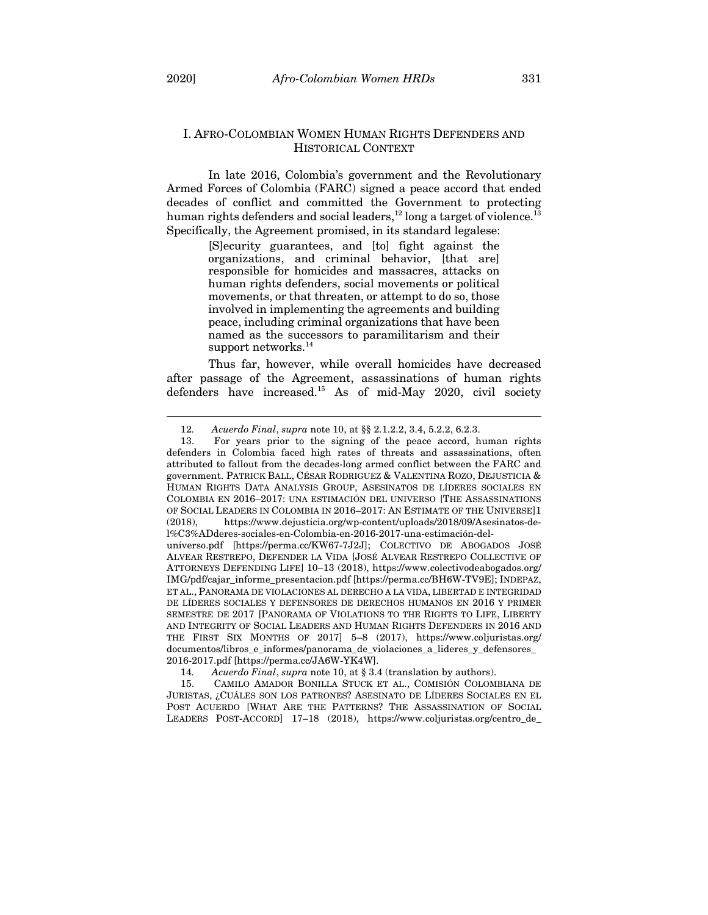## I. AFRO-COLOMBIAN WOMEN HUMAN RIGHTS DEFENDERS AND HISTORICAL CONTEXT

In late 2016, Colombia's government and the Revolutionary Armed Forces of Colombia (FARC) signed a peace accord that ended decades of conflict and committed the Government to protecting human rights defenders and social leaders,[12] long a target of violence.[13] Specifically, the Agreement promised, in its standard legalese:

> [S]ecurity guarantees, and [to] fight against the organizations, and criminal behavior, [that are] responsible for homicides and massacres, attacks on human rights defenders, social movements or political movements, or that threaten, or attempt to do so, those involved in implementing the agreements and building peace, including criminal organizations that have been named as the successors to paramilitarism and their support networks.[14]

Thus far, however, while overall homicides have decreased after passage of the Agreement, assassinations of human rights defenders have increased.[15] As of mid-May 2020, civil society

---

12. *Acuerdo Final*, *supra* note 10, at §§ 2.1.2.2, 3.4, 5.2.2, 6.2.3.

13. For years prior to the signing of the peace accord, human rights defenders in Colombia faced high rates of threats and assassinations, often attributed to fallout from the decades-long armed conflict between the FARC and government. PATRICK BALL, CÉSAR RODRIGUEZ & VALENTINA ROZO, DEJUSTICIA & HUMAN RIGHTS DATA ANALYSIS GROUP, ASESINATOS DE LÍDERES SOCIALES EN COLOMBIA EN 2016–2017: UNA ESTIMACIÓN DEL UNIVERSO [THE ASSASSINATIONS OF SOCIAL LEADERS IN COLOMBIA IN 2016–2017: AN ESTIMATE OF THE UNIVERSE]1 (2018), https://www.dejusticia.org/wp-content/uploads/2018/09/Asesinatos-de-l%C3%ADderes-sociales-en-Colombia-en-2016-2017-una-estimación-del-universo.pdf [https://perma.cc/KW67-7J2J]; COLECTIVO DE ABOGADOS JOSÉ ALVEAR RESTREPO, DEFENDER LA VIDA [JOSÉ ALVEAR RESTREPO COLLECTIVE OF ATTORNEYS DEFENDING LIFE] 10–13 (2018), https://www.colectivodeabogados.org/IMG/pdf/cajar_informe_presentacion.pdf [https://perma.cc/BH6W-TV9E]; INDEPAZ, ET AL., PANORAMA DE VIOLACIONES AL DERECHO A LA VIDA, LIBERTAD E INTEGRIDAD DE LÍDERES SOCIALES Y DEFENSORES DE DERECHOS HUMANOS EN 2016 Y PRIMER SEMESTRE DE 2017 [PANORAMA OF VIOLATIONS TO THE RIGHTS TO LIFE, LIBERTY AND INTEGRITY OF SOCIAL LEADERS AND HUMAN RIGHTS DEFENDERS IN 2016 AND THE FIRST SIX MONTHS OF 2017] 5–8 (2017), https://www.coljuristas.org/documentos/libros_e_informes/panorama_de_violaciones_a_lideres_y_defensores_2016-2017.pdf [https://perma.cc/JA6W-YK4W].

14. *Acuerdo Final*, *supra* note 10, at § 3.4 (translation by authors).

15. CAMILO AMADOR BONILLA STUCK ET AL., COMISIÓN COLOMBIANA DE JURISTAS, ¿CUÁLES SON LOS PATRONES? ASESINATO DE LÍDERES SOCIALES EN EL POST ACUERDO [WHAT ARE THE PATTERNS? THE ASSASSINATION OF SOCIAL LEADERS POST-ACCORD] 17–18 (2018), https://www.coljuristas.org/centro_de_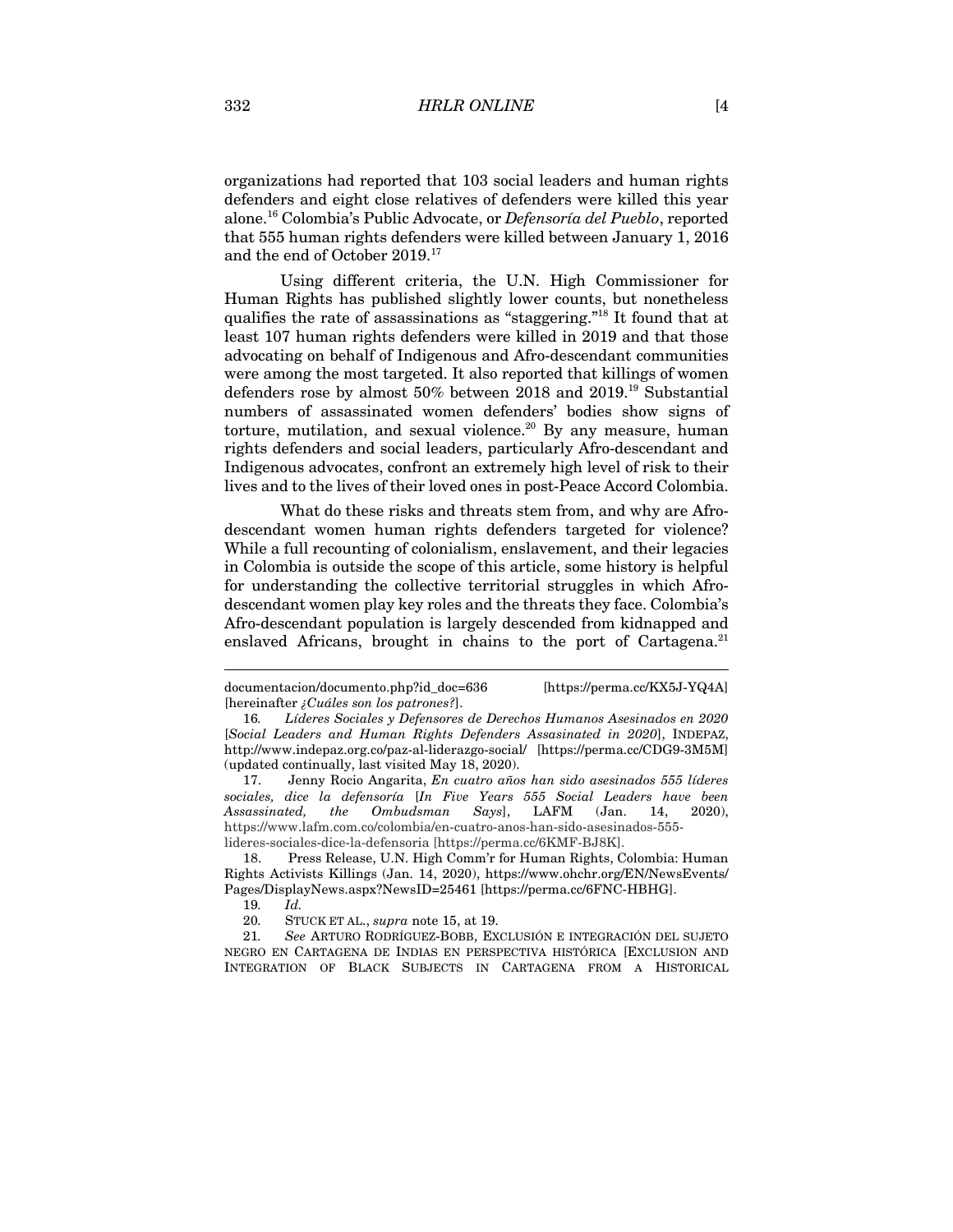organizations had reported that 103 social leaders and human rights defenders and eight close relatives of defenders were killed this year alone.[16] Colombia's Public Advocate, or *Defensoría del Pueblo*, reported that 555 human rights defenders were killed between January 1, 2016 and the end of October 2019.[17]

Using different criteria, the U.N. High Commissioner for Human Rights has published slightly lower counts, but nonetheless qualifies the rate of assassinations as "staggering."[18] It found that at least 107 human rights defenders were killed in 2019 and that those advocating on behalf of Indigenous and Afro-descendant communities were among the most targeted. It also reported that killings of women defenders rose by almost 50% between 2018 and 2019.[19] Substantial numbers of assassinated women defenders' bodies show signs of torture, mutilation, and sexual violence.[20] By any measure, human rights defenders and social leaders, particularly Afro-descendant and Indigenous advocates, confront an extremely high level of risk to their lives and to the lives of their loved ones in post-Peace Accord Colombia.

What do these risks and threats stem from, and why are Afro-descendant women human rights defenders targeted for violence? While a full recounting of colonialism, enslavement, and their legacies in Colombia is outside the scope of this article, some history is helpful for understanding the collective territorial struggles in which Afro-descendant women play key roles and the threats they face. Colombia's Afro-descendant population is largely descended from kidnapped and enslaved Africans, brought in chains to the port of Cartagena.[21]

---

documentacion/documento.php?id_doc=636 [https://perma.cc/KX5J-YQ4A] [hereinafter *¿Cuáles son los patrones?*].

16. *Líderes Sociales y Defensores de Derechos Humanos Asesinados en 2020* [*Social Leaders and Human Rights Defenders Assasinated in 2020*], INDEPAZ, http://www.indepaz.org.co/paz-al-liderazgo-social/ [https://perma.cc/CDG9-3M5M] (updated continually, last visited May 18, 2020).

17. Jenny Rocio Angarita, *En cuatro años han sido asesinados 555 líderes sociales, dice la defensoría* [*In Five Years 555 Social Leaders have been Assassinated, the Ombudsman Says*], LAFM (Jan. 14, 2020), https://www.lafm.com.co/colombia/en-cuatro-anos-han-sido-asesinados-555-lideres-sociales-dice-la-defensoria [https://perma.cc/6KMF-BJ8K].

18. Press Release, U.N. High Comm'r for Human Rights, Colombia: Human Rights Activists Killings (Jan. 14, 2020), https://www.ohchr.org/EN/NewsEvents/Pages/DisplayNews.aspx?NewsID=25461 [https://perma.cc/6FNC-HBHG].

19. *Id.*

20. STUCK ET AL., *supra* note 15, at 19.

21. *See* ARTURO RODRÍGUEZ-BOBB, EXCLUSIÓN E INTEGRACIÓN DEL SUJETO NEGRO EN CARTAGENA DE INDIAS EN PERSPECTIVA HISTÓRICA [EXCLUSION AND INTEGRATION OF BLACK SUBJECTS IN CARTAGENA FROM A HISTORICAL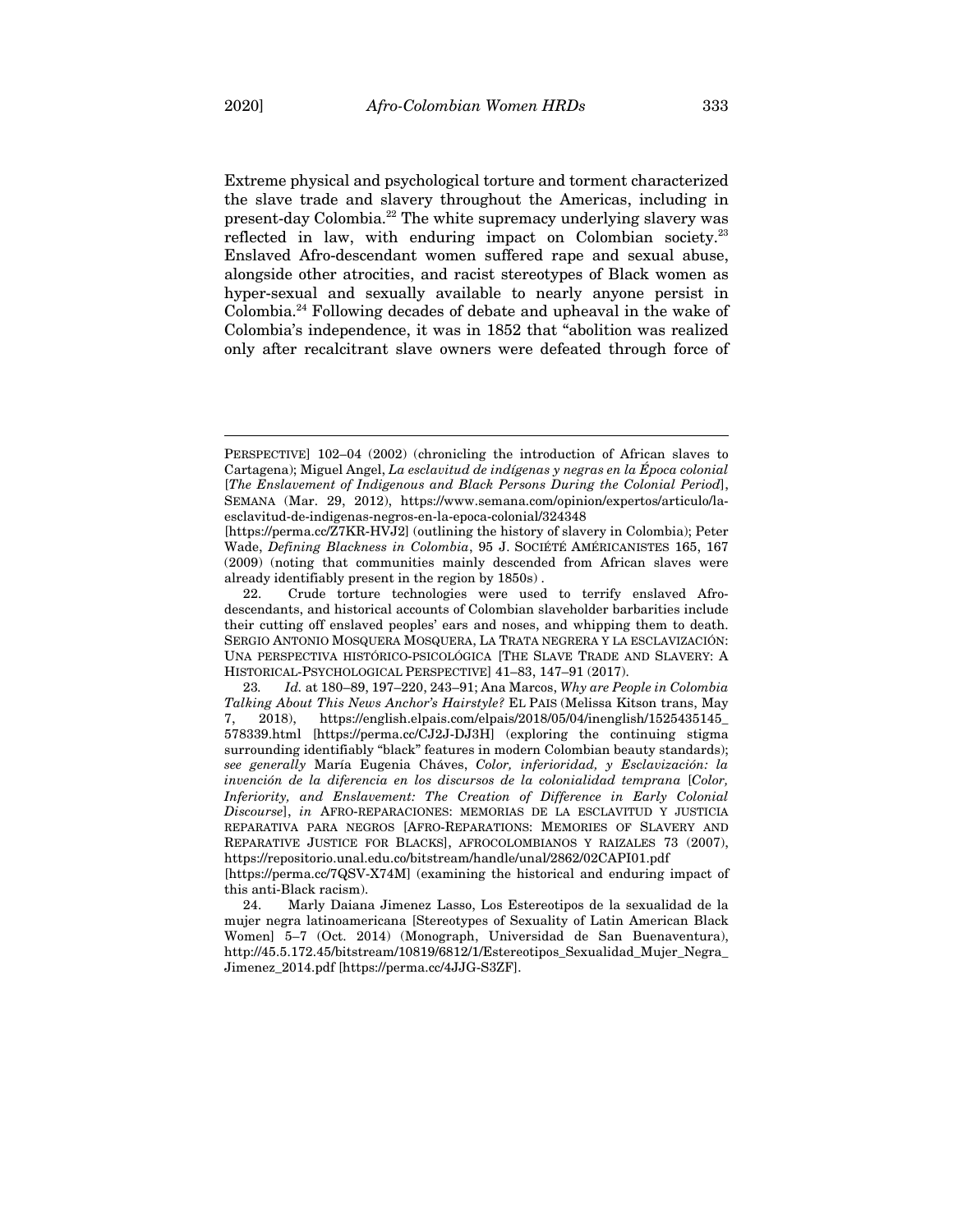Extreme physical and psychological torture and torment characterized the slave trade and slavery throughout the Americas, including in present-day Colombia.[22] The white supremacy underlying slavery was reflected in law, with enduring impact on Colombian society.[23] Enslaved Afro-descendant women suffered rape and sexual abuse, alongside other atrocities, and racist stereotypes of Black women as hyper-sexual and sexually available to nearly anyone persist in Colombia.[24] Following decades of debate and upheaval in the wake of Colombia's independence, it was in 1852 that "abolition was realized only after recalcitrant slave owners were defeated through force of

---

PERSPECTIVE] 102–04 (2002) (chronicling the introduction of African slaves to Cartagena); Miguel Angel, *La esclavitud de indígenas y negras en la Época colonial* [*The Enslavement of Indigenous and Black Persons During the Colonial Period*], SEMANA (Mar. 29, 2012), https://www.semana.com/opinion/expertos/articulo/la-esclavitud-de-indigenas-negros-en-la-epoca-colonial/324348 [https://perma.cc/Z7KR-HVJ2] (outlining the history of slavery in Colombia); Peter Wade, *Defining Blackness in Colombia*, 95 J. SOCIÉTÉ AMÉRICANISTES 165, 167 (2009) (noting that communities mainly descended from African slaves were already identifiably present in the region by 1850s) .

22. Crude torture technologies were used to terrify enslaved Afro-descendants, and historical accounts of Colombian slaveholder barbarities include their cutting off enslaved peoples' ears and noses, and whipping them to death. SERGIO ANTONIO MOSQUERA MOSQUERA, LA TRATA NEGRERA Y LA ESCLAVIZACIÓN: UNA PERSPECTIVA HISTÓRICO-PSICOLÓGICA [THE SLAVE TRADE AND SLAVERY: A HISTORICAL-PSYCHOLOGICAL PERSPECTIVE] 41–83, 147–91 (2017).

23. *Id.* at 180–89, 197–220, 243–91; Ana Marcos, *Why are People in Colombia Talking About This News Anchor's Hairstyle?* EL PAIS (Melissa Kitson trans, May 7, 2018), https://english.elpais.com/elpais/2018/05/04/inenglish/1525435145_578339.html [https://perma.cc/CJ2J-DJ3H] (exploring the continuing stigma surrounding identifiably "black" features in modern Colombian beauty standards); *see generally* María Eugenia Cháves, *Color, inferioridad, y Esclavización: la invención de la diferencia en los discursos de la colonialidad temprana* [*Color, Inferiority, and Enslavement: The Creation of Difference in Early Colonial Discourse*], *in* AFRO-REPARACIONES: MEMORIAS DE LA ESCLAVITUD Y JUSTICIA REPARATIVA PARA NEGROS [AFRO-REPARATIONS: MEMORIES OF SLAVERY AND REPARATIVE JUSTICE FOR BLACKS], AFROCOLOMBIANOS Y RAIZALES 73 (2007), https://repositorio.unal.edu.co/bitstream/handle/unal/2862/02CAPI01.pdf [https://perma.cc/7QSV-X74M] (examining the historical and enduring impact of this anti-Black racism).

24. Marly Daiana Jimenez Lasso, Los Estereotipos de la sexualidad de la mujer negra latinoamericana [Stereotypes of Sexuality of Latin American Black Women] 5–7 (Oct. 2014) (Monograph, Universidad de San Buenaventura), http://45.5.172.45/bitstream/10819/6812/1/Estereotipos_Sexualidad_Mujer_Negra_Jimenez_2014.pdf [https://perma.cc/4JJG-S3ZF].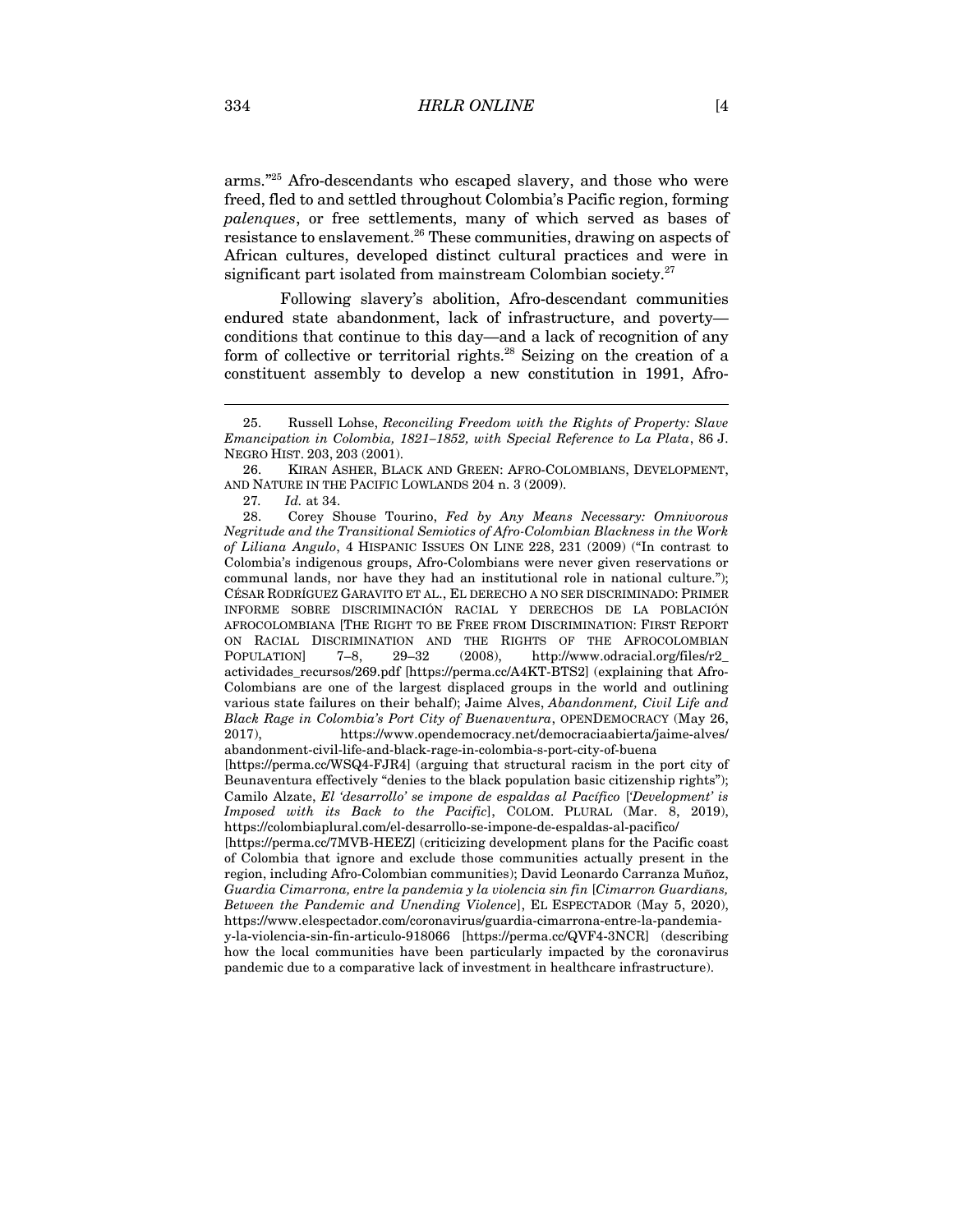arms."[25] Afro-descendants who escaped slavery, and those who were freed, fled to and settled throughout Colombia's Pacific region, forming *palenques*, or free settlements, many of which served as bases of resistance to enslavement.[26] These communities, drawing on aspects of African cultures, developed distinct cultural practices and were in significant part isolated from mainstream Colombian society.[27]

Following slavery's abolition, Afro-descendant communities endured state abandonment, lack of infrastructure, and poverty—conditions that continue to this day—and a lack of recognition of any form of collective or territorial rights.[28] Seizing on the creation of a constituent assembly to develop a new constitution in 1991, Afro-

---

25. Russell Lohse, *Reconciling Freedom with the Rights of Property: Slave Emancipation in Colombia, 1821–1852, with Special Reference to La Plata*, 86 J. NEGRO HIST. 203, 203 (2001).

26. KIRAN ASHER, BLACK AND GREEN: AFRO-COLOMBIANS, DEVELOPMENT, AND NATURE IN THE PACIFIC LOWLANDS 204 n. 3 (2009).

27. *Id.* at 34.

28. Corey Shouse Tourino, *Fed by Any Means Necessary: Omnivorous Negritude and the Transitional Semiotics of Afro-Colombian Blackness in the Work of Liliana Angulo*, 4 HISPANIC ISSUES ON LINE 228, 231 (2009) ("In contrast to Colombia's indigenous groups, Afro-Colombians were never given reservations or communal lands, nor have they had an institutional role in national culture."); CÉSAR RODRÍGUEZ GARAVITO ET AL., EL DERECHO A NO SER DISCRIMINADO: PRIMER INFORME SOBRE DISCRIMINACIÓN RACIAL Y DERECHOS DE LA POBLACIÓN AFROCOLOMBIANA [THE RIGHT TO BE FREE FROM DISCRIMINATION: FIRST REPORT ON RACIAL DISCRIMINATION AND THE RIGHTS OF THE AFROCOLOMBIAN POPULATION] 7–8, 29–32 (2008), http://www.odracial.org/files/r2_actividades_recursos/269.pdf [https://perma.cc/A4KT-BTS2] (explaining that Afro-Colombians are one of the largest displaced groups in the world and outlining various state failures on their behalf); Jaime Alves, *Abandonment, Civil Life and Black Rage in Colombia's Port City of Buenaventura*, OPENDEMOCRACY (May 26, 2017), https://www.opendemocracy.net/democraciaabierta/jaime-alves/abandonment-civil-life-and-black-rage-in-colombia-s-port-city-of-buena [https://perma.cc/WSQ4-FJR4] (arguing that structural racism in the port city of Beunaventura effectively "denies to the black population basic citizenship rights"); Camilo Alzate, *El 'desarrollo' se impone de espaldas al Pacífico* [*'Development' is Imposed with its Back to the Pacific*], COLOM. PLURAL (Mar. 8, 2019), https://colombiaplural.com/el-desarrollo-se-impone-de-espaldas-al-pacifico/ [https://perma.cc/7MVB-HEEZ] (criticizing development plans for the Pacific coast of Colombia that ignore and exclude those communities actually present in the region, including Afro-Colombian communities); David Leonardo Carranza Muñoz, *Guardia Cimarrona, entre la pandemia y la violencia sin fin* [*Cimarron Guardians, Between the Pandemic and Unending Violence*], EL ESPECTADOR (May 5, 2020), https://www.elespectador.com/coronavirus/guardia-cimarrona-entre-la-pandemia-y-la-violencia-sin-fin-articulo-918066 [https://perma.cc/QVF4-3NCR] (describing how the local communities have been particularly impacted by the coronavirus pandemic due to a comparative lack of investment in healthcare infrastructure).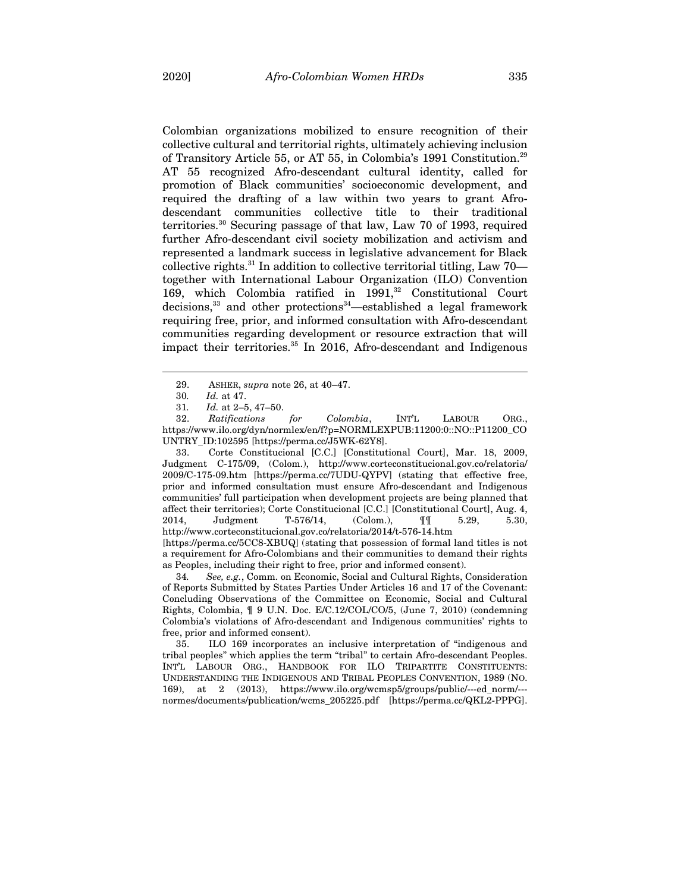Colombian organizations mobilized to ensure recognition of their collective cultural and territorial rights, ultimately achieving inclusion of Transitory Article 55, or AT 55, in Colombia's 1991 Constitution.[29] AT 55 recognized Afro-descendant cultural identity, called for promotion of Black communities' socioeconomic development, and required the drafting of a law within two years to grant Afro-descendant communities collective title to their traditional territories.[30] Securing passage of that law, Law 70 of 1993, required further Afro-descendant civil society mobilization and activism and represented a landmark success in legislative advancement for Black collective rights.[31] In addition to collective territorial titling, Law 70—together with International Labour Organization (ILO) Convention 169, which Colombia ratified in 1991,[32] Constitutional Court decisions,[33] and other protections[34]—established a legal framework requiring free, prior, and informed consultation with Afro-descendant communities regarding development or resource extraction that will impact their territories.[35] In 2016, Afro-descendant and Indigenous

---

29. ASHER, *supra* note 26, at 40–47.

30. *Id.* at 47.

31. *Id.* at 2–5, 47–50.

32. *Ratifications for Colombia*, INT'L LABOUR ORG., https://www.ilo.org/dyn/normlex/en/f?p=NORMLEXPUB:11200:0::NO::P11200_COUNTRY_ID:102595 [https://perma.cc/J5WK-62Y8].

33. Corte Constitucional [C.C.] [Constitutional Court], Mar. 18, 2009, Judgment C-175/09, (Colom.), http://www.corteconstitucional.gov.co/relatoria/2009/C-175-09.htm [https://perma.cc/7UDU-QYPV] (stating that effective free, prior and informed consultation must ensure Afro-descendant and Indigenous communities' full participation when development projects are being planned that affect their territories); Corte Constitucional [C.C.] [Constitutional Court], Aug. 4, 2014, Judgment T-576/14, (Colom.), ¶¶ 5.29, 5.30, http://www.corteconstitucional.gov.co/relatoria/2014/t-576-14.htm [https://perma.cc/5CC8-XBUQ] (stating that possession of formal land titles is not a requirement for Afro-Colombians and their communities to demand their rights as Peoples, including their right to free, prior and informed consent).

34. *See, e.g.*, Comm. on Economic, Social and Cultural Rights, Consideration of Reports Submitted by States Parties Under Articles 16 and 17 of the Covenant: Concluding Observations of the Committee on Economic, Social and Cultural Rights, Colombia, ¶ 9 U.N. Doc. E/C.12/COL/CO/5, (June 7, 2010) (condemning Colombia's violations of Afro-descendant and Indigenous communities' rights to free, prior and informed consent).

35. ILO 169 incorporates an inclusive interpretation of "indigenous and tribal peoples" which applies the term "tribal" to certain Afro-descendant Peoples. INT'L LABOUR ORG., HANDBOOK FOR ILO TRIPARTITE CONSTITUENTS: UNDERSTANDING THE INDIGENOUS AND TRIBAL PEOPLES CONVENTION, 1989 (NO. 169), at 2 (2013), https://www.ilo.org/wcmsp5/groups/public/---ed_norm/---normes/documents/publication/wcms_205225.pdf [https://perma.cc/QKL2-PPPG].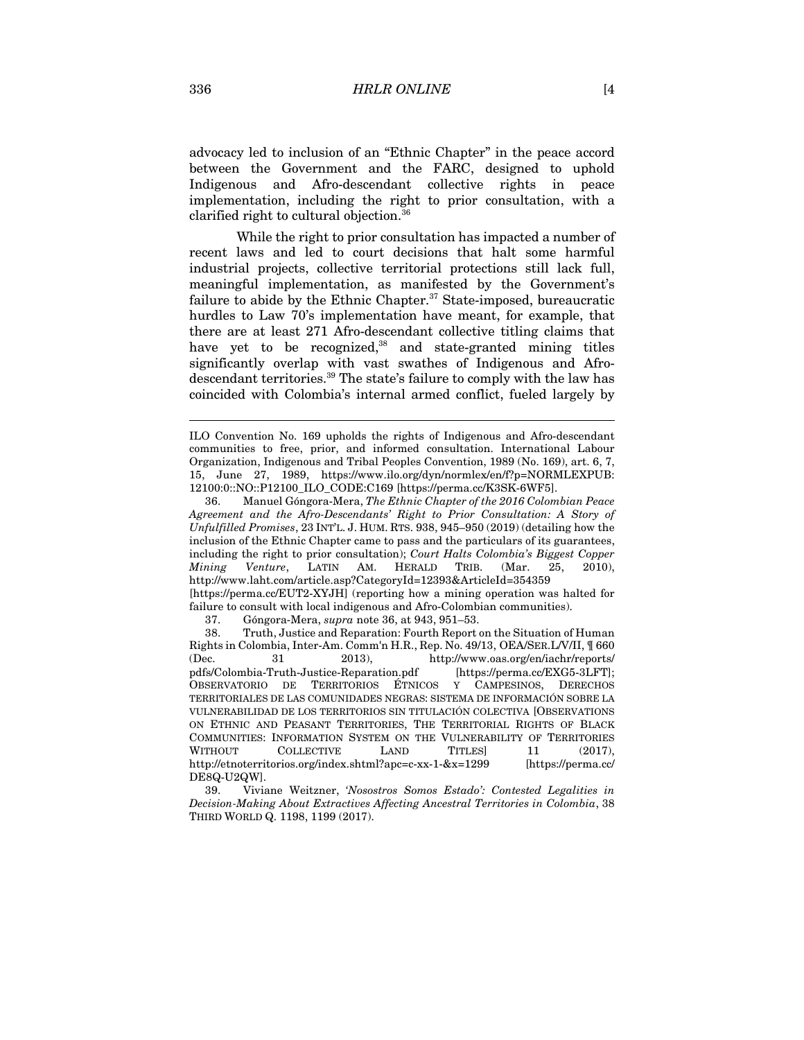advocacy led to inclusion of an "Ethnic Chapter" in the peace accord between the Government and the FARC, designed to uphold Indigenous and Afro-descendant collective rights in peace implementation, including the right to prior consultation, with a clarified right to cultural objection.[36]

While the right to prior consultation has impacted a number of recent laws and led to court decisions that halt some harmful industrial projects, collective territorial protections still lack full, meaningful implementation, as manifested by the Government's failure to abide by the Ethnic Chapter.[37] State-imposed, bureaucratic hurdles to Law 70's implementation have meant, for example, that there are at least 271 Afro-descendant collective titling claims that have yet to be recognized,[38] and state-granted mining titles significantly overlap with vast swathes of Indigenous and Afro-descendant territories.[39] The state's failure to comply with the law has coincided with Colombia's internal armed conflict, fueled largely by

---

ILO Convention No. 169 upholds the rights of Indigenous and Afro-descendant communities to free, prior, and informed consultation. International Labour Organization, Indigenous and Tribal Peoples Convention, 1989 (No. 169), art. 6, 7, 15, June 27, 1989, https://www.ilo.org/dyn/normlex/en/f?p=NORMLEXPUB:12100:0::NO::P12100_ILO_CODE:C169 [https://perma.cc/K3SK-6WF5].

36. Manuel Góngora-Mera, *The Ethnic Chapter of the 2016 Colombian Peace Agreement and the Afro-Descendants' Right to Prior Consultation: A Story of Unfulfilled Promises*, 23 INT'L. J. HUM. RTS. 938, 945–950 (2019) (detailing how the inclusion of the Ethnic Chapter came to pass and the particulars of its guarantees, including the right to prior consultation); *Court Halts Colombia's Biggest Copper Mining Venture*, LATIN AM. HERALD TRIB. (Mar. 25, 2010), http://www.laht.com/article.asp?CategoryId=12393&ArticleId=354359 [https://perma.cc/EUT2-XYJH] (reporting how a mining operation was halted for failure to consult with local indigenous and Afro-Colombian communities).

37. Góngora-Mera, *supra* note 36, at 943, 951–53.

38. Truth, Justice and Reparation: Fourth Report on the Situation of Human Rights in Colombia, Inter-Am. Comm'n H.R., Rep. No. 49/13, OEA/SER.L/V/II, ¶ 660 (Dec. 31 2013), http://www.oas.org/en/iachr/reports/pdfs/Colombia-Truth-Justice-Reparation.pdf [https://perma.cc/EXG5-3LFT]; OBSERVATORIO DE TERRITORIOS ÉTNICOS Y CAMPESINOS, DERECHOS TERRITORIALES DE LAS COMUNIDADES NEGRAS: SISTEMA DE INFORMACIÓN SOBRE LA VULNERABILIDAD DE LOS TERRITORIOS SIN TITULACIÓN COLECTIVA [OBSERVATIONS ON ETHNIC AND PEASANT TERRITORIES, THE TERRITORIAL RIGHTS OF BLACK COMMUNITIES: INFORMATION SYSTEM ON THE VULNERABILITY OF TERRITORIES WITHOUT COLLECTIVE LAND TITLES] 11 (2017), http://etnoterritorios.org/index.shtml?apc=c-xx-1-&x=1299 [https://perma.cc/DE8Q-U2QW].

39. Viviane Weitzner, *'Nosostros Somos Estado': Contested Legalities in Decision-Making About Extractives Affecting Ancestral Territories in Colombia*, 38 THIRD WORLD Q. 1198, 1199 (2017).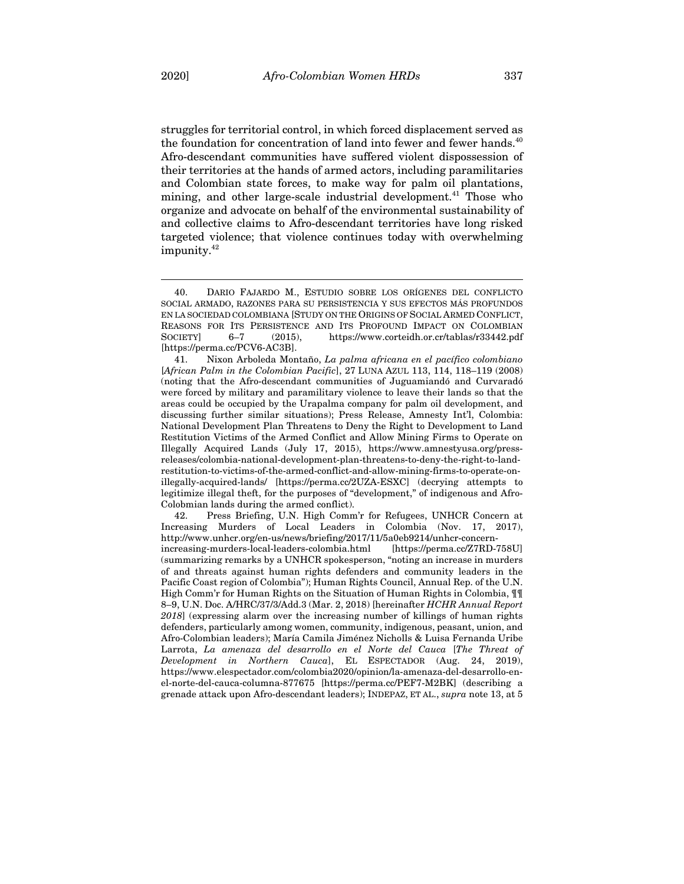struggles for territorial control, in which forced displacement served as the foundation for concentration of land into fewer and fewer hands.[40] Afro-descendant communities have suffered violent dispossession of their territories at the hands of armed actors, including paramilitaries and Colombian state forces, to make way for palm oil plantations, mining, and other large-scale industrial development.[41] Those who organize and advocate on behalf of the environmental sustainability of and collective claims to Afro-descendant territories have long risked targeted violence; that violence continues today with overwhelming impunity.[42]

---

40. DARIO FAJARDO M., ESTUDIO SOBRE LOS ORÍGENES DEL CONFLICTO SOCIAL ARMADO, RAZONES PARA SU PERSISTENCIA Y SUS EFECTOS MÁS PROFUNDOS EN LA SOCIEDAD COLOMBIANA [STUDY ON THE ORIGINS OF SOCIAL ARMED CONFLICT, REASONS FOR ITS PERSISTENCE AND ITS PROFOUND IMPACT ON COLOMBIAN SOCIETY] 6–7 (2015), https://www.corteidh.or.cr/tablas/r33442.pdf [https://perma.cc/PCV6-AC3B].

41. Nixon Arboleda Montaño, *La palma africana en el pacífico colombiano* [*African Palm in the Colombian Pacific*], 27 LUNA AZUL 113, 114, 118–119 (2008) (noting that the Afro-descendant communities of Juguamiandó and Curvaradó were forced by military and paramilitary violence to leave their lands so that the areas could be occupied by the Urapalma company for palm oil development, and discussing further similar situations); Press Release, Amnesty Int'l, Colombia: National Development Plan Threatens to Deny the Right to Development to Land Restitution Victims of the Armed Conflict and Allow Mining Firms to Operate on Illegally Acquired Lands (July 17, 2015), https://www.amnestyusa.org/press-releases/colombia-national-development-plan-threatens-to-deny-the-right-to-land-restitution-to-victims-of-the-armed-conflict-and-allow-mining-firms-to-operate-on-illegally-acquired-lands/ [https://perma.cc/2UZA-ESXC] (decrying attempts to legitimize illegal theft, for the purposes of "development," of indigenous and Afro-Colobmian lands during the armed conflict).

42. Press Briefing, U.N. High Comm'r for Refugees, UNHCR Concern at Increasing Murders of Local Leaders in Colombia (Nov. 17, 2017), http://www.unhcr.org/en-us/news/briefing/2017/11/5a0eb9214/unhcr-concern-increasing-murders-local-leaders-colombia.html [https://perma.cc/Z7RD-758U] (summarizing remarks by a UNHCR spokesperson, "noting an increase in murders of and threats against human rights defenders and community leaders in the Pacific Coast region of Colombia"); Human Rights Council, Annual Rep. of the U.N. High Comm'r for Human Rights on the Situation of Human Rights in Colombia, ¶¶ 8–9, U.N. Doc. A/HRC/37/3/Add.3 (Mar. 2, 2018) [hereinafter *HCHR Annual Report 2018*] (expressing alarm over the increasing number of killings of human rights defenders, particularly among women, community, indigenous, peasant, union, and Afro-Colombian leaders); María Camila Jiménez Nicholls & Luisa Fernanda Uribe Larrota, *La amenaza del desarrollo en el Norte del Cauca* [*The Threat of Development in Northern Cauca*], EL ESPECTADOR (Aug. 24, 2019), https://www.elespectador.com/colombia2020/opinion/la-amenaza-del-desarrollo-en-el-norte-del-cauca-columna-877675 [https://perma.cc/PEF7-M2BK] (describing a grenade attack upon Afro-descendant leaders); INDEPAZ, ET AL., *supra* note 13, at 5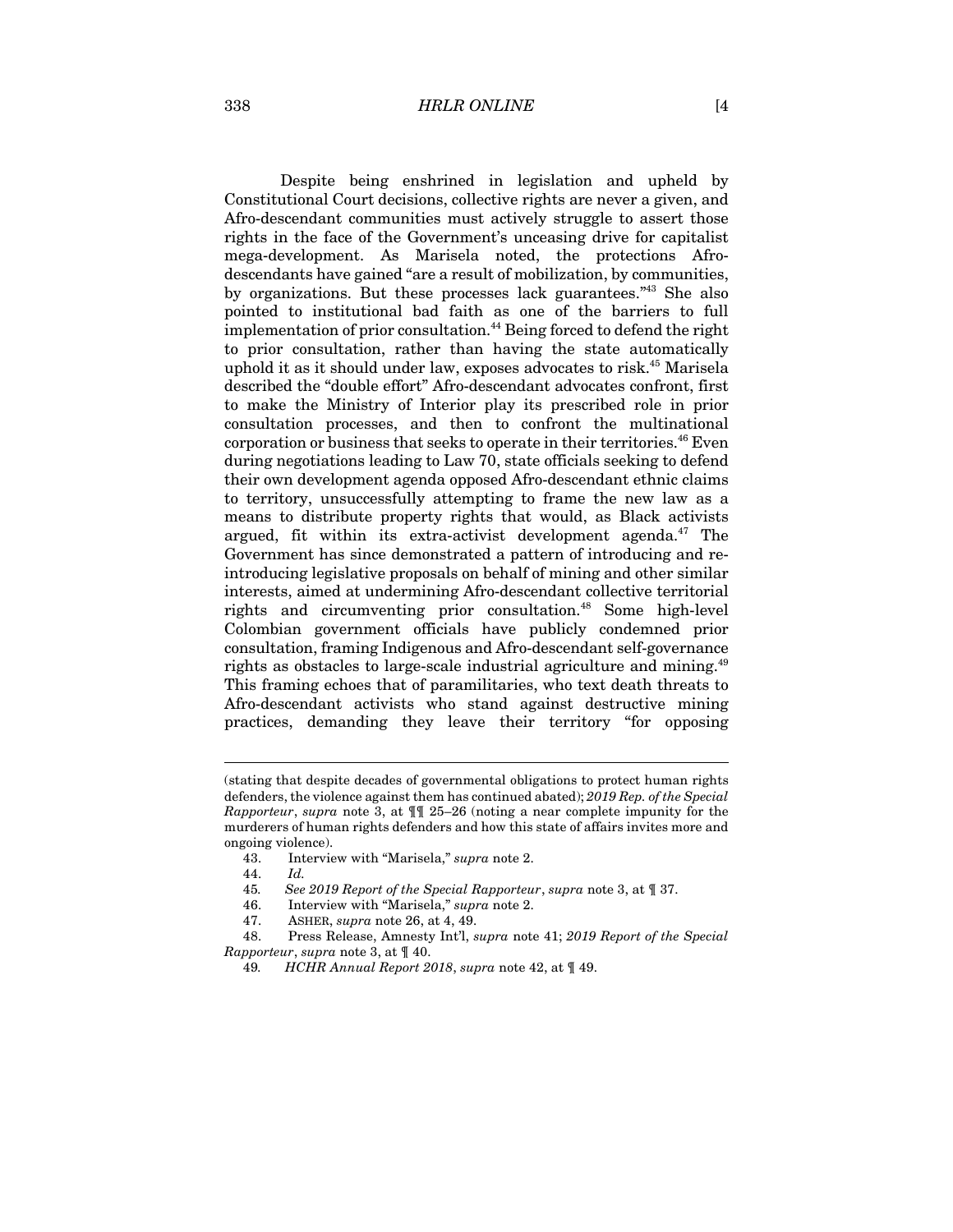Despite being enshrined in legislation and upheld by Constitutional Court decisions, collective rights are never a given, and Afro-descendant communities must actively struggle to assert those rights in the face of the Government's unceasing drive for capitalist mega-development. As Marisela noted, the protections Afro-descendants have gained "are a result of mobilization, by communities, by organizations. But these processes lack guarantees."[43] She also pointed to institutional bad faith as one of the barriers to full implementation of prior consultation.[44] Being forced to defend the right to prior consultation, rather than having the state automatically uphold it as it should under law, exposes advocates to risk.[45] Marisela described the "double effort" Afro-descendant advocates confront, first to make the Ministry of Interior play its prescribed role in prior consultation processes, and then to confront the multinational corporation or business that seeks to operate in their territories.[46] Even during negotiations leading to Law 70, state officials seeking to defend their own development agenda opposed Afro-descendant ethnic claims to territory, unsuccessfully attempting to frame the new law as a means to distribute property rights that would, as Black activists argued, fit within its extra-activist development agenda.[47] The Government has since demonstrated a pattern of introducing and re-introducing legislative proposals on behalf of mining and other similar interests, aimed at undermining Afro-descendant collective territorial rights and circumventing prior consultation.[48] Some high-level Colombian government officials have publicly condemned prior consultation, framing Indigenous and Afro-descendant self-governance rights as obstacles to large-scale industrial agriculture and mining.[49] This framing echoes that of paramilitaries, who text death threats to Afro-descendant activists who stand against destructive mining practices, demanding they leave their territory "for opposing

---

(stating that despite decades of governmental obligations to protect human rights defenders, the violence against them has continued abated); *2019 Rep. of the Special Rapporteur*, *supra* note 3, at ¶¶ 25–26 (noting a near complete impunity for the murderers of human rights defenders and how this state of affairs invites more and ongoing violence).

43. Interview with "Marisela," *supra* note 2.

44. *Id.*

45. *See 2019 Report of the Special Rapporteur*, *supra* note 3, at ¶ 37.

46. Interview with "Marisela," *supra* note 2.

47. ASHER, *supra* note 26, at 4, 49.

48. Press Release, Amnesty Int'l, *supra* note 41; *2019 Report of the Special Rapporteur*, *supra* note 3, at ¶ 40.

49. *HCHR Annual Report 2018*, *supra* note 42, at ¶ 49.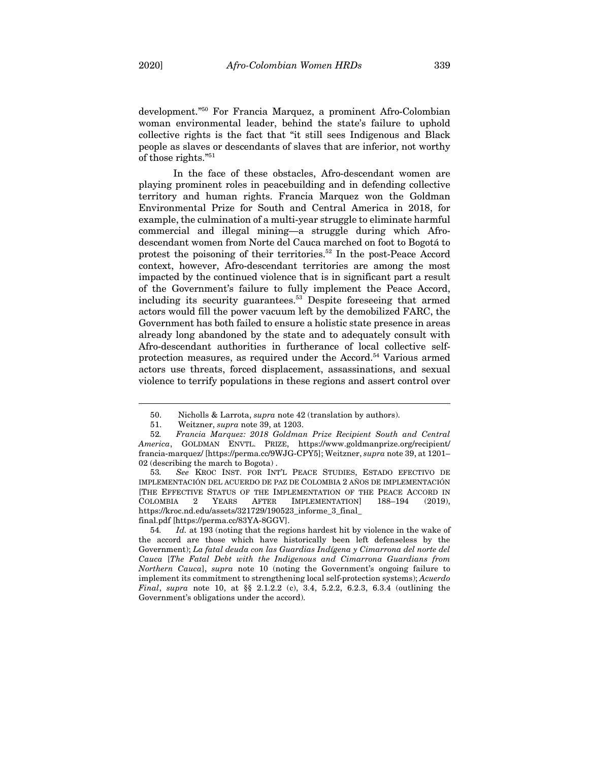development."[50] For Francia Marquez, a prominent Afro-Colombian woman environmental leader, behind the state's failure to uphold collective rights is the fact that "it still sees Indigenous and Black people as slaves or descendants of slaves that are inferior, not worthy of those rights."[51]

In the face of these obstacles, Afro-descendant women are playing prominent roles in peacebuilding and in defending collective territory and human rights. Francia Marquez won the Goldman Environmental Prize for South and Central America in 2018, for example, the culmination of a multi-year struggle to eliminate harmful commercial and illegal mining—a struggle during which Afro-descendant women from Norte del Cauca marched on foot to Bogotá to protest the poisoning of their territories.[52] In the post-Peace Accord context, however, Afro-descendant territories are among the most impacted by the continued violence that is in significant part a result of the Government's failure to fully implement the Peace Accord, including its security guarantees.[53] Despite foreseeing that armed actors would fill the power vacuum left by the demobilized FARC, the Government has both failed to ensure a holistic state presence in areas already long abandoned by the state and to adequately consult with Afro-descendant authorities in furtherance of local collective self-protection measures, as required under the Accord.[54] Various armed actors use threats, forced displacement, assassinations, and sexual violence to terrify populations in these regions and assert control over

---

50. Nicholls & Larrota, *supra* note 42 (translation by authors).

51. Weitzner, *supra* note 39, at 1203.

52. *Francia Marquez: 2018 Goldman Prize Recipient South and Central America*, GOLDMAN ENVTL. PRIZE, https://www.goldmanprize.org/recipient/francia-marquez/ [https://perma.cc/9WJG-CPY5]; Weitzner, *supra* note 39, at 1201–02 (describing the march to Bogota) .

53. *See* KROC INST. FOR INT'L PEACE STUDIES, ESTADO EFECTIVO DE IMPLEMENTACIÓN DEL ACUERDO DE PAZ DE COLOMBIA 2 AÑOS DE IMPLEMENTACIÓN [THE EFFECTIVE STATUS OF THE IMPLEMENTATION OF THE PEACE ACCORD IN COLOMBIA 2 YEARS AFTER IMPLEMENTATION] 188–194 (2019), https://kroc.nd.edu/assets/321729/190523_informe_3_final_final.pdf [https://perma.cc/83YA-8GGV].

54. *Id.* at 193 (noting that the regions hardest hit by violence in the wake of the accord are those which have historically been left defenseless by the Government); *La fatal deuda con las Guardias Indígena y Cimarrona del norte del Cauca* [*The Fatal Debt with the Indigenous and Cimarrona Guardians from Northern Cauca*], *supra* note 10 (noting the Government's ongoing failure to implement its commitment to strengthening local self-protection systems); *Acuerdo Final*, *supra* note 10, at §§ 2.1.2.2 (c), 3.4, 5.2.2, 6.2.3, 6.3.4 (outlining the Government's obligations under the accord).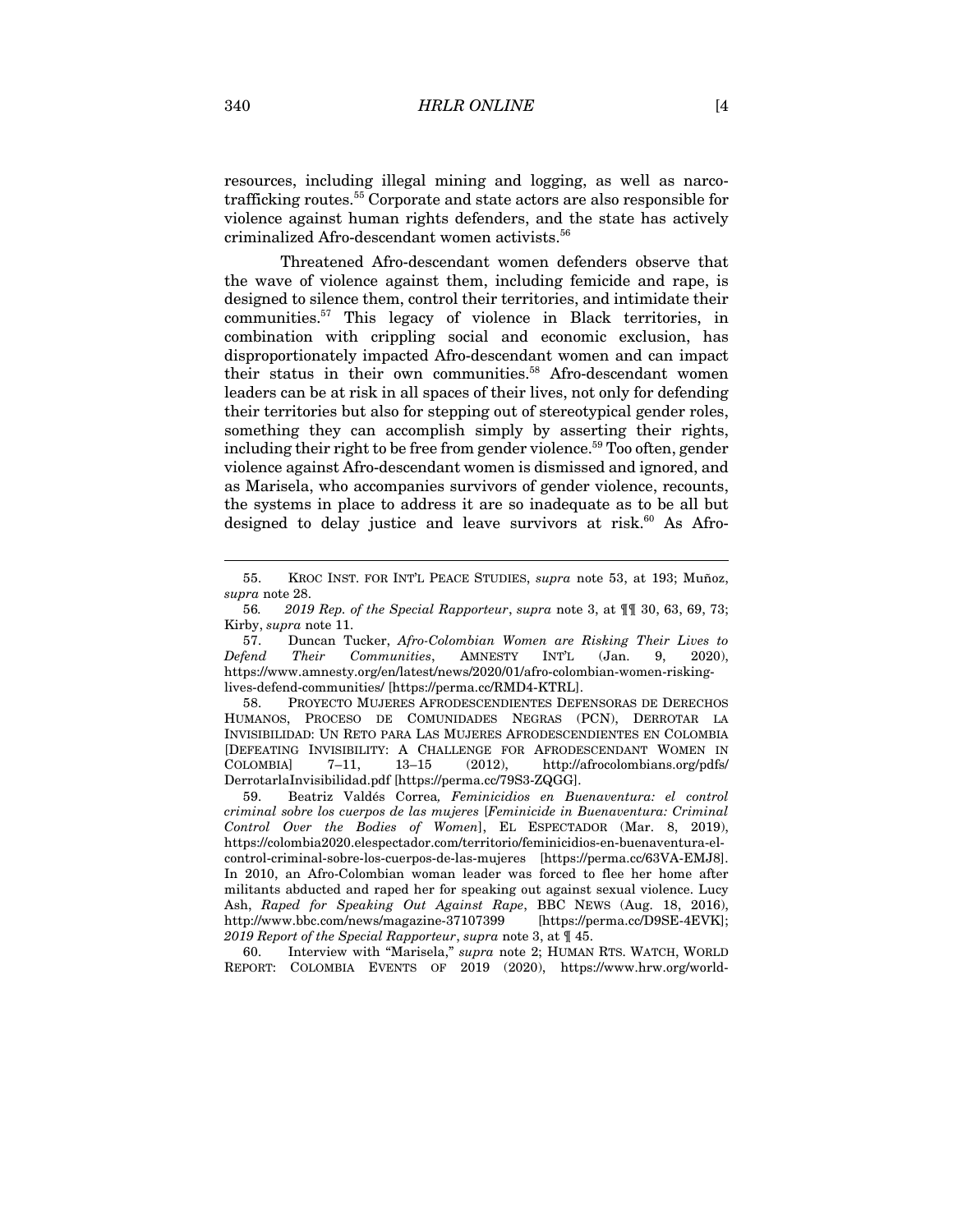resources, including illegal mining and logging, as well as narco-trafficking routes.[55] Corporate and state actors are also responsible for violence against human rights defenders, and the state has actively criminalized Afro-descendant women activists.[56]

Threatened Afro-descendant women defenders observe that the wave of violence against them, including femicide and rape, is designed to silence them, control their territories, and intimidate their communities.[57] This legacy of violence in Black territories, in combination with crippling social and economic exclusion, has disproportionately impacted Afro-descendant women and can impact their status in their own communities.[58] Afro-descendant women leaders can be at risk in all spaces of their lives, not only for defending their territories but also for stepping out of stereotypical gender roles, something they can accomplish simply by asserting their rights, including their right to be free from gender violence.[59] Too often, gender violence against Afro-descendant women is dismissed and ignored, and as Marisela, who accompanies survivors of gender violence, recounts, the systems in place to address it are so inadequate as to be all but designed to delay justice and leave survivors at risk.[60] As Afro-

---

55. KROC INST. FOR INT'L PEACE STUDIES, *supra* note 53, at 193; Muñoz, *supra* note 28.

56. *2019 Rep. of the Special Rapporteur*, *supra* note 3, at ¶¶ 30, 63, 69, 73; Kirby, *supra* note 11.

57. Duncan Tucker, *Afro-Colombian Women are Risking Their Lives to Defend Their Communities*, AMNESTY INT'L (Jan. 9, 2020), https://www.amnesty.org/en/latest/news/2020/01/afro-colombian-women-risking-lives-defend-communities/ [https://perma.cc/RMD4-KTRL].

58. PROYECTO MUJERES AFRODESCENDIENTES DEFENSORAS DE DERECHOS HUMANOS, PROCESO DE COMUNIDADES NEGRAS (PCN), DERROTAR LA INVISIBILIDAD: UN RETO PARA LAS MUJERES AFRODESCENDIENTES EN COLOMBIA [DEFEATING INVISIBILITY: A CHALLENGE FOR AFRODESCENDANT WOMEN IN COLOMBIA] 7–11, 13–15 (2012), http://afrocolombians.org/pdfs/DerrotarlaInvisibilidad.pdf [https://perma.cc/79S3-ZQGG].

59. Beatriz Valdés Correa, *Feminicidios en Buenaventura: el control criminal sobre los cuerpos de las mujeres* [*Feminicide in Buenaventura: Criminal Control Over the Bodies of Women*], EL ESPECTADOR (Mar. 8, 2019), https://colombia2020.elespectador.com/territorio/feminicidios-en-buenaventura-el-control-criminal-sobre-los-cuerpos-de-las-mujeres [https://perma.cc/63VA-EMJ8]. In 2010, an Afro-Colombian woman leader was forced to flee her home after militants abducted and raped her for speaking out against sexual violence. Lucy Ash, *Raped for Speaking Out Against Rape*, BBC NEWS (Aug. 18, 2016), http://www.bbc.com/news/magazine-37107399 [https://perma.cc/D9SE-4EVK]; *2019 Report of the Special Rapporteur*, *supra* note 3, at ¶ 45.

60. Interview with "Marisela," *supra* note 2; HUMAN RTS. WATCH, WORLD REPORT: COLOMBIA EVENTS OF 2019 (2020), https://www.hrw.org/world-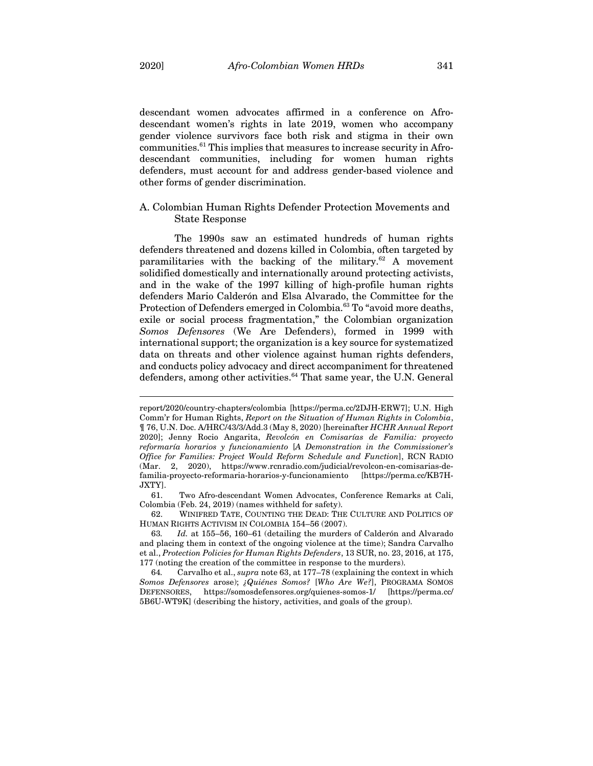descendant women advocates affirmed in a conference on Afro-descendant women's rights in late 2019, women who accompany gender violence survivors face both risk and stigma in their own communities.[61] This implies that measures to increase security in Afro-descendant communities, including for women human rights defenders, must account for and address gender-based violence and other forms of gender discrimination.

### A. Colombian Human Rights Defender Protection Movements and State Response

The 1990s saw an estimated hundreds of human rights defenders threatened and dozens killed in Colombia, often targeted by paramilitaries with the backing of the military.[62] A movement solidified domestically and internationally around protecting activists, and in the wake of the 1997 killing of high-profile human rights defenders Mario Calderón and Elsa Alvarado, the Committee for the Protection of Defenders emerged in Colombia.[63] To "avoid more deaths, exile or social process fragmentation," the Colombian organization *Somos Defensores* (We Are Defenders), formed in 1999 with international support; the organization is a key source for systematized data on threats and other violence against human rights defenders, and conducts policy advocacy and direct accompaniment for threatened defenders, among other activities.[64] That same year, the U.N. General

---

report/2020/country-chapters/colombia [https://perma.cc/2DJH-ERW7]; U.N. High Comm'r for Human Rights, *Report on the Situation of Human Rights in Colombia*, ¶ 76, U.N. Doc. A/HRC/43/3/Add.3 (May 8, 2020) [hereinafter *HCHR Annual Report* 2020]; Jenny Rocio Angarita, *Revolcón en Comisarías de Familia: proyecto reformaría horarios y funcionamiento* [*A Demonstration in the Commissioner's Office for Families: Project Would Reform Schedule and Function*], RCN RADIO (Mar. 2, 2020), https://www.rcnradio.com/judicial/revolcon-en-comisarias-de-familia-proyecto-reformaria-horarios-y-funcionamiento [https://perma.cc/KB7H-JXTY].

61. Two Afro-descendant Women Advocates, Conference Remarks at Cali, Colombia (Feb. 24, 2019) (names withheld for safety).

62. WINIFRED TATE, COUNTING THE DEAD: THE CULTURE AND POLITICS OF HUMAN RIGHTS ACTIVISM IN COLOMBIA 154–56 (2007).

63. *Id.* at 155–56, 160–61 (detailing the murders of Calderón and Alvarado and placing them in context of the ongoing violence at the time); Sandra Carvalho et al., *Protection Policies for Human Rights Defenders*, 13 SUR, no. 23, 2016, at 175, 177 (noting the creation of the committee in response to the murders).

64. Carvalho et al., *supra* note 63, at 177–78 (explaining the context in which *Somos Defensores* arose); *¿Quiénes Somos?* [*Who Are We?*], PROGRAMA SOMOS DEFENSORES, https://somosdefensores.org/quienes-somos-1/ [https://perma.cc/5B6U-WT9K] (describing the history, activities, and goals of the group).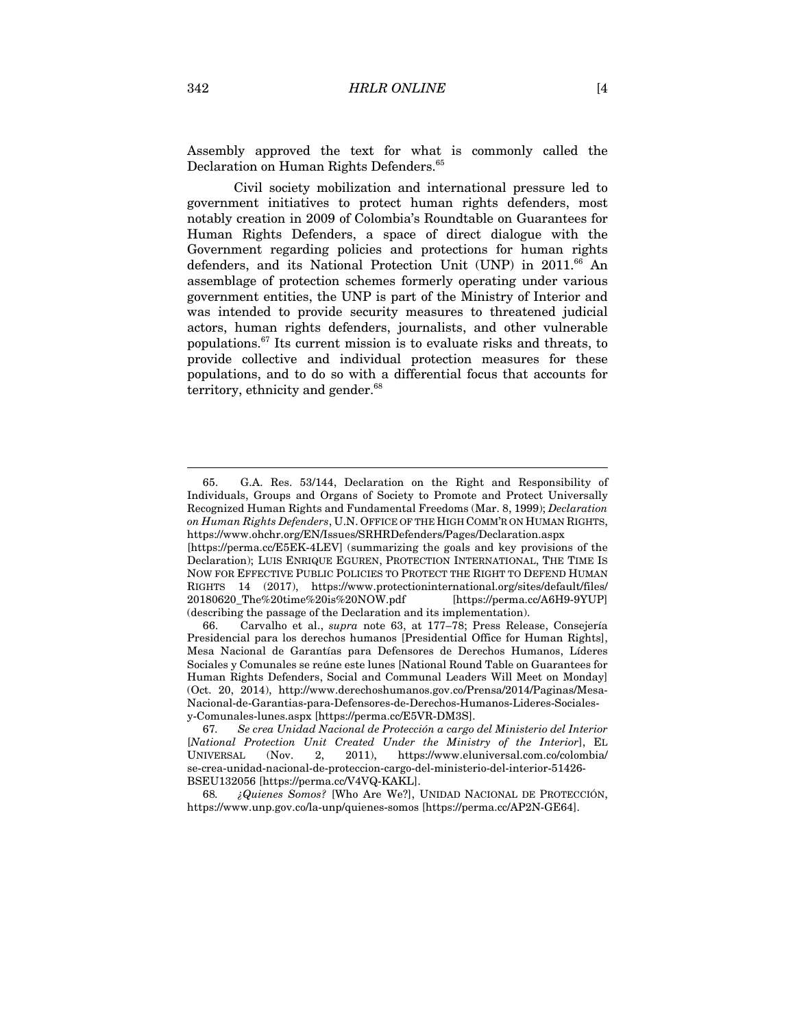Assembly approved the text for what is commonly called the Declaration on Human Rights Defenders.[65]

Civil society mobilization and international pressure led to government initiatives to protect human rights defenders, most notably creation in 2009 of Colombia's Roundtable on Guarantees for Human Rights Defenders, a space of direct dialogue with the Government regarding policies and protections for human rights defenders, and its National Protection Unit (UNP) in 2011.[66] An assemblage of protection schemes formerly operating under various government entities, the UNP is part of the Ministry of Interior and was intended to provide security measures to threatened judicial actors, human rights defenders, journalists, and other vulnerable populations.[67] Its current mission is to evaluate risks and threats, to provide collective and individual protection measures for these populations, and to do so with a differential focus that accounts for territory, ethnicity and gender.[68]

---

65. G.A. Res. 53/144, Declaration on the Right and Responsibility of Individuals, Groups and Organs of Society to Promote and Protect Universally Recognized Human Rights and Fundamental Freedoms (Mar. 8, 1999); *Declaration on Human Rights Defenders*, U.N. OFFICE OF THE HIGH COMM'R ON HUMAN RIGHTS, https://www.ohchr.org/EN/Issues/SRHRDefenders/Pages/Declaration.aspx [https://perma.cc/E5EK-4LEV] (summarizing the goals and key provisions of the Declaration); LUIS ENRIQUE EGUREN, PROTECTION INTERNATIONAL, THE TIME IS NOW FOR EFFECTIVE PUBLIC POLICIES TO PROTECT THE RIGHT TO DEFEND HUMAN RIGHTS 14 (2017), https://www.protectioninternational.org/sites/default/files/20180620_The%20time%20is%20NOW.pdf [https://perma.cc/A6H9-9YUP] (describing the passage of the Declaration and its implementation).

66. Carvalho et al., *supra* note 63, at 177–78; Press Release, Consejería Presidencial para los derechos humanos [Presidential Office for Human Rights], Mesa Nacional de Garantías para Defensores de Derechos Humanos, Líderes Sociales y Comunales se reúne este lunes [National Round Table on Guarantees for Human Rights Defenders, Social and Communal Leaders Will Meet on Monday] (Oct. 20, 2014), http://www.derechoshumanos.gov.co/Prensa/2014/Paginas/Mesa-Nacional-de-Garantias-para-Defensores-de-Derechos-Humanos-Lideres-Sociales-y-Comunales-lunes.aspx [https://perma.cc/E5VR-DM3S].

67. *Se crea Unidad Nacional de Protección a cargo del Ministerio del Interior* [*National Protection Unit Created Under the Ministry of the Interior*], EL UNIVERSAL (Nov. 2, 2011), https://www.eluniversal.com.co/colombia/se-crea-unidad-nacional-de-proteccion-cargo-del-ministerio-del-interior-51426-BSEU132056 [https://perma.cc/V4VQ-KAKL].

68. *¿Quienes Somos?* [Who Are We?], UNIDAD NACIONAL DE PROTECCIÓN, https://www.unp.gov.co/la-unp/quienes-somos [https://perma.cc/AP2N-GE64].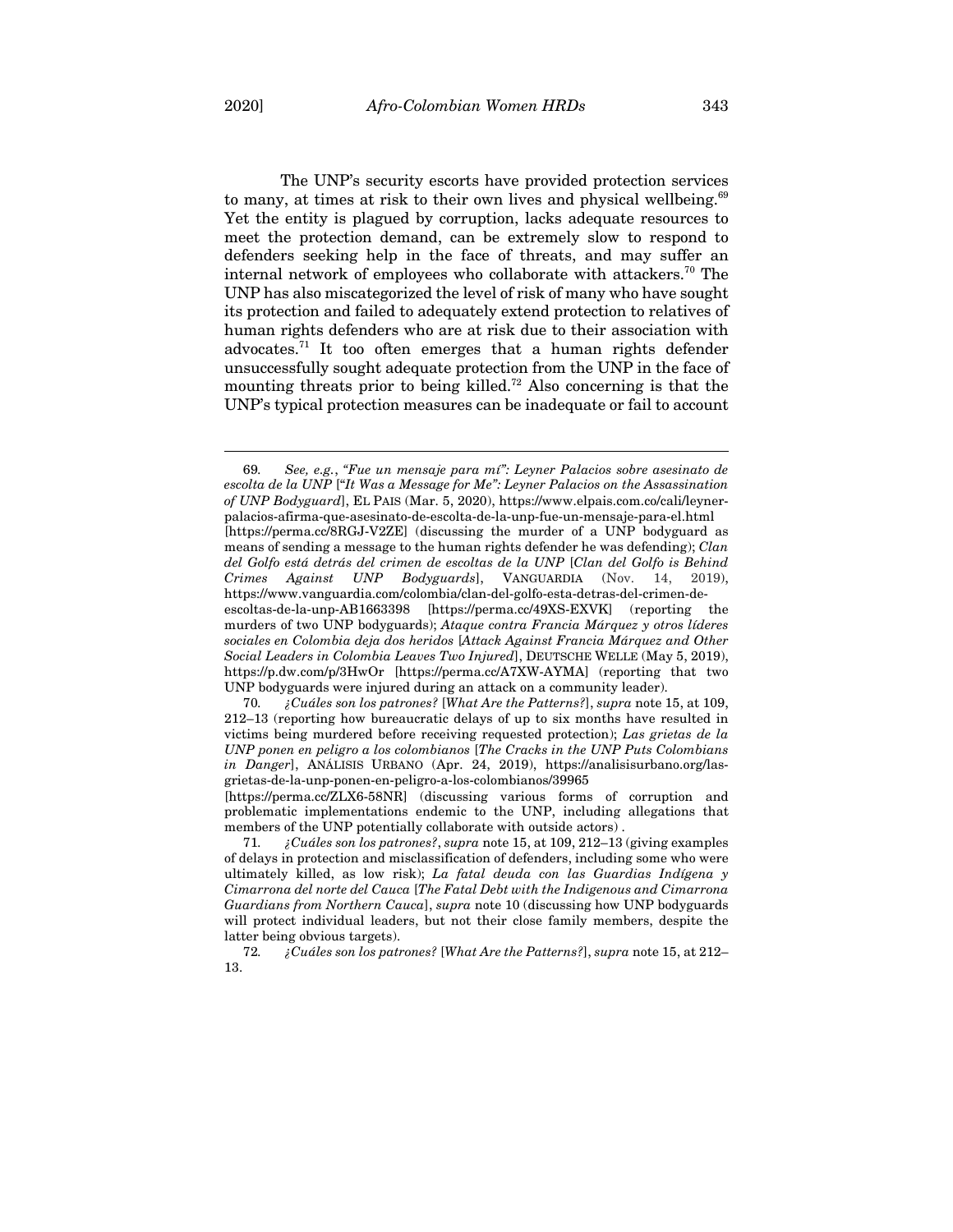The UNP's security escorts have provided protection services to many, at times at risk to their own lives and physical wellbeing.[69] Yet the entity is plagued by corruption, lacks adequate resources to meet the protection demand, can be extremely slow to respond to defenders seeking help in the face of threats, and may suffer an internal network of employees who collaborate with attackers.[70] The UNP has also miscategorized the level of risk of many who have sought its protection and failed to adequately extend protection to relatives of human rights defenders who are at risk due to their association with advocates.[71] It too often emerges that a human rights defender unsuccessfully sought adequate protection from the UNP in the face of mounting threats prior to being killed.[72] Also concerning is that the UNP's typical protection measures can be inadequate or fail to account

---

69. *See, e.g.*, *"Fue un mensaje para mí": Leyner Palacios sobre asesinato de escolta de la UNP* [*"It Was a Message for Me": Leyner Palacios on the Assassination of UNP Bodyguard*], EL PAIS (Mar. 5, 2020), https://www.elpais.com.co/cali/leyner-palacios-afirma-que-asesinato-de-escolta-de-la-unp-fue-un-mensaje-para-el.html [https://perma.cc/8RGJ-V2ZE] (discussing the murder of a UNP bodyguard as means of sending a message to the human rights defender he was defending); *Clan del Golfo está detrás del crimen de escoltas de la UNP* [*Clan del Golfo is Behind Crimes Against UNP Bodyguards*], VANGUARDIA (Nov. 14, 2019), https://www.vanguardia.com/colombia/clan-del-golfo-esta-detras-del-crimen-de-escoltas-de-la-unp-AB1663398 [https://perma.cc/49XS-EXVK] (reporting the murders of two UNP bodyguards); *Ataque contra Francia Márquez y otros líderes sociales en Colombia deja dos heridos* [*Attack Against Francia Márquez and Other Social Leaders in Colombia Leaves Two Injured*], DEUTSCHE WELLE (May 5, 2019), https://p.dw.com/p/3HwOr [https://perma.cc/A7XW-AYMA] (reporting that two UNP bodyguards were injured during an attack on a community leader).

70. *¿Cuáles son los patrones?* [*What Are the Patterns?*], *supra* note 15, at 109, 212–13 (reporting how bureaucratic delays of up to six months have resulted in victims being murdered before receiving requested protection); *Las grietas de la UNP ponen en peligro a los colombianos* [*The Cracks in the UNP Puts Colombians in Danger*], ANÁLISIS URBANO (Apr. 24, 2019), https://analisisurbano.org/las-grietas-de-la-unp-ponen-en-peligro-a-los-colombianos/39965 [https://perma.cc/ZLX6-58NR] (discussing various forms of corruption and problematic implementations endemic to the UNP, including allegations that members of the UNP potentially collaborate with outside actors) .

71. *¿Cuáles son los patrones?*, *supra* note 15, at 109, 212–13 (giving examples of delays in protection and misclassification of defenders, including some who were ultimately killed, as low risk); *La fatal deuda con las Guardias Indígena y Cimarrona del norte del Cauca* [*The Fatal Debt with the Indigenous and Cimarrona Guardians from Northern Cauca*], *supra* note 10 (discussing how UNP bodyguards will protect individual leaders, but not their close family members, despite the latter being obvious targets).

72. *¿Cuáles son los patrones?* [*What Are the Patterns?*], *supra* note 15, at 212–13.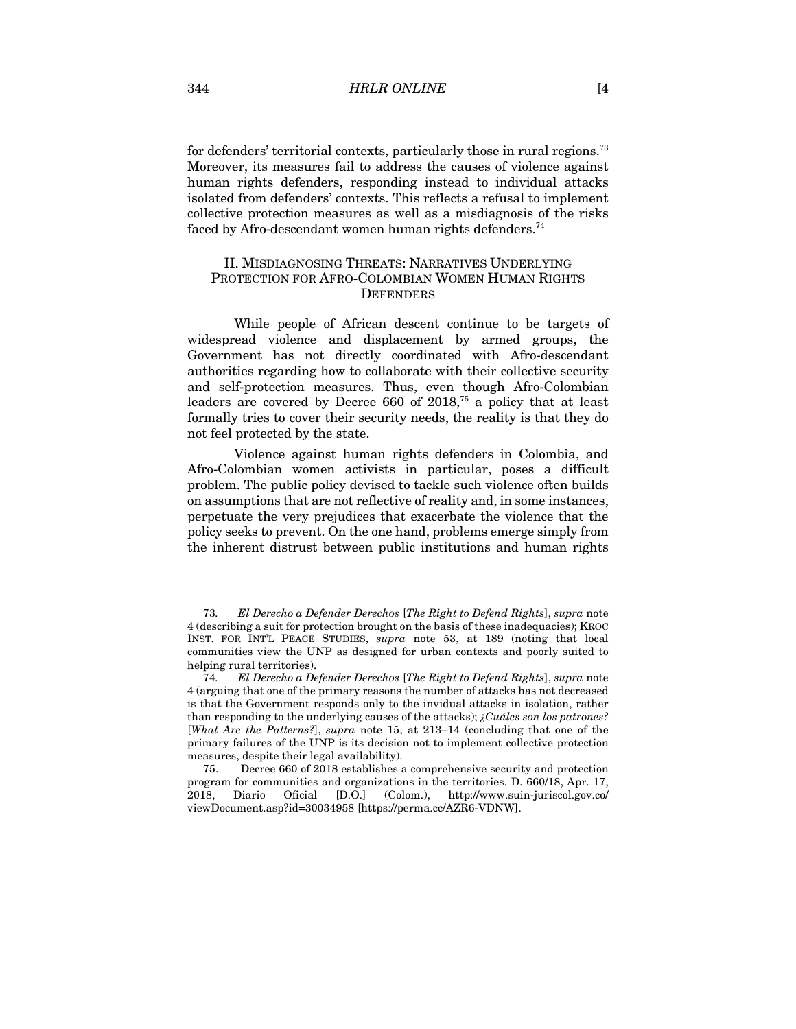for defenders' territorial contexts, particularly those in rural regions.[73] Moreover, its measures fail to address the causes of violence against human rights defenders, responding instead to individual attacks isolated from defenders' contexts. This reflects a refusal to implement collective protection measures as well as a misdiagnosis of the risks faced by Afro-descendant women human rights defenders.[74]

## II. MISDIAGNOSING THREATS: NARRATIVES UNDERLYING PROTECTION FOR AFRO-COLOMBIAN WOMEN HUMAN RIGHTS DEFENDERS

While people of African descent continue to be targets of widespread violence and displacement by armed groups, the Government has not directly coordinated with Afro-descendant authorities regarding how to collaborate with their collective security and self-protection measures. Thus, even though Afro-Colombian leaders are covered by Decree 660 of 2018,[75] a policy that at least formally tries to cover their security needs, the reality is that they do not feel protected by the state.

Violence against human rights defenders in Colombia, and Afro-Colombian women activists in particular, poses a difficult problem. The public policy devised to tackle such violence often builds on assumptions that are not reflective of reality and, in some instances, perpetuate the very prejudices that exacerbate the violence that the policy seeks to prevent. On the one hand, problems emerge simply from the inherent distrust between public institutions and human rights

---

73. *El Derecho a Defender Derechos* [*The Right to Defend Rights*], *supra* note 4 (describing a suit for protection brought on the basis of these inadequacies); KROC INST. FOR INT'L PEACE STUDIES, *supra* note 53, at 189 (noting that local communities view the UNP as designed for urban contexts and poorly suited to helping rural territories).

74. *El Derecho a Defender Derechos* [*The Right to Defend Rights*], *supra* note 4 (arguing that one of the primary reasons the number of attacks has not decreased is that the Government responds only to the invidual attacks in isolation, rather than responding to the underlying causes of the attacks); *¿Cuáles son los patrones?* [*What Are the Patterns?*], *supra* note 15, at 213–14 (concluding that one of the primary failures of the UNP is its decision not to implement collective protection measures, despite their legal availability).

75. Decree 660 of 2018 establishes a comprehensive security and protection program for communities and organizations in the territories. D. 660/18, Apr. 17, 2018, Diario Oficial [D.O.] (Colom.), http://www.suin-juriscol.gov.co/viewDocument.asp?id=30034958 [https://perma.cc/AZR6-VDNW].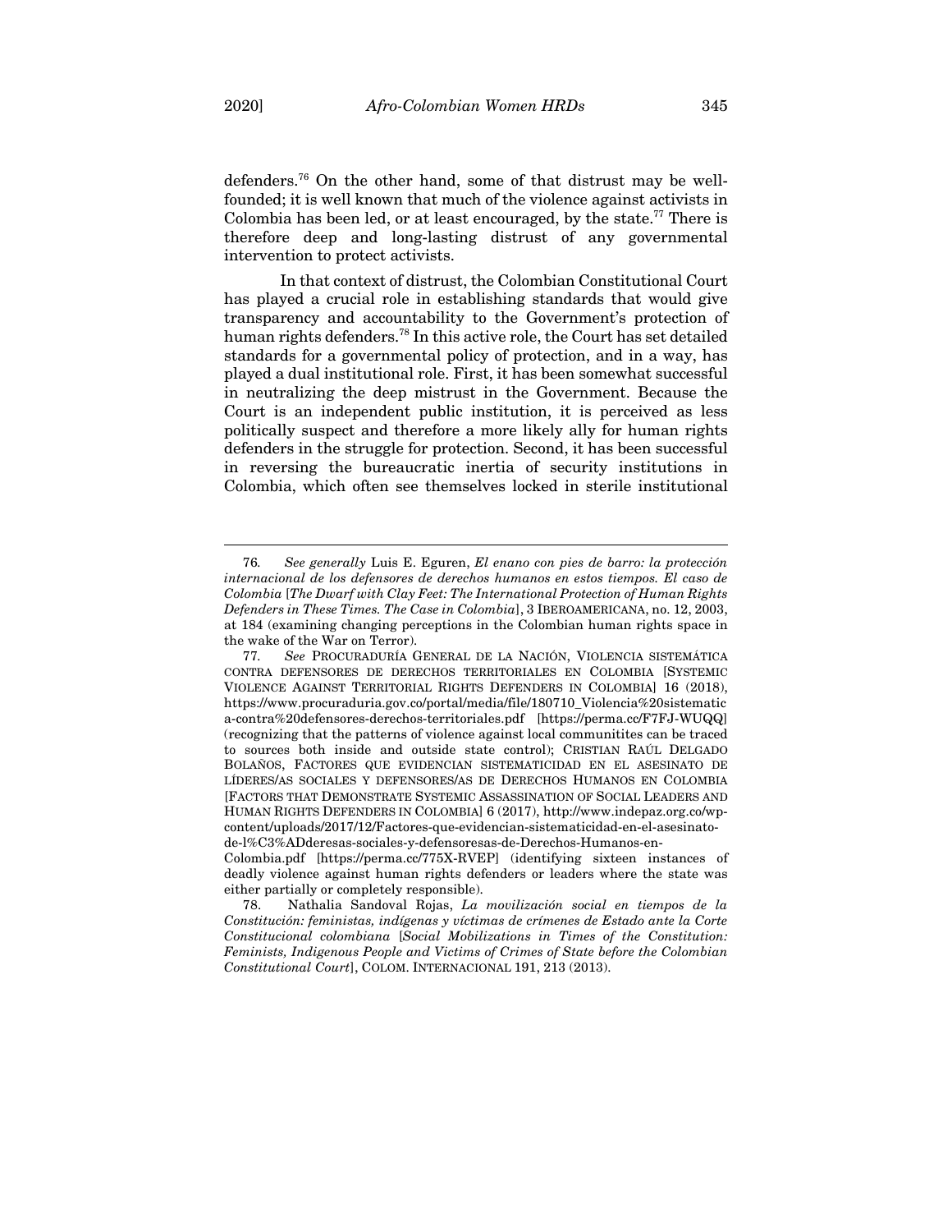defenders.[76] On the other hand, some of that distrust may be well-founded; it is well known that much of the violence against activists in Colombia has been led, or at least encouraged, by the state.[77] There is therefore deep and long-lasting distrust of any governmental intervention to protect activists.

In that context of distrust, the Colombian Constitutional Court has played a crucial role in establishing standards that would give transparency and accountability to the Government's protection of human rights defenders.[78] In this active role, the Court has set detailed standards for a governmental policy of protection, and in a way, has played a dual institutional role. First, it has been somewhat successful in neutralizing the deep mistrust in the Government. Because the Court is an independent public institution, it is perceived as less politically suspect and therefore a more likely ally for human rights defenders in the struggle for protection. Second, it has been successful in reversing the bureaucratic inertia of security institutions in Colombia, which often see themselves locked in sterile institutional

---

76. *See generally* Luis E. Eguren, *El enano con pies de barro: la protección internacional de los defensores de derechos humanos en estos tiempos. El caso de Colombia* [*The Dwarf with Clay Feet: The International Protection of Human Rights Defenders in These Times. The Case in Colombia*], 3 IBEROAMERICANA, no. 12, 2003, at 184 (examining changing perceptions in the Colombian human rights space in the wake of the War on Terror).

77. *See* PROCURADURÍA GENERAL DE LA NACIÓN, VIOLENCIA SISTEMÁTICA CONTRA DEFENSORES DE DERECHOS TERRITORIALES EN COLOMBIA [SYSTEMIC VIOLENCE AGAINST TERRITORIAL RIGHTS DEFENDERS IN COLOMBIA] 16 (2018), https://www.procuraduria.gov.co/portal/media/file/180710_Violencia%20sistematica-contra%20defensores-derechos-territoriales.pdf [https://perma.cc/F7FJ-WUQQ] (recognizing that the patterns of violence against local communitites can be traced to sources both inside and outside state control); CRISTIAN RAÚL DELGADO BOLAÑOS, FACTORES QUE EVIDENCIAN SISTEMATICIDAD EN EL ASESINATO DE LÍDERES/AS SOCIALES Y DEFENSORES/AS DE DERECHOS HUMANOS EN COLOMBIA [FACTORS THAT DEMONSTRATE SYSTEMIC ASSASSINATION OF SOCIAL LEADERS AND HUMAN RIGHTS DEFENDERS IN COLOMBIA] 6 (2017), http://www.indepaz.org.co/wp-content/uploads/2017/12/Factores-que-evidencian-sistematicidad-en-el-asesinato-de-l%C3%ADderesas-sociales-y-defensoresas-de-Derechos-Humanos-en-Colombia.pdf [https://perma.cc/775X-RVEP] (identifying sixteen instances of deadly violence against human rights defenders or leaders where the state was either partially or completely responsible).

78. Nathalia Sandoval Rojas, *La movilización social en tiempos de la Constitución: feministas, indígenas y víctimas de crímenes de Estado ante la Corte Constitucional colombiana* [*Social Mobilizations in Times of the Constitution: Feminists, Indigenous People and Victims of Crimes of State before the Colombian Constitutional Court*], COLOM. INTERNACIONAL 191, 213 (2013).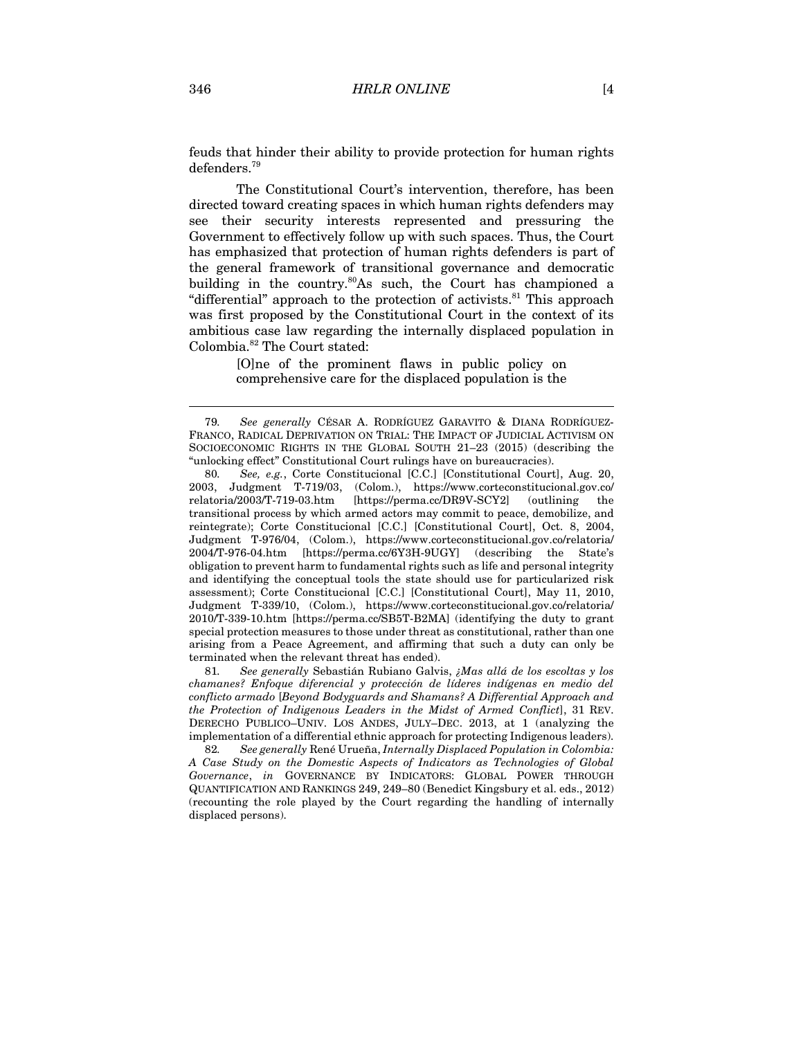feuds that hinder their ability to provide protection for human rights defenders.[79]

The Constitutional Court's intervention, therefore, has been directed toward creating spaces in which human rights defenders may see their security interests represented and pressuring the Government to effectively follow up with such spaces. Thus, the Court has emphasized that protection of human rights defenders is part of the general framework of transitional governance and democratic building in the country.[80]As such, the Court has championed a "differential" approach to the protection of activists.[81] This approach was first proposed by the Constitutional Court in the context of its ambitious case law regarding the internally displaced population in Colombia.[82] The Court stated:

> [O]ne of the prominent flaws in public policy on comprehensive care for the displaced population is the

---

79. *See generally* CÉSAR A. RODRÍGUEZ GARAVITO & DIANA RODRÍGUEZ-FRANCO, RADICAL DEPRIVATION ON TRIAL: THE IMPACT OF JUDICIAL ACTIVISM ON SOCIOECONOMIC RIGHTS IN THE GLOBAL SOUTH 21–23 (2015) (describing the "unlocking effect" Constitutional Court rulings have on bureaucracies).

80. *See, e.g.*, Corte Constitucional [C.C.] [Constitutional Court], Aug. 20, 2003, Judgment T-719/03, (Colom.), https://www.corteconstitucional.gov.co/relatoria/2003/T-719-03.htm [https://perma.cc/DR9V-SCY2] (outlining the transitional process by which armed actors may commit to peace, demobilize, and reintegrate); Corte Constitucional [C.C.] [Constitutional Court], Oct. 8, 2004, Judgment T-976/04, (Colom.), https://www.corteconstitucional.gov.co/relatoria/2004/T-976-04.htm [https://perma.cc/6Y3H-9UGY] (describing the State's obligation to prevent harm to fundamental rights such as life and personal integrity and identifying the conceptual tools the state should use for particularized risk assessment); Corte Constitucional [C.C.] [Constitutional Court], May 11, 2010, Judgment T-339/10, (Colom.), https://www.corteconstitucional.gov.co/relatoria/2010/T-339-10.htm [https://perma.cc/SB5T-B2MA] (identifying the duty to grant special protection measures to those under threat as constitutional, rather than one arising from a Peace Agreement, and affirming that such a duty can only be terminated when the relevant threat has ended).

81. *See generally* Sebastián Rubiano Galvis, *¿Mas allá de los escoltas y los chamanes? Enfoque diferencial y protección de líderes indígenas en medio del conflicto armado* [*Beyond Bodyguards and Shamans? A Differential Approach and the Protection of Indigenous Leaders in the Midst of Armed Conflict*], 31 REV. DERECHO PUBLICO–UNIV. LOS ANDES, JULY–DEC. 2013, at 1 (analyzing the implementation of a differential ethnic approach for protecting Indigenous leaders).

82. *See generally* René Urueña, *Internally Displaced Population in Colombia: A Case Study on the Domestic Aspects of Indicators as Technologies of Global Governance*, *in* GOVERNANCE BY INDICATORS: GLOBAL POWER THROUGH QUANTIFICATION AND RANKINGS 249, 249–80 (Benedict Kingsbury et al. eds., 2012) (recounting the role played by the Court regarding the handling of internally displaced persons).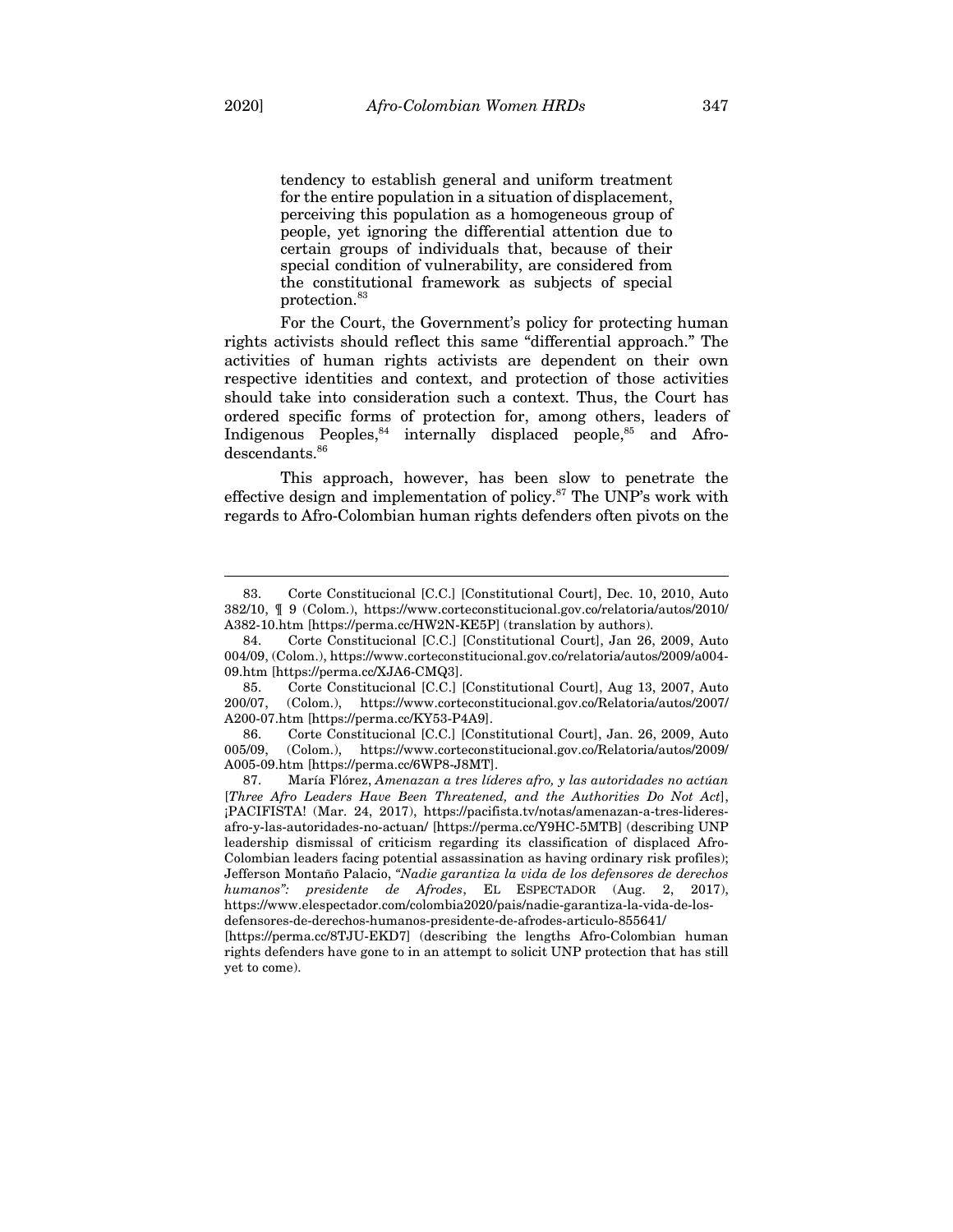> tendency to establish general and uniform treatment for the entire population in a situation of displacement, perceiving this population as a homogeneous group of people, yet ignoring the differential attention due to certain groups of individuals that, because of their special condition of vulnerability, are considered from the constitutional framework as subjects of special protection.[83]

For the Court, the Government's policy for protecting human rights activists should reflect this same "differential approach." The activities of human rights activists are dependent on their own respective identities and context, and protection of those activities should take into consideration such a context. Thus, the Court has ordered specific forms of protection for, among others, leaders of Indigenous Peoples,[84] internally displaced people,[85] and Afro-descendants.[86]

This approach, however, has been slow to penetrate the effective design and implementation of policy.[87] The UNP's work with regards to Afro-Colombian human rights defenders often pivots on the

---

83. Corte Constitucional [C.C.] [Constitutional Court], Dec. 10, 2010, Auto 382/10, ¶ 9 (Colom.), https://www.corteconstitucional.gov.co/relatoria/autos/2010/A382-10.htm [https://perma.cc/HW2N-KE5P] (translation by authors).

84. Corte Constitucional [C.C.] [Constitutional Court], Jan 26, 2009, Auto 004/09, (Colom.), https://www.corteconstitucional.gov.co/relatoria/autos/2009/a004-09.htm [https://perma.cc/XJA6-CMQ3].

85. Corte Constitucional [C.C.] [Constitutional Court], Aug 13, 2007, Auto 200/07, (Colom.), https://www.corteconstitucional.gov.co/Relatoria/autos/2007/A200-07.htm [https://perma.cc/KY53-P4A9].

86. Corte Constitucional [C.C.] [Constitutional Court], Jan. 26, 2009, Auto 005/09, (Colom.), https://www.corteconstitucional.gov.co/Relatoria/autos/2009/A005-09.htm [https://perma.cc/6WP8-J8MT].

87. María Flórez, *Amenazan a tres líderes afro, y las autoridades no actúan* [*Three Afro Leaders Have Been Threatened, and the Authorities Do Not Act*], ¡PACIFISTA! (Mar. 24, 2017), https://pacifista.tv/notas/amenazan-a-tres-lideres-afro-y-las-autoridades-no-actuan/ [https://perma.cc/Y9HC-5MTB] (describing UNP leadership dismissal of criticism regarding its classification of displaced Afro-Colombian leaders facing potential assassination as having ordinary risk profiles); Jefferson Montaño Palacio, *"Nadie garantiza la vida de los defensores de derechos humanos": presidente de Afrodes*, EL ESPECTADOR (Aug. 2, 2017), https://www.elespectador.com/colombia2020/pais/nadie-garantiza-la-vida-de-los-defensores-de-derechos-humanos-presidente-de-afrodes-articulo-855641/ [https://perma.cc/8TJU-EKD7] (describing the lengths Afro-Colombian human rights defenders have gone to in an attempt to solicit UNP protection that has still yet to come).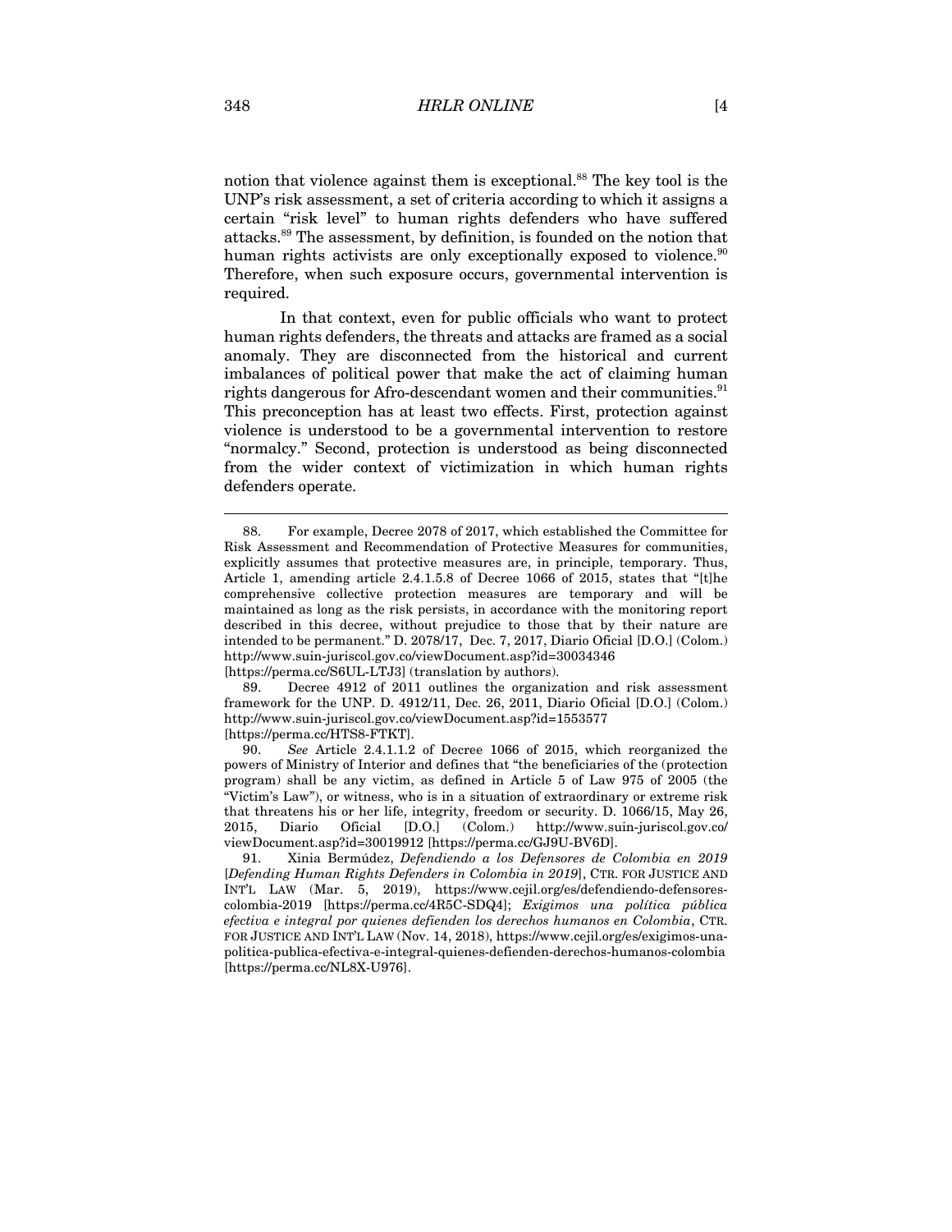notion that violence against them is exceptional.[88] The key tool is the UNP's risk assessment, a set of criteria according to which it assigns a certain "risk level" to human rights defenders who have suffered attacks.[89] The assessment, by definition, is founded on the notion that human rights activists are only exceptionally exposed to violence.[90] Therefore, when such exposure occurs, governmental intervention is required.

In that context, even for public officials who want to protect human rights defenders, the threats and attacks are framed as a social anomaly. They are disconnected from the historical and current imbalances of political power that make the act of claiming human rights dangerous for Afro-descendant women and their communities.[91] This preconception has at least two effects. First, protection against violence is understood to be a governmental intervention to restore "normalcy." Second, protection is understood as being disconnected from the wider context of victimization in which human rights defenders operate.

---

88. For example, Decree 2078 of 2017, which established the Committee for Risk Assessment and Recommendation of Protective Measures for communities, explicitly assumes that protective measures are, in principle, temporary. Thus, Article 1, amending article 2.4.1.5.8 of Decree 1066 of 2015, states that "[t]he comprehensive collective protection measures are temporary and will be maintained as long as the risk persists, in accordance with the monitoring report described in this decree, without prejudice to those that by their nature are intended to be permanent." D. 2078/17, Dec. 7, 2017, Diario Oficial [D.O.] (Colom.) http://www.suin-juriscol.gov.co/viewDocument.asp?id=30034346 [https://perma.cc/S6UL-LTJ3] (translation by authors).

89. Decree 4912 of 2011 outlines the organization and risk assessment framework for the UNP. D. 4912/11, Dec. 26, 2011, Diario Oficial [D.O.] (Colom.) http://www.suin-juriscol.gov.co/viewDocument.asp?id=1553577 [https://perma.cc/HTS8-FTKT].

90. *See* Article 2.4.1.1.2 of Decree 1066 of 2015, which reorganized the powers of Ministry of Interior and defines that "the beneficiaries of the (protection program) shall be any victim, as defined in Article 5 of Law 975 of 2005 (the "Victim's Law"), or witness, who is in a situation of extraordinary or extreme risk that threatens his or her life, integrity, freedom or security. D. 1066/15, May 26, 2015, Diario Oficial [D.O.] (Colom.) http://www.suin-juriscol.gov.co/viewDocument.asp?id=30019912 [https://perma.cc/GJ9U-BV6D].

91. Xinia Bermúdez, *Defendiendo a los Defensores de Colombia en 2019* [*Defending Human Rights Defenders in Colombia in 2019*], CTR. FOR JUSTICE AND INT'L LAW (Mar. 5, 2019), https://www.cejil.org/es/defendiendo-defensores-colombia-2019 [https://perma.cc/4R5C-SDQ4]; *Exigimos una política pública efectiva e integral por quienes defienden los derechos humanos en Colombia*, CTR. FOR JUSTICE AND INT'L LAW (Nov. 14, 2018), https://www.cejil.org/es/exigimos-una-politica-publica-efectiva-e-integral-quienes-defienden-derechos-humanos-colombia [https://perma.cc/NL8X-U976].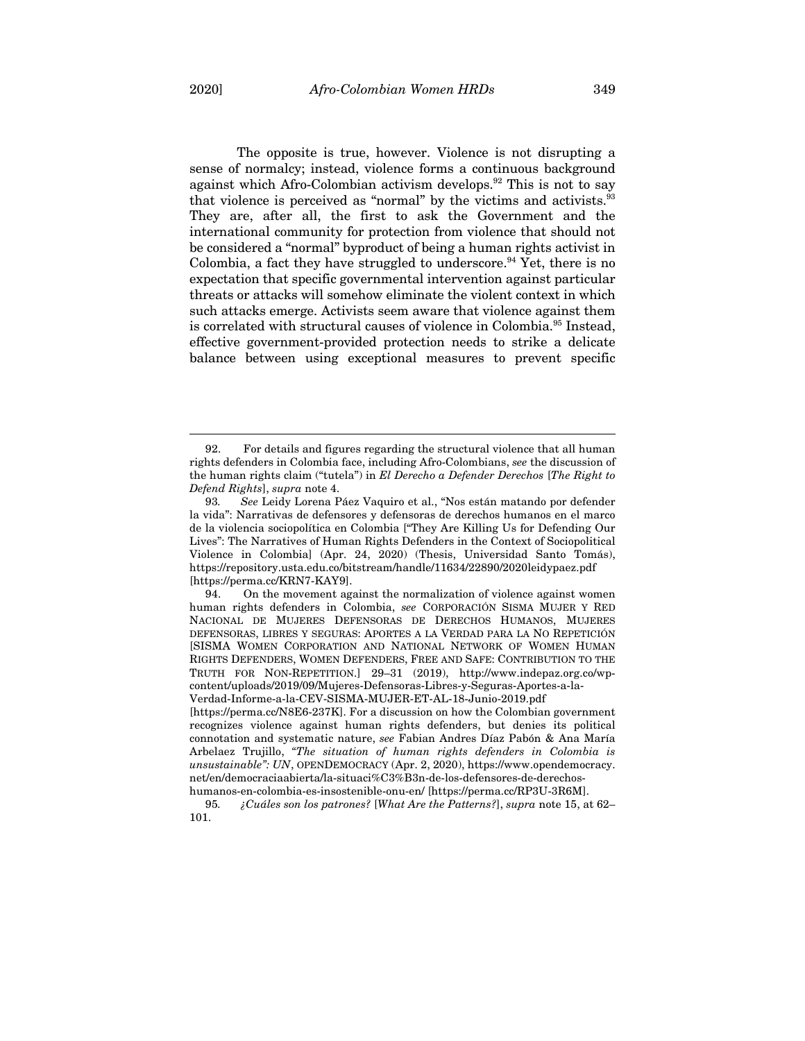The opposite is true, however. Violence is not disrupting a sense of normalcy; instead, violence forms a continuous background against which Afro-Colombian activism develops.[92] This is not to say that violence is perceived as "normal" by the victims and activists.[93] They are, after all, the first to ask the Government and the international community for protection from violence that should not be considered a "normal" byproduct of being a human rights activist in Colombia, a fact they have struggled to underscore.[94] Yet, there is no expectation that specific governmental intervention against particular threats or attacks will somehow eliminate the violent context in which such attacks emerge. Activists seem aware that violence against them is correlated with structural causes of violence in Colombia.[95] Instead, effective government-provided protection needs to strike a delicate balance between using exceptional measures to prevent specific

---

92. For details and figures regarding the structural violence that all human rights defenders in Colombia face, including Afro-Colombians, *see* the discussion of the human rights claim ("tutela") in *El Derecho a Defender Derechos* [*The Right to Defend Rights*], *supra* note 4.

93. *See* Leidy Lorena Páez Vaquiro et al., "Nos están matando por defender la vida": Narrativas de defensores y defensoras de derechos humanos en el marco de la violencia sociopolítica en Colombia ["They Are Killing Us for Defending Our Lives": The Narratives of Human Rights Defenders in the Context of Sociopolitical Violence in Colombia] (Apr. 24, 2020) (Thesis, Universidad Santo Tomás), https://repository.usta.edu.co/bitstream/handle/11634/22890/2020leidypaez.pdf [https://perma.cc/KRN7-KAY9].

94. On the movement against the normalization of violence against women human rights defenders in Colombia, *see* CORPORACIÓN SISMA MUJER Y RED NACIONAL DE MUJERES DEFENSORAS DE DERECHOS HUMANOS, MUJERES DEFENSORAS, LIBRES Y SEGURAS: APORTES A LA VERDAD PARA LA NO REPETICIÓN [SISMA WOMEN CORPORATION AND NATIONAL NETWORK OF WOMEN HUMAN RIGHTS DEFENDERS, WOMEN DEFENDERS, FREE AND SAFE: CONTRIBUTION TO THE TRUTH FOR NON-REPETITION.] 29–31 (2019), http://www.indepaz.org.co/wp-content/uploads/2019/09/Mujeres-Defensoras-Libres-y-Seguras-Aportes-a-la-Verdad-Informe-a-la-CEV-SISMA-MUJER-ET-AL-18-Junio-2019.pdf [https://perma.cc/N8E6-237K]. For a discussion on how the Colombian government recognizes violence against human rights defenders, but denies its political connotation and systematic nature, *see* Fabian Andres Díaz Pabón & Ana María Arbelaez Trujillo, *"The situation of human rights defenders in Colombia is unsustainable": UN*, OPENDEMOCRACY (Apr. 2, 2020), https://www.opendemocracy.net/en/democraciaabierta/la-situaci%C3%B3n-de-los-defensores-de-derechos-humanos-en-colombia-es-insostenible-onu-en/ [https://perma.cc/RP3U-3R6M].

95. *¿Cuáles son los patrones?* [*What Are the Patterns?*], *supra* note 15, at 62–101.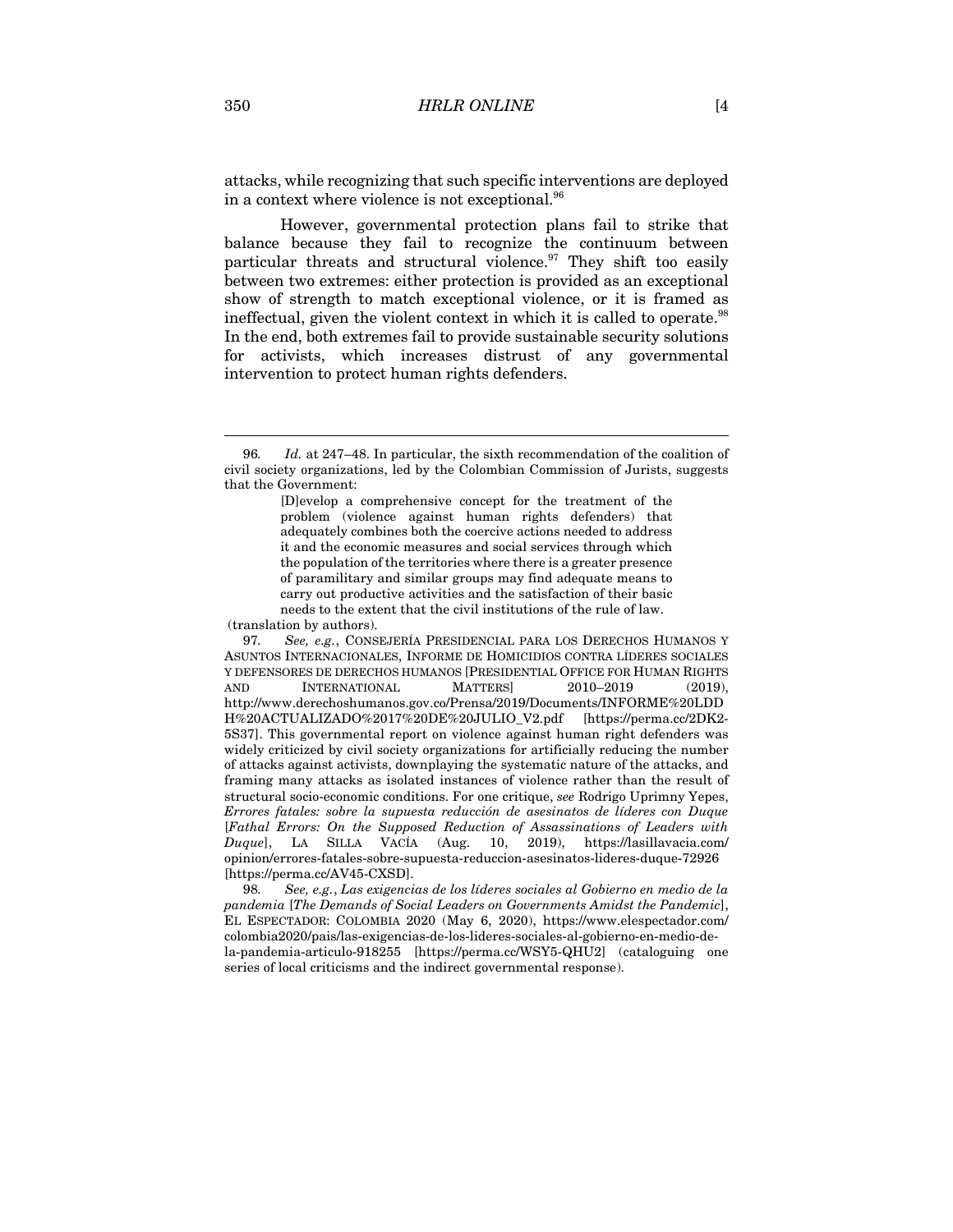attacks, while recognizing that such specific interventions are deployed in a context where violence is not exceptional.[96]

However, governmental protection plans fail to strike that balance because they fail to recognize the continuum between particular threats and structural violence.[97] They shift too easily between two extremes: either protection is provided as an exceptional show of strength to match exceptional violence, or it is framed as ineffectual, given the violent context in which it is called to operate.[98] In the end, both extremes fail to provide sustainable security solutions for activists, which increases distrust of any governmental intervention to protect human rights defenders.

---

96. *Id.* at 247–48. In particular, the sixth recommendation of the coalition of civil society organizations, led by the Colombian Commission of Jurists, suggests that the Government:

> [D]evelop a comprehensive concept for the treatment of the problem (violence against human rights defenders) that adequately combines both the coercive actions needed to address it and the economic measures and social services through which the population of the territories where there is a greater presence of paramilitary and similar groups may find adequate means to carry out productive activities and the satisfaction of their basic needs to the extent that the civil institutions of the rule of law.

(translation by authors).

97. *See, e.g.*, CONSEJERÍA PRESIDENCIAL PARA LOS DERECHOS HUMANOS Y ASUNTOS INTERNACIONALES, INFORME DE HOMICIDIOS CONTRA LÍDERES SOCIALES Y DEFENSORES DE DERECHOS HUMANOS [PRESIDENTIAL OFFICE FOR HUMAN RIGHTS AND INTERNATIONAL MATTERS] 2010–2019 (2019), http://www.derechoshumanos.gov.co/Prensa/2019/Documents/INFORME%20LDDH%20ACTUALIZADO%2017%20DE%20JULIO_V2.pdf [https://perma.cc/2DK2-5S37]. This governmental report on violence against human right defenders was widely criticized by civil society organizations for artificially reducing the number of attacks against activists, downplaying the systematic nature of the attacks, and framing many attacks as isolated instances of violence rather than the result of structural socio-economic conditions. For one critique, *see* Rodrigo Uprimny Yepes, *Errores fatales: sobre la supuesta reducción de asesinatos de líderes con Duque* [*Fathal Errors: On the Supposed Reduction of Assassinations of Leaders with Duque*], LA SILLA VACÍA (Aug. 10, 2019), https://lasillavacia.com/opinion/errores-fatales-sobre-supuesta-reduccion-asesinatos-lideres-duque-72926 [https://perma.cc/AV45-CXSD].

98. *See, e.g.*, *Las exigencias de los líderes sociales al Gobierno en medio de la pandemia* [*The Demands of Social Leaders on Governments Amidst the Pandemic*], EL ESPECTADOR: COLOMBIA 2020 (May 6, 2020), https://www.elespectador.com/colombia2020/pais/las-exigencias-de-los-lideres-sociales-al-gobierno-en-medio-de-la-pandemia-articulo-918255 [https://perma.cc/WSY5-QHU2] (cataloguing one series of local criticisms and the indirect governmental response).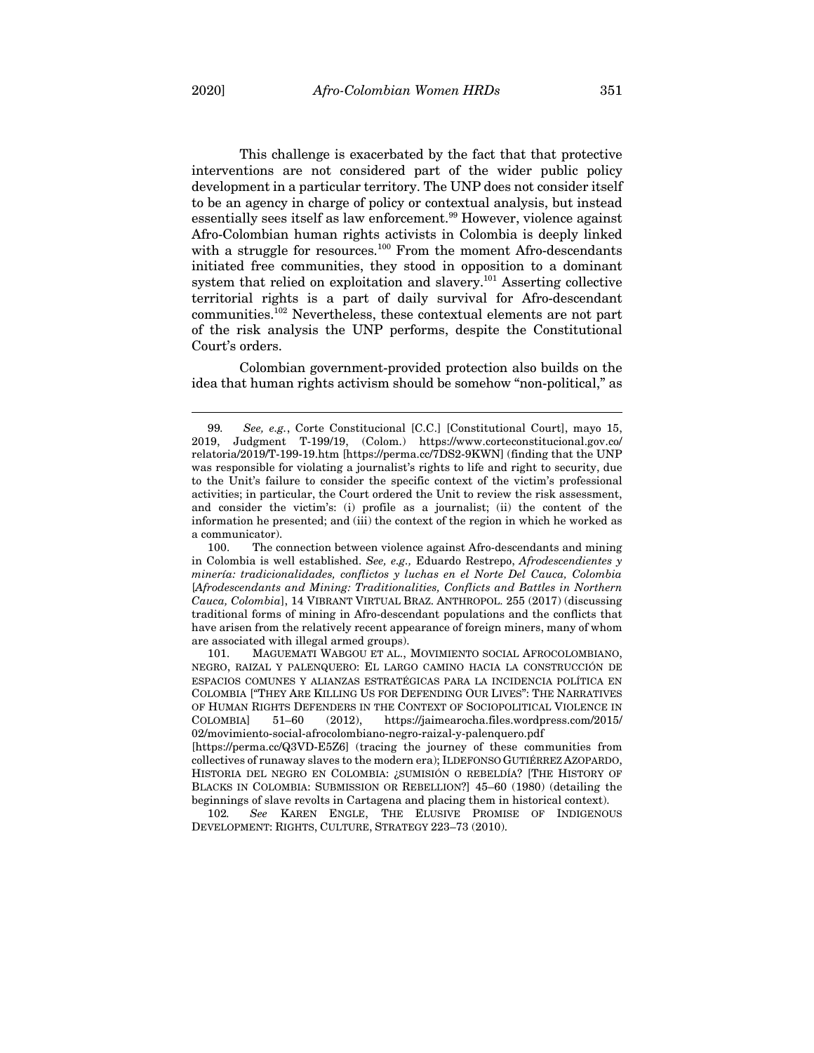This challenge is exacerbated by the fact that that protective interventions are not considered part of the wider public policy development in a particular territory. The UNP does not consider itself to be an agency in charge of policy or contextual analysis, but instead essentially sees itself as law enforcement.[99] However, violence against Afro-Colombian human rights activists in Colombia is deeply linked with a struggle for resources.[100] From the moment Afro-descendants initiated free communities, they stood in opposition to a dominant system that relied on exploitation and slavery.[101] Asserting collective territorial rights is a part of daily survival for Afro-descendant communities.[102] Nevertheless, these contextual elements are not part of the risk analysis the UNP performs, despite the Constitutional Court's orders.

Colombian government-provided protection also builds on the idea that human rights activism should be somehow "non-political," as

---

99. *See, e.g.*, Corte Constitucional [C.C.] [Constitutional Court], mayo 15, 2019, Judgment T-199/19, (Colom.) https://www.corteconstitucional.gov.co/relatoria/2019/T-199-19.htm [https://perma.cc/7DS2-9KWN] (finding that the UNP was responsible for violating a journalist's rights to life and right to security, due to the Unit's failure to consider the specific context of the victim's professional activities; in particular, the Court ordered the Unit to review the risk assessment, and consider the victim's: (i) profile as a journalist; (ii) the content of the information he presented; and (iii) the context of the region in which he worked as a communicator).

100. The connection between violence against Afro-descendants and mining in Colombia is well established. *See, e.g.,* Eduardo Restrepo, *Afrodescendientes y minería: tradicionalidades, conflictos y luchas en el Norte Del Cauca, Colombia* [*Afrodescendants and Mining: Traditionalities, Conflicts and Battles in Northern Cauca, Colombia*], 14 VIBRANT VIRTUAL BRAZ. ANTHROPOL. 255 (2017) (discussing traditional forms of mining in Afro-descendant populations and the conflicts that have arisen from the relatively recent appearance of foreign miners, many of whom are associated with illegal armed groups).

101. MAGUEMATI WABGOU ET AL., MOVIMIENTO SOCIAL AFROCOLOMBIANO, NEGRO, RAIZAL Y PALENQUERO: EL LARGO CAMINO HACIA LA CONSTRUCCIÓN DE ESPACIOS COMUNES Y ALIANZAS ESTRATÉGICAS PARA LA INCIDENCIA POLÍTICA EN COLOMBIA ["THEY ARE KILLING US FOR DEFENDING OUR LIVES": THE NARRATIVES OF HUMAN RIGHTS DEFENDERS IN THE CONTEXT OF SOCIOPOLITICAL VIOLENCE IN COLOMBIA] 51–60 (2012), https://jaimearocha.files.wordpress.com/2015/02/movimiento-social-afrocolombiano-negro-raizal-y-palenquero.pdf [https://perma.cc/Q3VD-E5Z6] (tracing the journey of these communities from collectives of runaway slaves to the modern era); ILDEFONSO GUTIÉRREZ AZOPARDO, HISTORIA DEL NEGRO EN COLOMBIA: ¿SUMISIÓN O REBELDÍA? [THE HISTORY OF BLACKS IN COLOMBIA: SUBMISSION OR REBELLION?] 45–60 (1980) (detailing the beginnings of slave revolts in Cartagena and placing them in historical context).

102. *See* KAREN ENGLE, THE ELUSIVE PROMISE OF INDIGENOUS DEVELOPMENT: RIGHTS, CULTURE, STRATEGY 223–73 (2010).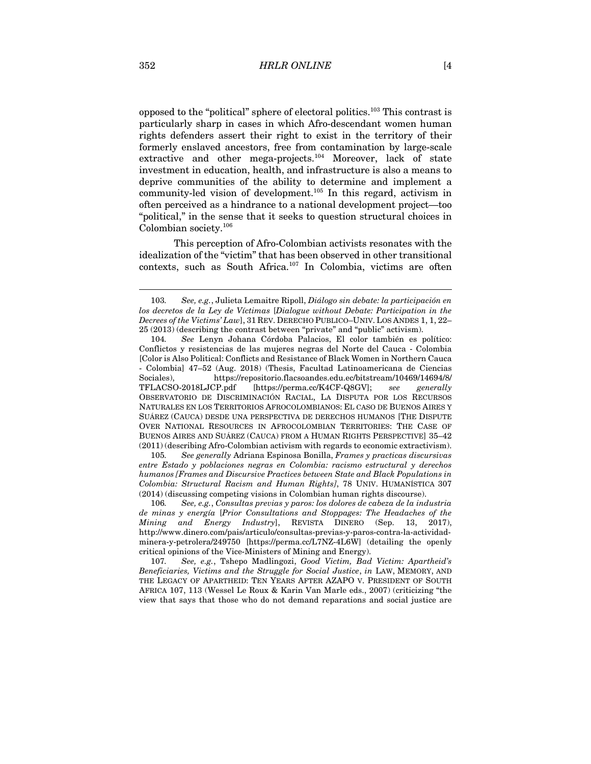opposed to the "political" sphere of electoral politics.[103] This contrast is particularly sharp in cases in which Afro-descendant women human rights defenders assert their right to exist in the territory of their formerly enslaved ancestors, free from contamination by large-scale extractive and other mega-projects.[104] Moreover, lack of state investment in education, health, and infrastructure is also a means to deprive communities of the ability to determine and implement a community-led vision of development.[105] In this regard, activism in often perceived as a hindrance to a national development project—too "political," in the sense that it seeks to question structural choices in Colombian society.[106]

This perception of Afro-Colombian activists resonates with the idealization of the "victim" that has been observed in other transitional contexts, such as South Africa.[107] In Colombia, victims are often

---

103. *See, e.g.*, Julieta Lemaitre Ripoll, *Diálogo sin debate: la participación en los decretos de la Ley de Víctimas* [*Dialogue without Debate: Participation in the Decrees of the Victims' Law*], 31 REV. DERECHO PUBLICO–UNIV. LOS ANDES 1, 1, 22–25 (2013) (describing the contrast between "private" and "public" activism).

104. *See* Lenyn Johana Córdoba Palacios, El color también es político: Conflictos y resistencias de las mujeres negras del Norte del Cauca - Colombia [Color is Also Political: Conflicts and Resistance of Black Women in Northern Cauca - Colombia] 47–52 (Aug. 2018) (Thesis, Facultad Latinoamericana de Ciencias Sociales), https://repositorio.flacsoandes.edu.ec/bitstream/10469/14694/8/TFLACSO-2018LJCP.pdf [https://perma.cc/K4CF-Q8GV]; *see generally* OBSERVATORIO DE DISCRIMINACIÓN RACIAL, LA DISPUTA POR LOS RECURSOS NATURALES EN LOS TERRITORIOS AFROCOLOMBIANOS: EL CASO DE BUENOS AIRES Y SUÁREZ (CAUCA) DESDE UNA PERSPECTIVA DE DERECHOS HUMANOS [THE DISPUTE OVER NATIONAL RESOURCES IN AFROCOLOMBIAN TERRITORIES: THE CASE OF BUENOS AIRES AND SUÁREZ (CAUCA) FROM A HUMAN RIGHTS PERSPECTIVE] 35–42 (2011) (describing Afro-Colombian activism with regards to economic extractivism).

105. *See generally* Adriana Espinosa Bonilla, *Frames y practicas discursivas entre Estado y poblaciones negras en Colombia: racismo estructural y derechos humanos [Frames and Discursive Practices between State and Black Populations in Colombia: Structural Racism and Human Rights]*, 78 UNIV. HUMANÍSTICA 307 (2014) (discussing competing visions in Colombian human rights discourse).

106. *See, e.g.*, *Consultas previas y paros: los dolores de cabeza de la industria de minas y energía* [*Prior Consultations and Stoppages: The Headaches of the Mining and Energy Industry*], REVISTA DINERO (Sep. 13, 2017), http://www.dinero.com/pais/articulo/consultas-previas-y-paros-contra-la-actividad-minera-y-petrolera/249750 [https://perma.cc/L7NZ-4L6W] (detailing the openly critical opinions of the Vice-Ministers of Mining and Energy).

107. *See, e.g.*, Tshepo Madlingozi, *Good Victim, Bad Victim: Apartheid's Beneficiaries, Victims and the Struggle for Social Justice*, *in* LAW, MEMORY, AND THE LEGACY OF APARTHEID: TEN YEARS AFTER AZAPO V. PRESIDENT OF SOUTH AFRICA 107, 113 (Wessel Le Roux & Karin Van Marle eds., 2007) (criticizing "the view that says that those who do not demand reparations and social justice are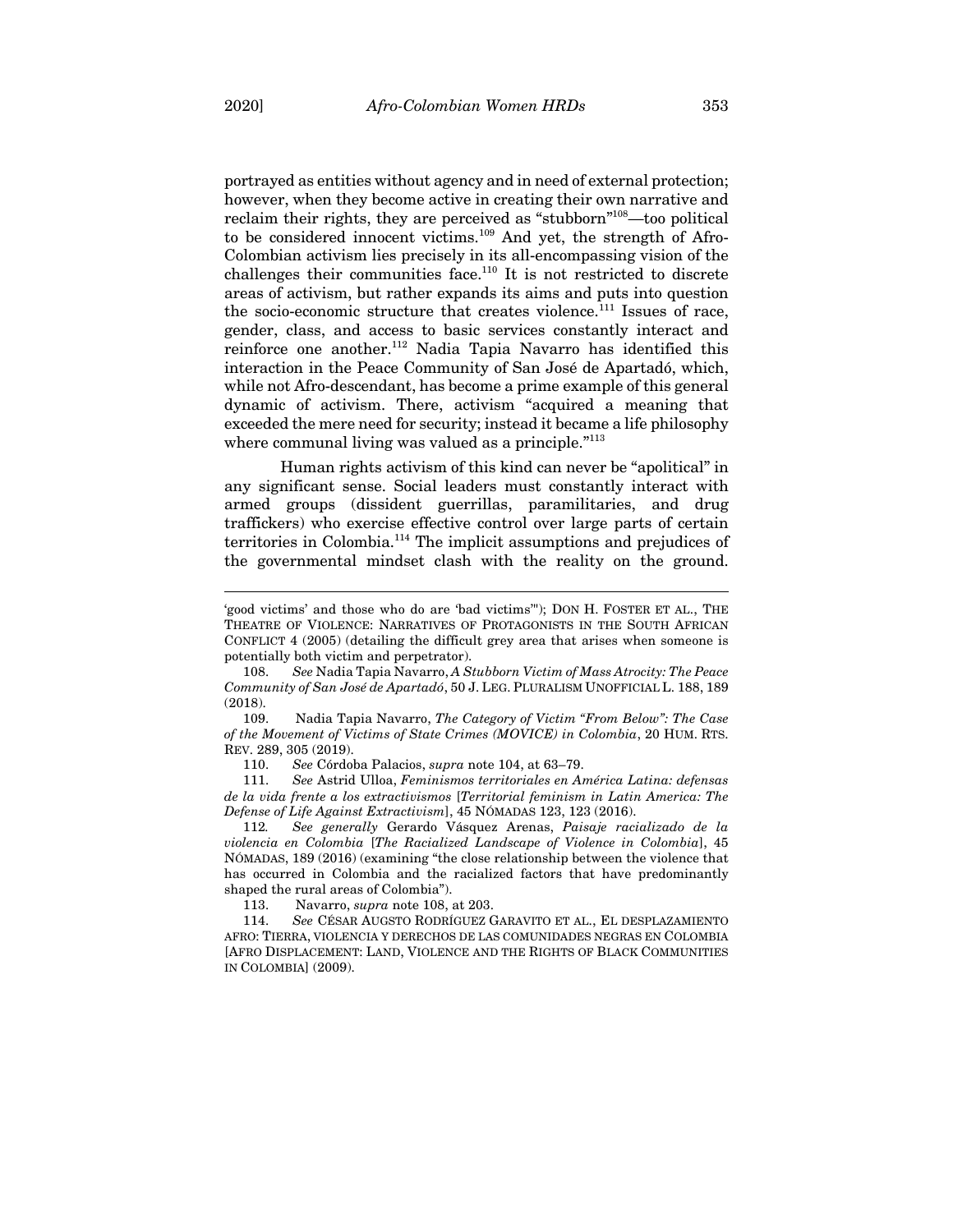portrayed as entities without agency and in need of external protection; however, when they become active in creating their own narrative and reclaim their rights, they are perceived as "stubborn"[108]—too political to be considered innocent victims.[109] And yet, the strength of Afro-Colombian activism lies precisely in its all-encompassing vision of the challenges their communities face.[110] It is not restricted to discrete areas of activism, but rather expands its aims and puts into question the socio-economic structure that creates violence.[111] Issues of race, gender, class, and access to basic services constantly interact and reinforce one another.[112] Nadia Tapia Navarro has identified this interaction in the Peace Community of San José de Apartadó, which, while not Afro-descendant, has become a prime example of this general dynamic of activism. There, activism "acquired a meaning that exceeded the mere need for security; instead it became a life philosophy where communal living was valued as a principle."[113]

Human rights activism of this kind can never be "apolitical" in any significant sense. Social leaders must constantly interact with armed groups (dissident guerrillas, paramilitaries, and drug traffickers) who exercise effective control over large parts of certain territories in Colombia.[114] The implicit assumptions and prejudices of the governmental mindset clash with the reality on the ground.

---

'good victims' and those who do are 'bad victims'"); DON H. FOSTER ET AL., THE THEATRE OF VIOLENCE: NARRATIVES OF PROTAGONISTS IN THE SOUTH AFRICAN CONFLICT 4 (2005) (detailing the difficult grey area that arises when someone is potentially both victim and perpetrator).

108. *See* Nadia Tapia Navarro, *A Stubborn Victim of Mass Atrocity: The Peace Community of San José de Apartadó*, 50 J. LEG. PLURALISM UNOFFICIAL L. 188, 189 (2018).

109. Nadia Tapia Navarro, *The Category of Victim "From Below": The Case of the Movement of Victims of State Crimes (MOVICE) in Colombia*, 20 HUM. RTS. REV. 289, 305 (2019).

110. *See* Córdoba Palacios, *supra* note 104, at 63–79.

111. *See* Astrid Ulloa, *Feminismos territoriales en América Latina: defensas de la vida frente a los extractivismos* [*Territorial feminism in Latin America: The Defense of Life Against Extractivism*], 45 NÓMADAS 123, 123 (2016).

112. *See generally* Gerardo Vásquez Arenas, *Paisaje racializado de la violencia en Colombia* [*The Racialized Landscape of Violence in Colombia*], 45 NÓMADAS, 189 (2016) (examining "the close relationship between the violence that has occurred in Colombia and the racialized factors that have predominantly shaped the rural areas of Colombia").

113. Navarro, *supra* note 108, at 203.

114. *See* CÉSAR AUGSTO RODRÍGUEZ GARAVITO ET AL., EL DESPLAZAMIENTO AFRO: TIERRA, VIOLENCIA Y DERECHOS DE LAS COMUNIDADES NEGRAS EN COLOMBIA [AFRO DISPLACEMENT: LAND, VIOLENCE AND THE RIGHTS OF BLACK COMMUNITIES IN COLOMBIA] (2009).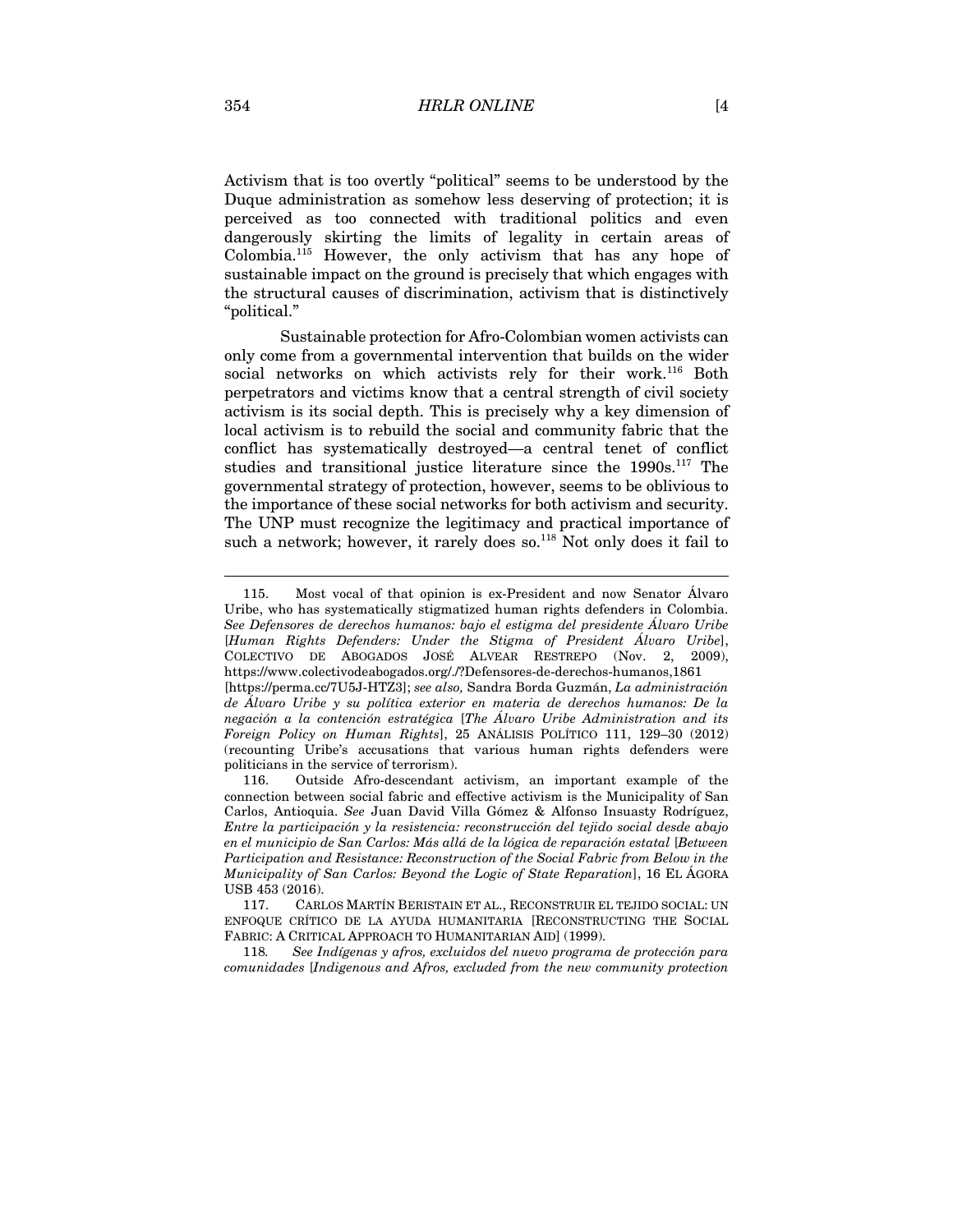Activism that is too overtly "political" seems to be understood by the Duque administration as somehow less deserving of protection; it is perceived as too connected with traditional politics and even dangerously skirting the limits of legality in certain areas of Colombia.[115] However, the only activism that has any hope of sustainable impact on the ground is precisely that which engages with the structural causes of discrimination, activism that is distinctively "political."

Sustainable protection for Afro-Colombian women activists can only come from a governmental intervention that builds on the wider social networks on which activists rely for their work.[116] Both perpetrators and victims know that a central strength of civil society activism is its social depth. This is precisely why a key dimension of local activism is to rebuild the social and community fabric that the conflict has systematically destroyed—a central tenet of conflict studies and transitional justice literature since the 1990s.[117] The governmental strategy of protection, however, seems to be oblivious to the importance of these social networks for both activism and security. The UNP must recognize the legitimacy and practical importance of such a network; however, it rarely does so.[118] Not only does it fail to

---

115. Most vocal of that opinion is ex-President and now Senator Álvaro Uribe, who has systematically stigmatized human rights defenders in Colombia. *See Defensores de derechos humanos: bajo el estigma del presidente Álvaro Uribe* [*Human Rights Defenders: Under the Stigma of President Álvaro Uribe*], COLECTIVO DE ABOGADOS JOSÉ ALVEAR RESTREPO (Nov. 2, 2009), https://www.colectivodeabogados.org/./?Defensores-de-derechos-humanos,1861 [https://perma.cc/7U5J-HTZ3]; *see also,* Sandra Borda Guzmán, *La administración de Álvaro Uribe y su política exterior en materia de derechos humanos: De la negación a la contención estratégica* [*The Álvaro Uribe Administration and its Foreign Policy on Human Rights*], 25 ANÁLISIS POLÍTICO 111, 129–30 (2012) (recounting Uribe's accusations that various human rights defenders were politicians in the service of terrorism).

116. Outside Afro-descendant activism, an important example of the connection between social fabric and effective activism is the Municipality of San Carlos, Antioquia. *See* Juan David Villa Gómez & Alfonso Insuasty Rodríguez, *Entre la participación y la resistencia: reconstrucción del tejido social desde abajo en el municipio de San Carlos: Más allá de la lógica de reparación estatal* [*Between Participation and Resistance: Reconstruction of the Social Fabric from Below in the Municipality of San Carlos: Beyond the Logic of State Reparation*], 16 EL ÁGORA USB 453 (2016).

117. CARLOS MARTÍN BERISTAIN ET AL., RECONSTRUIR EL TEJIDO SOCIAL: UN ENFOQUE CRÍTICO DE LA AYUDA HUMANITARIA [RECONSTRUCTING THE SOCIAL FABRIC: A CRITICAL APPROACH TO HUMANITARIAN AID] (1999).

118. *See Indígenas y afros, excluidos del nuevo programa de protección para comunidades* [*Indigenous and Afros, excluded from the new community protection*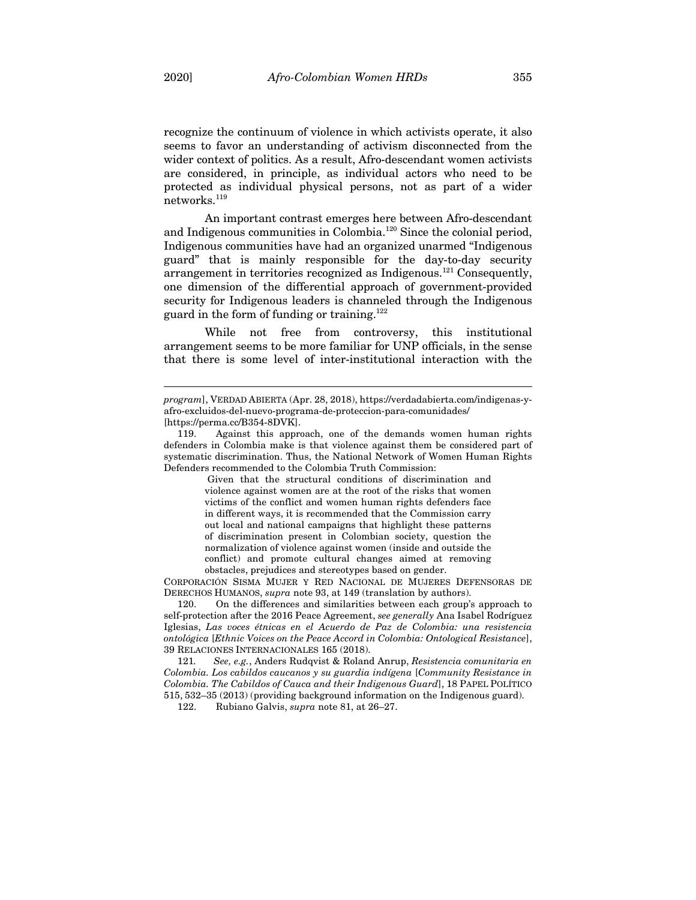recognize the continuum of violence in which activists operate, it also seems to favor an understanding of activism disconnected from the wider context of politics. As a result, Afro-descendant women activists are considered, in principle, as individual actors who need to be protected as individual physical persons, not as part of a wider networks.[119]

An important contrast emerges here between Afro-descendant and Indigenous communities in Colombia.[120] Since the colonial period, Indigenous communities have had an organized unarmed "Indigenous guard" that is mainly responsible for the day-to-day security arrangement in territories recognized as Indigenous.[121] Consequently, one dimension of the differential approach of government-provided security for Indigenous leaders is channeled through the Indigenous guard in the form of funding or training.[122]

While not free from controversy, this institutional arrangement seems to be more familiar for UNP officials, in the sense that there is some level of inter-institutional interaction with the

---

*program*], VERDAD ABIERTA (Apr. 28, 2018), https://verdadabierta.com/indigenas-y-afro-excluidos-del-nuevo-programa-de-proteccion-para-comunidades/ [https://perma.cc/B354-8DVK].

119. Against this approach, one of the demands women human rights defenders in Colombia make is that violence against them be considered part of systematic discrimination. Thus, the National Network of Women Human Rights Defenders recommended to the Colombia Truth Commission:

> Given that the structural conditions of discrimination and violence against women are at the root of the risks that women victims of the conflict and women human rights defenders face in different ways, it is recommended that the Commission carry out local and national campaigns that highlight these patterns of discrimination present in Colombian society, question the normalization of violence against women (inside and outside the conflict) and promote cultural changes aimed at removing obstacles, prejudices and stereotypes based on gender.

CORPORACIÓN SISMA MUJER Y RED NACIONAL DE MUJERES DEFENSORAS DE DERECHOS HUMANOS, *supra* note 93, at 149 (translation by authors).

120. On the differences and similarities between each group's approach to self-protection after the 2016 Peace Agreement, *see generally* Ana Isabel Rodríguez Iglesias, *Las voces étnicas en el Acuerdo de Paz de Colombia: una resistencia ontológica* [*Ethnic Voices on the Peace Accord in Colombia: Ontological Resistance*], 39 RELACIONES INTERNACIONALES 165 (2018).

121. *See, e.g.*, Anders Rudqvist & Roland Anrup, *Resistencia comunitaria en Colombia. Los cabildos caucanos y su guardia indígena* [*Community Resistance in Colombia. The Cabildos of Cauca and their Indigenous Guard*], 18 PAPEL POLÍTICO 515, 532–35 (2013) (providing background information on the Indigenous guard).

122. Rubiano Galvis, *supra* note 81, at 26–27.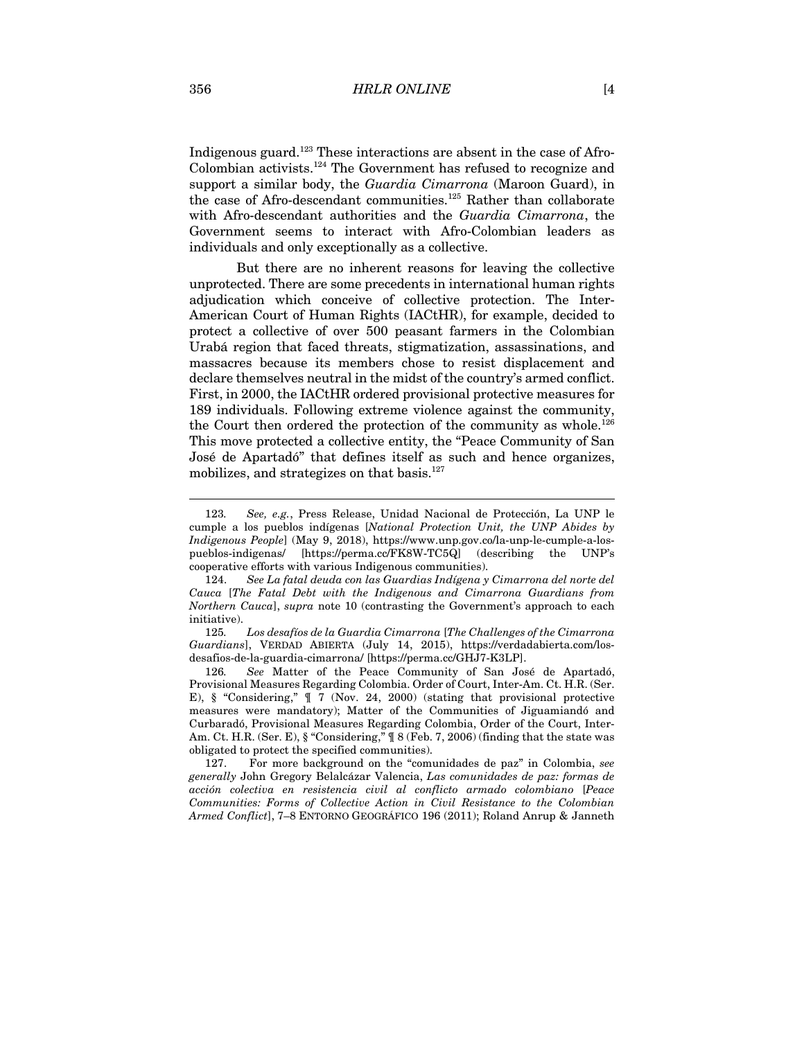Indigenous guard.[123] These interactions are absent in the case of Afro-Colombian activists.[124] The Government has refused to recognize and support a similar body, the *Guardia Cimarrona* (Maroon Guard), in the case of Afro-descendant communities.[125] Rather than collaborate with Afro-descendant authorities and the *Guardia Cimarrona*, the Government seems to interact with Afro-Colombian leaders as individuals and only exceptionally as a collective.

But there are no inherent reasons for leaving the collective unprotected. There are some precedents in international human rights adjudication which conceive of collective protection. The Inter-American Court of Human Rights (IACtHR), for example, decided to protect a collective of over 500 peasant farmers in the Colombian Urabá region that faced threats, stigmatization, assassinations, and massacres because its members chose to resist displacement and declare themselves neutral in the midst of the country's armed conflict. First, in 2000, the IACtHR ordered provisional protective measures for 189 individuals. Following extreme violence against the community, the Court then ordered the protection of the community as whole.[126] This move protected a collective entity, the "Peace Community of San José de Apartadó" that defines itself as such and hence organizes, mobilizes, and strategizes on that basis.[127]

---

123. *See, e.g.*, Press Release, Unidad Nacional de Protección, La UNP le cumple a los pueblos indígenas [*National Protection Unit, the UNP Abides by Indigenous People*] (May 9, 2018), https://www.unp.gov.co/la-unp-le-cumple-a-los-pueblos-indigenas/ [https://perma.cc/FK8W-TC5Q] (describing the UNP's cooperative efforts with various Indigenous communities).

124. *See La fatal deuda con las Guardias Indígena y Cimarrona del norte del Cauca* [*The Fatal Debt with the Indigenous and Cimarrona Guardians from Northern Cauca*], *supra* note 10 (contrasting the Government's approach to each initiative).

125. *Los desafíos de la Guardia Cimarrona* [*The Challenges of the Cimarrona Guardians*], VERDAD ABIERTA (July 14, 2015), https://verdadabierta.com/los-desafios-de-la-guardia-cimarrona/ [https://perma.cc/GHJ7-K3LP].

126. *See* Matter of the Peace Community of San José de Apartadó, Provisional Measures Regarding Colombia. Order of Court, Inter-Am. Ct. H.R. (Ser. E), § "Considering," ¶ 7 (Nov. 24, 2000) (stating that provisional protective measures were mandatory); Matter of the Communities of Jiguamiandó and Curbaradó, Provisional Measures Regarding Colombia, Order of the Court, Inter-Am. Ct. H.R. (Ser. E), § "Considering," ¶ 8 (Feb. 7, 2006) (finding that the state was obligated to protect the specified communities).

127. For more background on the "comunidades de paz" in Colombia, *see generally* John Gregory Belalcázar Valencia, *Las comunidades de paz: formas de acción colectiva en resistencia civil al conflicto armado colombiano* [*Peace Communities: Forms of Collective Action in Civil Resistance to the Colombian Armed Conflict*], 7–8 ENTORNO GEOGRÁFICO 196 (2011); Roland Anrup & Janneth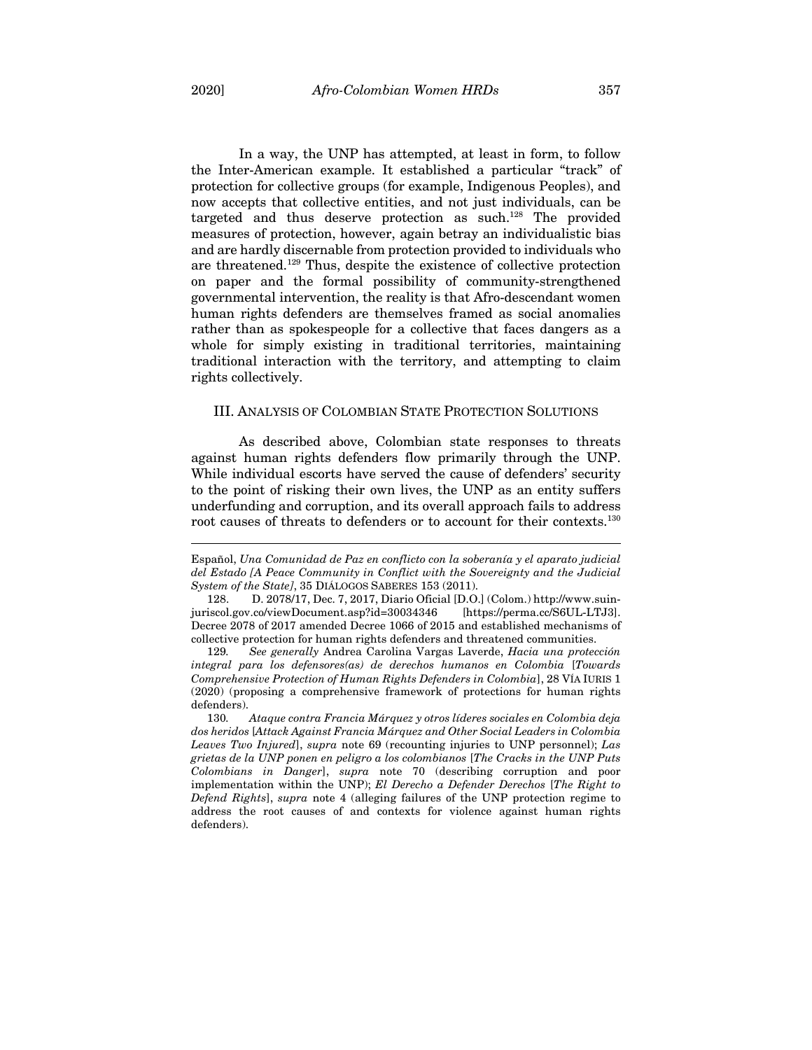In a way, the UNP has attempted, at least in form, to follow the Inter-American example. It established a particular "track" of protection for collective groups (for example, Indigenous Peoples), and now accepts that collective entities, and not just individuals, can be targeted and thus deserve protection as such.[128] The provided measures of protection, however, again betray an individualistic bias and are hardly discernable from protection provided to individuals who are threatened.[129] Thus, despite the existence of collective protection on paper and the formal possibility of community-strengthened governmental intervention, the reality is that Afro-descendant women human rights defenders are themselves framed as social anomalies rather than as spokespeople for a collective that faces dangers as a whole for simply existing in traditional territories, maintaining traditional interaction with the territory, and attempting to claim rights collectively.

## III. ANALYSIS OF COLOMBIAN STATE PROTECTION SOLUTIONS

As described above, Colombian state responses to threats against human rights defenders flow primarily through the UNP. While individual escorts have served the cause of defenders' security to the point of risking their own lives, the UNP as an entity suffers underfunding and corruption, and its overall approach fails to address root causes of threats to defenders or to account for their contexts.[130]

---

Español, *Una Comunidad de Paz en conflicto con la soberanía y el aparato judicial del Estado [A Peace Community in Conflict with the Sovereignty and the Judicial System of the State]*, 35 DIÁLOGOS SABERES 153 (2011).

128. D. 2078/17, Dec. 7, 2017, Diario Oficial [D.O.] (Colom.) http://www.suin-juriscol.gov.co/viewDocument.asp?id=30034346 [https://perma.cc/S6UL-LTJ3]. Decree 2078 of 2017 amended Decree 1066 of 2015 and established mechanisms of collective protection for human rights defenders and threatened communities.

129. *See generally* Andrea Carolina Vargas Laverde, *Hacia una protección integral para los defensores(as) de derechos humanos en Colombia* [*Towards Comprehensive Protection of Human Rights Defenders in Colombia*], 28 VÍA IURIS 1 (2020) (proposing a comprehensive framework of protections for human rights defenders).

130. *Ataque contra Francia Márquez y otros líderes sociales en Colombia deja dos heridos* [*Attack Against Francia Márquez and Other Social Leaders in Colombia Leaves Two Injured*], *supra* note 69 (recounting injuries to UNP personnel); *Las grietas de la UNP ponen en peligro a los colombianos* [*The Cracks in the UNP Puts Colombians in Danger*], *supra* note 70 (describing corruption and poor implementation within the UNP); *El Derecho a Defender Derechos* [*The Right to Defend Rights*], *supra* note 4 (alleging failures of the UNP protection regime to address the root causes of and contexts for violence against human rights defenders).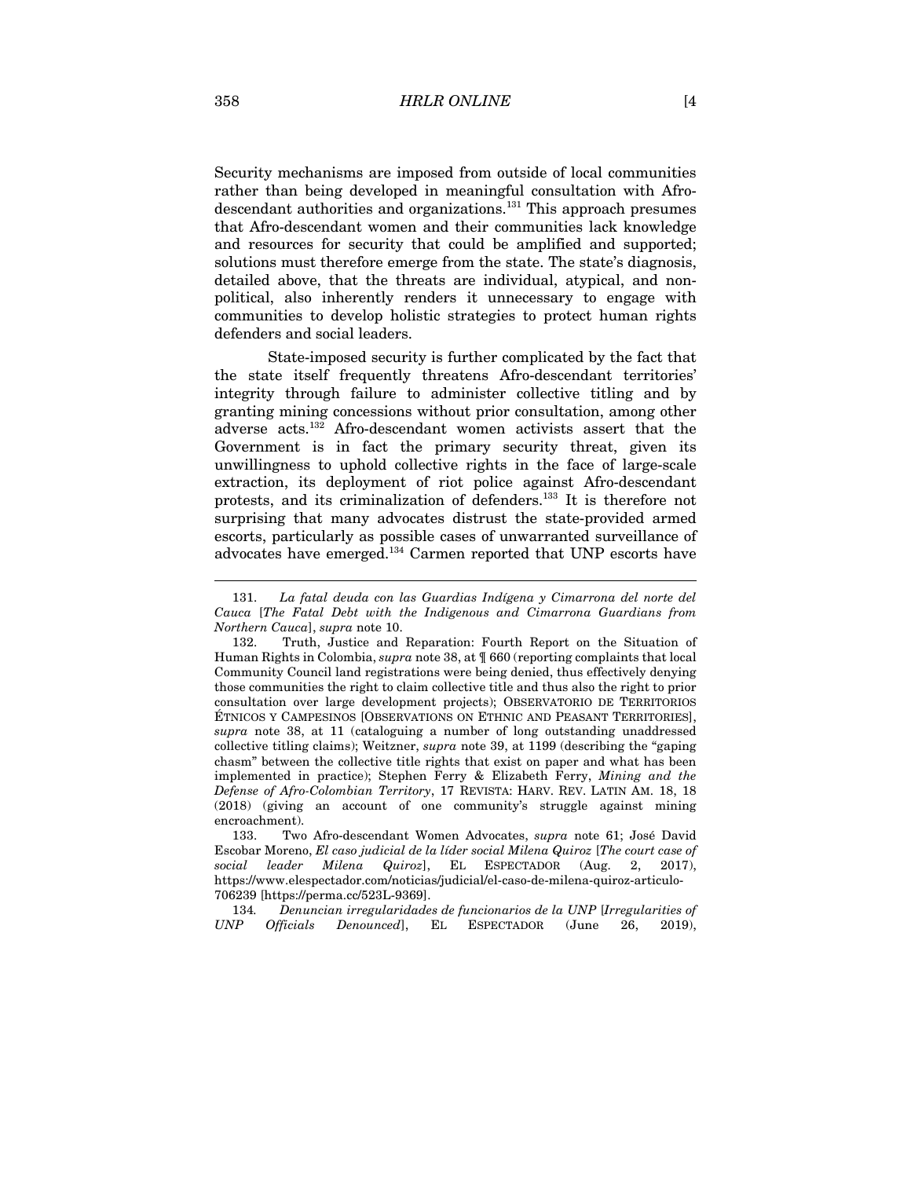Security mechanisms are imposed from outside of local communities rather than being developed in meaningful consultation with Afro-descendant authorities and organizations.[131] This approach presumes that Afro-descendant women and their communities lack knowledge and resources for security that could be amplified and supported; solutions must therefore emerge from the state. The state's diagnosis, detailed above, that the threats are individual, atypical, and non-political, also inherently renders it unnecessary to engage with communities to develop holistic strategies to protect human rights defenders and social leaders.

State-imposed security is further complicated by the fact that the state itself frequently threatens Afro-descendant territories' integrity through failure to administer collective titling and by granting mining concessions without prior consultation, among other adverse acts.[132] Afro-descendant women activists assert that the Government is in fact the primary security threat, given its unwillingness to uphold collective rights in the face of large-scale extraction, its deployment of riot police against Afro-descendant protests, and its criminalization of defenders.[133] It is therefore not surprising that many advocates distrust the state-provided armed escorts, particularly as possible cases of unwarranted surveillance of advocates have emerged.[134] Carmen reported that UNP escorts have

---

131. *La fatal deuda con las Guardias Indígena y Cimarrona del norte del Cauca* [*The Fatal Debt with the Indigenous and Cimarrona Guardians from Northern Cauca*], *supra* note 10.

132. Truth, Justice and Reparation: Fourth Report on the Situation of Human Rights in Colombia, *supra* note 38, at ¶ 660 (reporting complaints that local Community Council land registrations were being denied, thus effectively denying those communities the right to claim collective title and thus also the right to prior consultation over large development projects); OBSERVATORIO DE TERRITORIOS ÉTNICOS Y CAMPESINOS [OBSERVATIONS ON ETHNIC AND PEASANT TERRITORIES], *supra* note 38, at 11 (cataloguing a number of long outstanding unaddressed collective titling claims); Weitzner, *supra* note 39, at 1199 (describing the "gaping chasm" between the collective title rights that exist on paper and what has been implemented in practice); Stephen Ferry & Elizabeth Ferry, *Mining and the Defense of Afro-Colombian Territory*, 17 REVISTA: HARV. REV. LATIN AM. 18, 18 (2018) (giving an account of one community's struggle against mining encroachment).

133. Two Afro-descendant Women Advocates, *supra* note 61; José David Escobar Moreno, *El caso judicial de la líder social Milena Quiroz* [*The court case of social leader Milena Quiroz*], EL ESPECTADOR (Aug. 2, 2017), https://www.elespectador.com/noticias/judicial/el-caso-de-milena-quiroz-articulo-706239 [https://perma.cc/523L-9369].

134. *Denuncian irregularidades de funcionarios de la UNP* [*Irregularities of UNP Officials Denounced*], EL ESPECTADOR (June 26, 2019),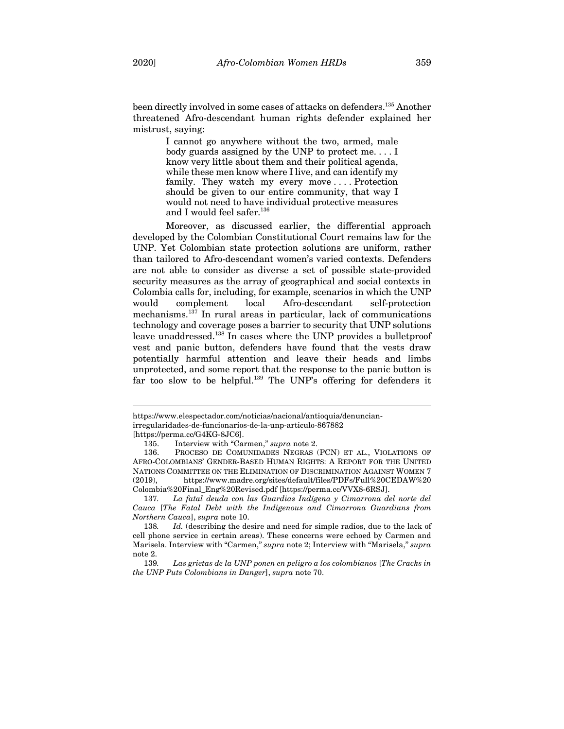been directly involved in some cases of attacks on defenders.[135] Another threatened Afro-descendant human rights defender explained her mistrust, saying:

> I cannot go anywhere without the two, armed, male body guards assigned by the UNP to protect me. . . . I know very little about them and their political agenda, while these men know where I live, and can identify my family. They watch my every move . . . . Protection should be given to our entire community, that way I would not need to have individual protective measures and I would feel safer.[136]

Moreover, as discussed earlier, the differential approach developed by the Colombian Constitutional Court remains law for the UNP. Yet Colombian state protection solutions are uniform, rather than tailored to Afro-descendant women's varied contexts. Defenders are not able to consider as diverse a set of possible state-provided security measures as the array of geographical and social contexts in Colombia calls for, including, for example, scenarios in which the UNP would complement local Afro-descendant self-protection mechanisms.[137] In rural areas in particular, lack of communications technology and coverage poses a barrier to security that UNP solutions leave unaddressed.[138] In cases where the UNP provides a bulletproof vest and panic button, defenders have found that the vests draw potentially harmful attention and leave their heads and limbs unprotected, and some report that the response to the panic button is far too slow to be helpful.[139] The UNP's offering for defenders it

---

https://www.elespectador.com/noticias/nacional/antioquia/denuncian-irregularidades-de-funcionarios-de-la-unp-articulo-867882 [https://perma.cc/G4KG-8JC6].

135. Interview with "Carmen," *supra* note 2.

136. PROCESO DE COMUNIDADES NEGRAS (PCN) ET AL., VIOLATIONS OF AFRO-COLOMBIANS' GENDER-BASED HUMAN RIGHTS: A REPORT FOR THE UNITED NATIONS COMMITTEE ON THE ELIMINATION OF DISCRIMINATION AGAINST WOMEN 7 (2019), https://www.madre.org/sites/default/files/PDFs/Full%20CEDAW%20Colombia%20Final_Eng%20Revised.pdf [https://perma.cc/VVX8-6RSJ].

137. *La fatal deuda con las Guardias Indígena y Cimarrona del norte del Cauca* [*The Fatal Debt with the Indigenous and Cimarrona Guardians from Northern Cauca*], *supra* note 10.

138. *Id.* (describing the desire and need for simple radios, due to the lack of cell phone service in certain areas). These concerns were echoed by Carmen and Marisela. Interview with "Carmen," *supra* note 2; Interview with "Marisela," *supra* note 2.

139. *Las grietas de la UNP ponen en peligro a los colombianos* [*The Cracks in the UNP Puts Colombians in Danger*], *supra* note 70.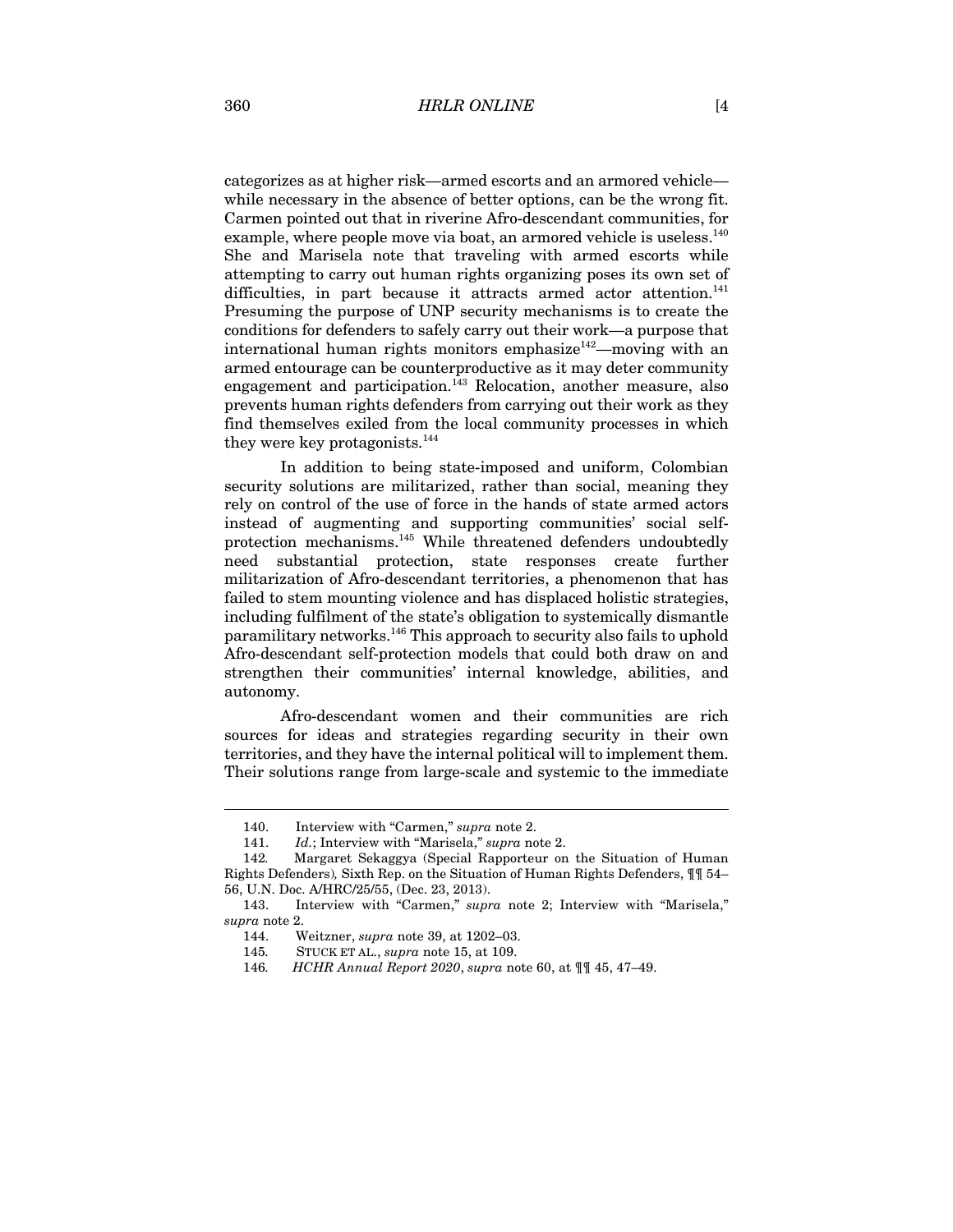categorizes as at higher risk—armed escorts and an armored vehicle—while necessary in the absence of better options, can be the wrong fit. Carmen pointed out that in riverine Afro-descendant communities, for example, where people move via boat, an armored vehicle is useless.[140] She and Marisela note that traveling with armed escorts while attempting to carry out human rights organizing poses its own set of difficulties, in part because it attracts armed actor attention.[141] Presuming the purpose of UNP security mechanisms is to create the conditions for defenders to safely carry out their work—a purpose that international human rights monitors emphasize[142]—moving with an armed entourage can be counterproductive as it may deter community engagement and participation.[143] Relocation, another measure, also prevents human rights defenders from carrying out their work as they find themselves exiled from the local community processes in which they were key protagonists.[144]

In addition to being state-imposed and uniform, Colombian security solutions are militarized, rather than social, meaning they rely on control of the use of force in the hands of state armed actors instead of augmenting and supporting communities' social self-protection mechanisms.[145] While threatened defenders undoubtedly need substantial protection, state responses create further militarization of Afro-descendant territories, a phenomenon that has failed to stem mounting violence and has displaced holistic strategies, including fulfilment of the state's obligation to systemically dismantle paramilitary networks.[146] This approach to security also fails to uphold Afro-descendant self-protection models that could both draw on and strengthen their communities' internal knowledge, abilities, and autonomy.

Afro-descendant women and their communities are rich sources for ideas and strategies regarding security in their own territories, and they have the internal political will to implement them. Their solutions range from large-scale and systemic to the immediate

---

140. Interview with "Carmen," *supra* note 2.

141. *Id.*; Interview with "Marisela," *supra* note 2.

142. Margaret Sekaggya (Special Rapporteur on the Situation of Human Rights Defenders), Sixth Rep. on the Situation of Human Rights Defenders, ¶¶ 54–56, U.N. Doc. A/HRC/25/55, (Dec. 23, 2013).

143. Interview with "Carmen," *supra* note 2; Interview with "Marisela," *supra* note 2.

144. Weitzner, *supra* note 39, at 1202–03.

145. STUCK ET AL., *supra* note 15, at 109.

146. *HCHR Annual Report 2020*, *supra* note 60, at ¶¶ 45, 47–49.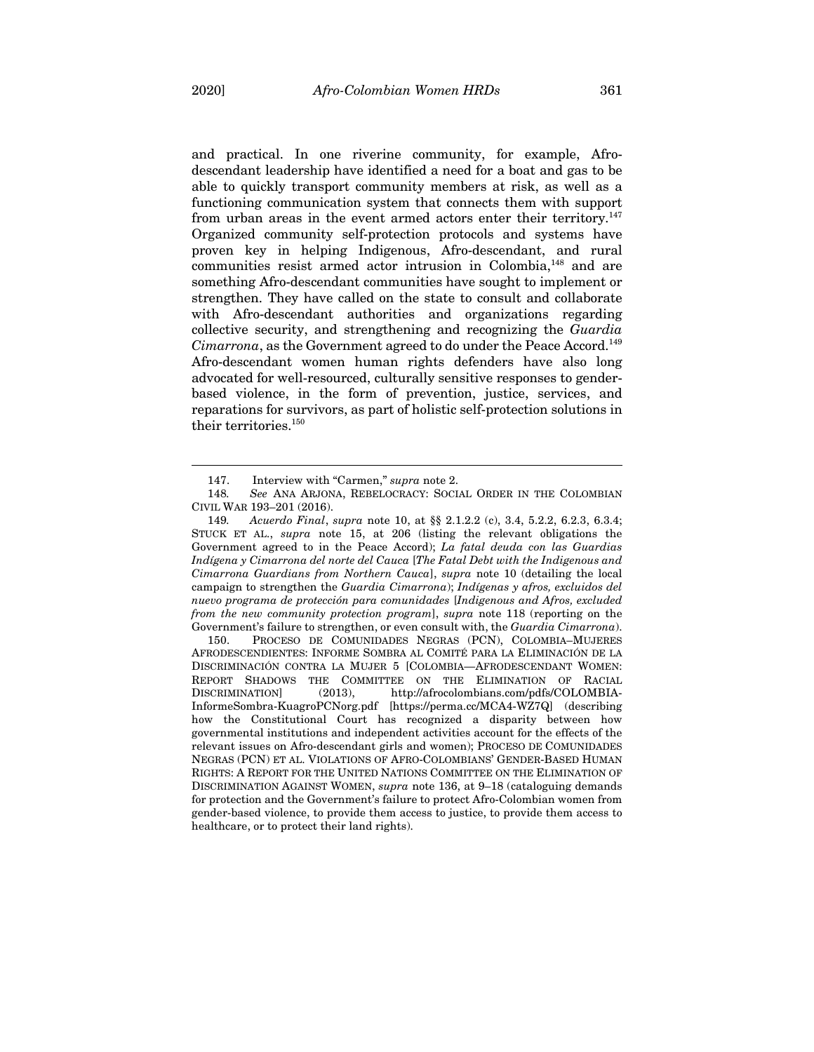and practical. In one riverine community, for example, Afro-descendant leadership have identified a need for a boat and gas to be able to quickly transport community members at risk, as well as a functioning communication system that connects them with support from urban areas in the event armed actors enter their territory.[147] Organized community self-protection protocols and systems have proven key in helping Indigenous, Afro-descendant, and rural communities resist armed actor intrusion in Colombia,[148] and are something Afro-descendant communities have sought to implement or strengthen. They have called on the state to consult and collaborate with Afro-descendant authorities and organizations regarding collective security, and strengthening and recognizing the *Guardia Cimarrona*, as the Government agreed to do under the Peace Accord.[149] Afro-descendant women human rights defenders have also long advocated for well-resourced, culturally sensitive responses to gender-based violence, in the form of prevention, justice, services, and reparations for survivors, as part of holistic self-protection solutions in their territories.[150]

---

147. Interview with "Carmen," *supra* note 2.

148. *See* ANA ARJONA, REBELOCRACY: SOCIAL ORDER IN THE COLOMBIAN CIVIL WAR 193–201 (2016).

149. *Acuerdo Final*, *supra* note 10, at §§ 2.1.2.2 (c), 3.4, 5.2.2, 6.2.3, 6.3.4; STUCK ET AL., *supra* note 15, at 206 (listing the relevant obligations the Government agreed to in the Peace Accord); *La fatal deuda con las Guardias Indígena y Cimarrona del norte del Cauca* [*The Fatal Debt with the Indigenous and Cimarrona Guardians from Northern Cauca*], *supra* note 10 (detailing the local campaign to strengthen the *Guardia Cimarrona*); *Indígenas y afros, excluidos del nuevo programa de protección para comunidades* [*Indigenous and Afros, excluded from the new community protection program*], *supra* note 118 (reporting on the Government's failure to strengthen, or even consult with, the *Guardia Cimarrona*).

150. PROCESO DE COMUNIDADES NEGRAS (PCN), COLOMBIA–MUJERES AFRODESCENDIENTES: INFORME SOMBRA AL COMITÉ PARA LA ELIMINACIÓN DE LA DISCRIMINACIÓN CONTRA LA MUJER 5 [COLOMBIA—AFRODESCENDANT WOMEN: REPORT SHADOWS THE COMMITTEE ON THE ELIMINATION OF RACIAL DISCRIMINATION] (2013), http://afrocolombians.com/pdfs/COLOMBIA-InformeSombra-KuagroPCNorg.pdf [https://perma.cc/MCA4-WZ7Q] (describing how the Constitutional Court has recognized a disparity between how governmental institutions and independent activities account for the effects of the relevant issues on Afro-descendant girls and women); PROCESO DE COMUNIDADES NEGRAS (PCN) ET AL. VIOLATIONS OF AFRO-COLOMBIANS' GENDER-BASED HUMAN RIGHTS: A REPORT FOR THE UNITED NATIONS COMMITTEE ON THE ELIMINATION OF DISCRIMINATION AGAINST WOMEN, *supra* note 136, at 9–18 (cataloguing demands for protection and the Government's failure to protect Afro-Colombian women from gender-based violence, to provide them access to justice, to provide them access to healthcare, or to protect their land rights).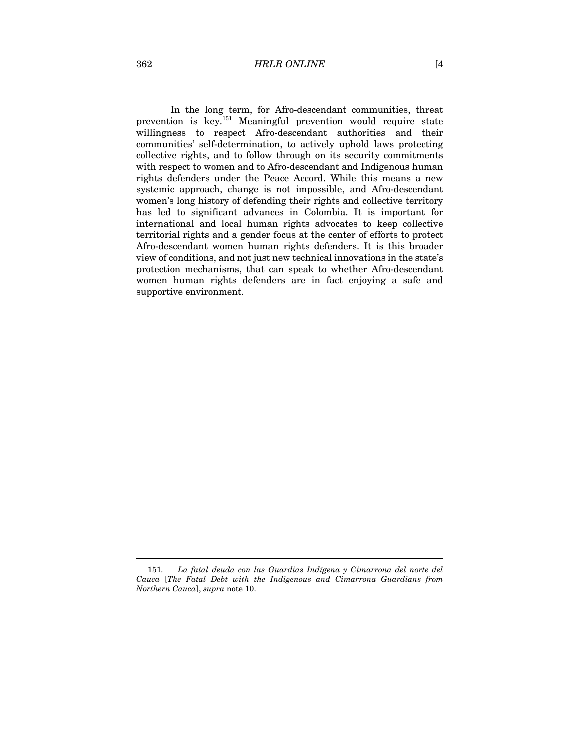In the long term, for Afro-descendant communities, threat prevention is key.[151] Meaningful prevention would require state willingness to respect Afro-descendant authorities and their communities' self-determination, to actively uphold laws protecting collective rights, and to follow through on its security commitments with respect to women and to Afro-descendant and Indigenous human rights defenders under the Peace Accord. While this means a new systemic approach, change is not impossible, and Afro-descendant women's long history of defending their rights and collective territory has led to significant advances in Colombia. It is important for international and local human rights advocates to keep collective territorial rights and a gender focus at the center of efforts to protect Afro-descendant women human rights defenders. It is this broader view of conditions, and not just new technical innovations in the state's protection mechanisms, that can speak to whether Afro-descendant women human rights defenders are in fact enjoying a safe and supportive environment.

---

151. *La fatal deuda con las Guardias Indígena y Cimarrona del norte del Cauca* [*The Fatal Debt with the Indigenous and Cimarrona Guardians from Northern Cauca*], *supra* note 10.